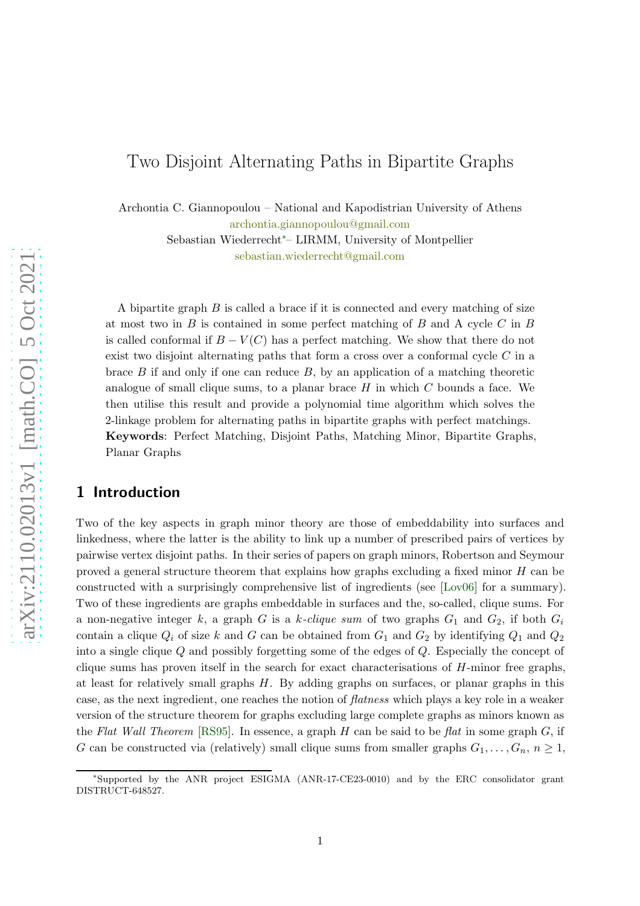# Two Disjoint Alternating Paths in Bipartite Graphs

Archontia C. Giannopoulou – National and Kapodistrian University of Athens
archontia.giannopoulou@gmail.com
Sebastian Wiederrecht* – LIRMM, University of Montpellier
sebastian.wiederrecht@gmail.com

A bipartite graph $B$ is called a brace if it is connected and every matching of size at most two in $B$ is contained in some perfect matching of $B$ and A cycle $C$ in $B$ is called conformal if $B - V(C)$ has a perfect matching. We show that there do not exist two disjoint alternating paths that form a cross over a conformal cycle $C$ in a brace $B$ if and only if one can reduce $B$, by an application of a matching theoretic analogue of small clique sums, to a planar brace $H$ in which $C$ bounds a face. We then utilise this result and provide a polynomial time algorithm which solves the 2-linkage problem for alternating paths in bipartite graphs with perfect matchings.

**Keywords**: Perfect Matching, Disjoint Paths, Matching Minor, Bipartite Graphs, Planar Graphs

## 1 Introduction

Two of the key aspects in graph minor theory are those of embeddability into surfaces and linkedness, where the latter is the ability to link up a number of prescribed pairs of vertices by pairwise vertex disjoint paths. In their series of papers on graph minors, Robertson and Seymour proved a general structure theorem that explains how graphs excluding a fixed minor $H$ can be constructed with a surprisingly comprehensive list of ingredients (see [Lov06] for a summary). Two of these ingredients are graphs embeddable in surfaces and the, so-called, clique sums. For a non-negative integer $k$, a graph $G$ is a *k-clique sum* of two graphs $G_1$ and $G_2$, if both $G_i$ contain a clique $Q_i$ of size $k$ and $G$ can be obtained from $G_1$ and $G_2$ by identifying $Q_1$ and $Q_2$ into a single clique $Q$ and possibly forgetting some of the edges of $Q$. Especially the concept of clique sums has proven itself in the search for exact characterisations of $H$-minor free graphs, at least for relatively small graphs $H$. By adding graphs on surfaces, or planar graphs in this case, as the next ingredient, one reaches the notion of *flatness* which plays a key role in a weaker version of the structure theorem for graphs excluding large complete graphs as minors known as the *Flat Wall Theorem* [RS95]. In essence, a graph $H$ can be said to be *flat* in some graph $G$, if $G$ can be constructed via (relatively) small clique sums from smaller graphs $G_1, \ldots, G_n$, $n \geq 1$,

*Supported by the ANR project ESIGMA (ANR-17-CE23-0010) and by the ERC consolidator grant DISTRUCT-648527.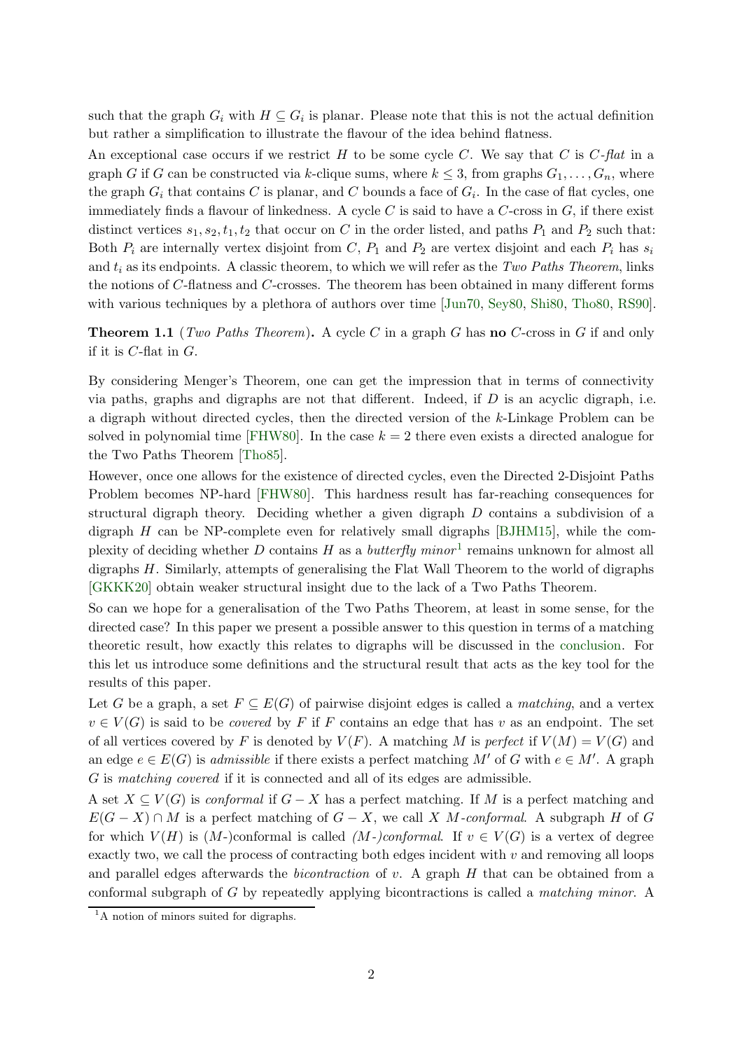such that the graph $G_i$ with $H \subseteq G_i$ is planar. Please note that this is not the actual definition but rather a simplification to illustrate the flavour of the idea behind flatness.

An exceptional case occurs if we restrict $H$ to be some cycle $C$. We say that $C$ is *$C$-flat* in a graph $G$ if $G$ can be constructed via $k$-clique sums, where $k \leq 3$, from graphs $G_1, \ldots, G_n$, where the graph $G_i$ that contains $C$ is planar, and $C$ bounds a face of $G_i$. In the case of flat cycles, one immediately finds a flavour of linkedness. A cycle $C$ is said to have a *$C$-cross* in $G$, if there exist distinct vertices $s_1, s_2, t_1, t_2$ that occur on $C$ in the order listed, and paths $P_1$ and $P_2$ such that: Both $P_i$ are internally vertex disjoint from $C$, $P_1$ and $P_2$ are vertex disjoint and each $P_i$ has $s_i$ and $t_i$ as its endpoints. A classic theorem, to which we will refer as the *Two Paths Theorem*, links the notions of $C$-flatness and $C$-crosses. The theorem has been obtained in many different forms with various techniques by a plethora of authors over time [Jun70, Sey80, Shi80, Tho80, RS90].

**Theorem 1.1** (*Two Paths Theorem*)**.** A cycle $C$ in a graph $G$ has **no** $C$-cross in $G$ if and only if it is $C$-flat in $G$.

By considering Menger's Theorem, one can get the impression that in terms of connectivity via paths, graphs and digraphs are not that different. Indeed, if $D$ is an acyclic digraph, i.e. a digraph without directed cycles, then the directed version of the $k$-Linkage Problem can be solved in polynomial time [FHW80]. In the case $k = 2$ there even exists a directed analogue for the Two Paths Theorem [Tho85].

However, once one allows for the existence of directed cycles, even the Directed 2-Disjoint Paths Problem becomes NP-hard [FHW80]. This hardness result has far-reaching consequences for structural digraph theory. Deciding whether a given digraph $D$ contains a subdivision of a digraph $H$ can be NP-complete even for relatively small digraphs [BJHM15], while the complexity of deciding whether $D$ contains $H$ as a *butterfly minor*[1] remains unknown for almost all digraphs $H$. Similarly, attempts of generalising the Flat Wall Theorem to the world of digraphs [GKKK20] obtain weaker structural insight due to the lack of a Two Paths Theorem.

So can we hope for a generalisation of the Two Paths Theorem, at least in some sense, for the directed case? In this paper we present a possible answer to this question in terms of a matching theoretic result, how exactly this relates to digraphs will be discussed in the conclusion. For this let us introduce some definitions and the structural result that acts as the key tool for the results of this paper.

Let $G$ be a graph, a set $F \subseteq E(G)$ of pairwise disjoint edges is called a *matching*, and a vertex $v \in V(G)$ is said to be *covered* by $F$ if $F$ contains an edge that has $v$ as an endpoint. The set of all vertices covered by $F$ is denoted by $V(F)$. A matching $M$ is *perfect* if $V(M) = V(G)$ and an edge $e \in E(G)$ is *admissible* if there exists a perfect matching $M'$ of $G$ with $e \in M'$. A graph $G$ is *matching covered* if it is connected and all of its edges are admissible.

A set $X \subseteq V(G)$ is *conformal* if $G - X$ has a perfect matching. If $M$ is a perfect matching and $E(G - X) \cap M$ is a perfect matching of $G - X$, we call $X$ *$M$-conformal*. A subgraph $H$ of $G$ for which $V(H)$ is ($M$-)conformal is called *($M$-)conformal*. If $v \in V(G)$ is a vertex of degree exactly two, we call the process of contracting both edges incident with $v$ and removing all loops and parallel edges afterwards the *bicontraction* of $v$. A graph $H$ that can be obtained from a conformal subgraph of $G$ by repeatedly applying bicontractions is called a *matching minor*. A

[1] A notion of minors suited for digraphs.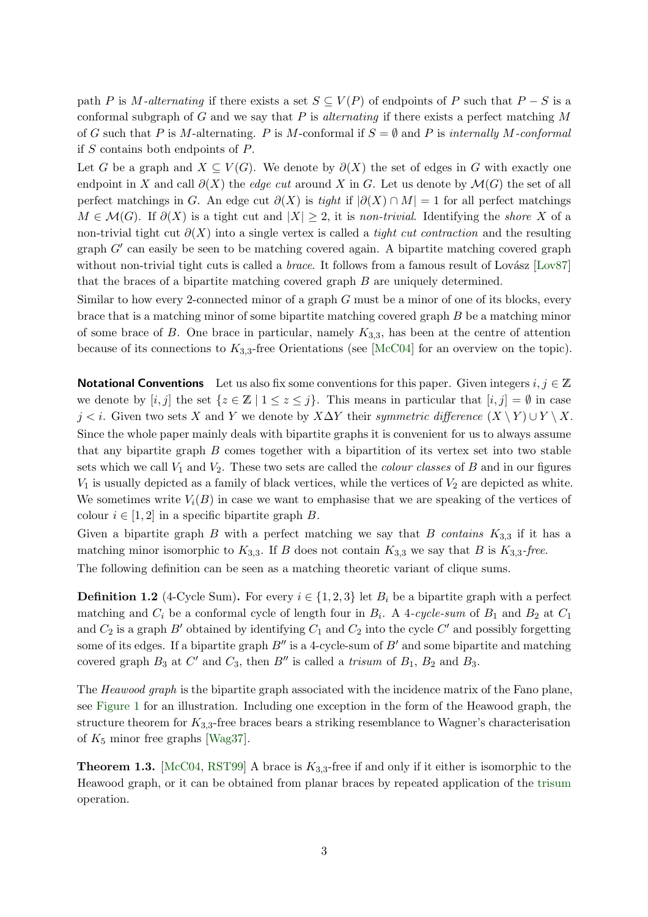path $P$ is $M$-*alternating* if there exists a set $S \subseteq V(P)$ of endpoints of $P$ such that $P - S$ is a conformal subgraph of $G$ and we say that $P$ is *alternating* if there exists a perfect matching $M$ of $G$ such that $P$ is $M$-alternating. $P$ is $M$-conformal if $S = \emptyset$ and $P$ is *internally $M$-conformal* if $S$ contains both endpoints of $P$.

Let $G$ be a graph and $X \subseteq V(G)$. We denote by $\partial(X)$ the set of edges in $G$ with exactly one endpoint in $X$ and call $\partial(X)$ the *edge cut* around $X$ in $G$. Let us denote by $\mathcal{M}(G)$ the set of all perfect matchings in $G$. An edge cut $\partial(X)$ is *tight* if $|\partial(X) \cap M| = 1$ for all perfect matchings $M \in \mathcal{M}(G)$. If $\partial(X)$ is a tight cut and $|X| \geq 2$, it is *non-trivial*. Identifying the *shore* $X$ of a non-trivial tight cut $\partial(X)$ into a single vertex is called a *tight cut contraction* and the resulting graph $G'$ can easily be seen to be matching covered again. A bipartite matching covered graph without non-trivial tight cuts is called a *brace*. It follows from a famous result of Lovász [Lov87] that the braces of a bipartite matching covered graph $B$ are uniquely determined.

Similar to how every 2-connected minor of a graph $G$ must be a minor of one of its blocks, every brace that is a matching minor of some bipartite matching covered graph $B$ be a matching minor of some brace of $B$. One brace in particular, namely $K_{3,3}$, has been at the centre of attention because of its connections to $K_{3,3}$-free Orientations (see [McC04] for an overview on the topic).

**Notational Conventions** Let us also fix some conventions for this paper. Given integers $i, j \in \mathbb{Z}$ we denote by $[i, j]$ the set $\{z \in \mathbb{Z} \mid 1 \leq z \leq j\}$. This means in particular that $[i, j] = \emptyset$ in case $j < i$. Given two sets $X$ and $Y$ we denote by $X \Delta Y$ their *symmetric difference* $(X \setminus Y) \cup Y \setminus X$. Since the whole paper mainly deals with bipartite graphs it is convenient for us to always assume that any bipartite graph $B$ comes together with a bipartition of its vertex set into two stable sets which we call $V_1$ and $V_2$. These two sets are called the *colour classes* of $B$ and in our figures $V_1$ is usually depicted as a family of black vertices, while the vertices of $V_2$ are depicted as white. We sometimes write $V_i(B)$ in case we want to emphasise that we are speaking of the vertices of colour $i \in [1, 2]$ in a specific bipartite graph $B$.

Given a bipartite graph $B$ with a perfect matching we say that $B$ *contains* $K_{3,3}$ if it has a matching minor isomorphic to $K_{3,3}$. If $B$ does not contain $K_{3,3}$ we say that $B$ is *$K_{3,3}$-free*.

The following definition can be seen as a matching theoretic variant of clique sums.

**Definition 1.2** (4-Cycle Sum)**.** For every $i \in \{1, 2, 3\}$ let $B_i$ be a bipartite graph with a perfect matching and $C_i$ be a conformal cycle of length four in $B_i$. A *4-cycle-sum* of $B_1$ and $B_2$ at $C_1$ and $C_2$ is a graph $B'$ obtained by identifying $C_1$ and $C_2$ into the cycle $C'$ and possibly forgetting some of its edges. If a bipartite graph $B''$ is a 4-cycle-sum of $B'$ and some bipartite and matching covered graph $B_3$ at $C'$ and $C_3$, then $B''$ is called a *trisum* of $B_1$, $B_2$ and $B_3$.

The *Heawood graph* is the bipartite graph associated with the incidence matrix of the Fano plane, see Figure 1 for an illustration. Including one exception in the form of the Heawood graph, the structure theorem for $K_{3,3}$-free braces bears a striking resemblance to Wagner's characterisation of $K_5$ minor free graphs [Wag37].

**Theorem 1.3.** [McC04, RST99] A brace is $K_{3,3}$-free if and only if it either is isomorphic to the Heawood graph, or it can be obtained from planar braces by repeated application of the trisum operation.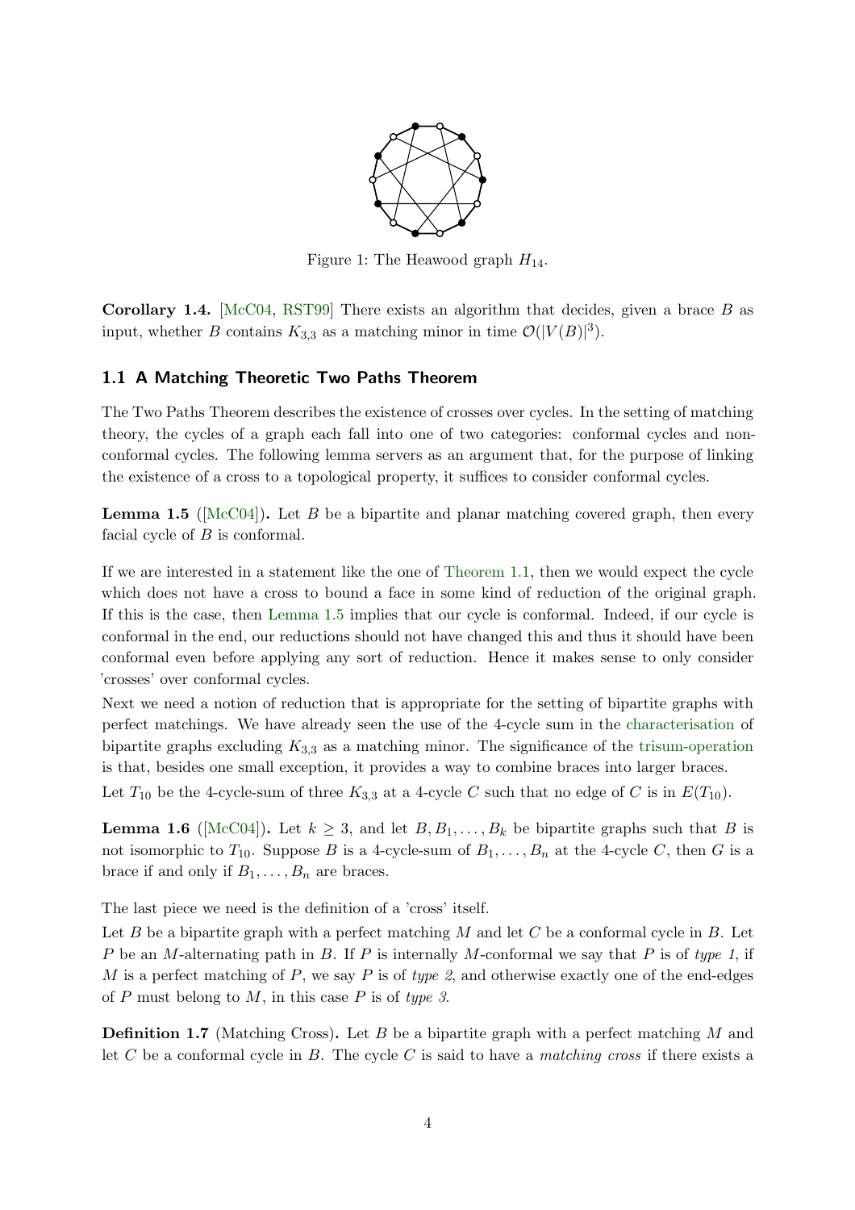Figure 1: The Heawood graph $H_{14}$.

**Corollary 1.4.** [McC04, RST99] There exists an algorithm that decides, given a brace $B$ as input, whether $B$ contains $K_{3,3}$ as a matching minor in time $\mathcal{O}(|V(B)|^3)$.

### 1.1 A Matching Theoretic Two Paths Theorem

The Two Paths Theorem describes the existence of crosses over cycles. In the setting of matching theory, the cycles of a graph each fall into one of two categories: conformal cycles and non-conformal cycles. The following lemma servers as an argument that, for the purpose of linking the existence of a cross to a topological property, it suffices to consider conformal cycles.

**Lemma 1.5** ([McC04])**.** Let $B$ be a bipartite and planar matching covered graph, then every facial cycle of $B$ is conformal.

If we are interested in a statement like the one of Theorem 1.1, then we would expect the cycle which does not have a cross to bound a face in some kind of reduction of the original graph. If this is the case, then Lemma 1.5 implies that our cycle is conformal. Indeed, if our cycle is conformal in the end, our reductions should not have changed this and thus it should have been conformal even before applying any sort of reduction. Hence it makes sense to only consider 'crosses' over conformal cycles.

Next we need a notion of reduction that is appropriate for the setting of bipartite graphs with perfect matchings. We have already seen the use of the 4-cycle sum in the characterisation of bipartite graphs excluding $K_{3,3}$ as a matching minor. The significance of the trisum-operation is that, besides one small exception, it provides a way to combine braces into larger braces.

Let $T_{10}$ be the 4-cycle-sum of three $K_{3,3}$ at a 4-cycle $C$ such that no edge of $C$ is in $E(T_{10})$.

**Lemma 1.6** ([McC04])**.** Let $k \geq 3$, and let $B, B_1, \dots, B_k$ be bipartite graphs such that $B$ is not isomorphic to $T_{10}$. Suppose $B$ is a 4-cycle-sum of $B_1, \dots, B_n$ at the 4-cycle $C$, then $G$ is a brace if and only if $B_1, \dots, B_n$ are braces.

The last piece we need is the definition of a 'cross' itself.

Let $B$ be a bipartite graph with a perfect matching $M$ and let $C$ be a conformal cycle in $B$. Let $P$ be an $M$-alternating path in $B$. If $P$ is internally $M$-conformal we say that $P$ is of *type 1*, if $M$ is a perfect matching of $P$, we say $P$ is of *type 2*, and otherwise exactly one of the end-edges of $P$ must belong to $M$, in this case $P$ is of *type 3*.

**Definition 1.7** (Matching Cross)**.** Let $B$ be a bipartite graph with a perfect matching $M$ and let $C$ be a conformal cycle in $B$. The cycle $C$ is said to have a *matching cross* if there exists a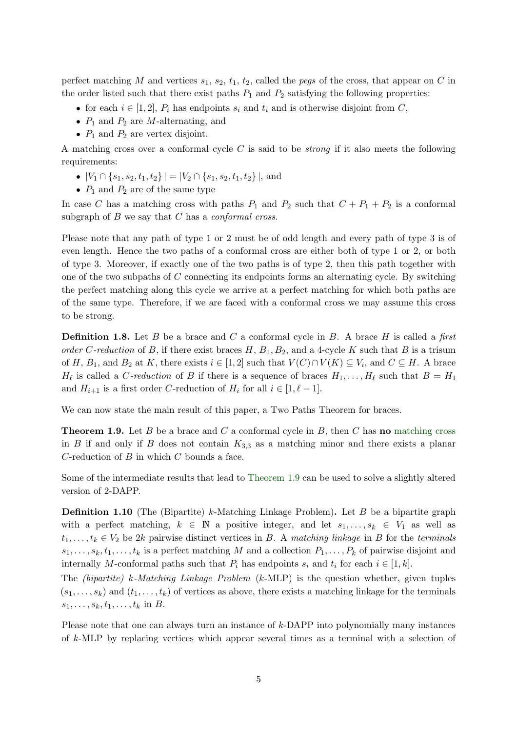perfect matching $M$ and vertices $s_1$, $s_2$, $t_1$, $t_2$, called the *pegs* of the cross, that appear on $C$ in the order listed such that there exist paths $P_1$ and $P_2$ satisfying the following properties:

- for each $i \in [1, 2]$, $P_i$ has endpoints $s_i$ and $t_i$ and is otherwise disjoint from $C$,
- $P_1$ and $P_2$ are $M$-alternating, and
- $P_1$ and $P_2$ are vertex disjoint.

A matching cross over a conformal cycle $C$ is said to be *strong* if it also meets the following requirements:

- $|V_1 \cap \{s_1, s_2, t_1, t_2\}| = |V_2 \cap \{s_1, s_2, t_1, t_2\}|$, and
- $P_1$ and $P_2$ are of the same type

In case $C$ has a matching cross with paths $P_1$ and $P_2$ such that $C + P_1 + P_2$ is a conformal subgraph of $B$ we say that $C$ has a *conformal cross*.

Please note that any path of type 1 or 2 must be of odd length and every path of type 3 is of even length. Hence the two paths of a conformal cross are either both of type 1 or 2, or both of type 3. Moreover, if exactly one of the two paths is of type 2, then this path together with one of the two subpaths of $C$ connecting its endpoints forms an alternating cycle. By switching the perfect matching along this cycle we arrive at a perfect matching for which both paths are of the same type. Therefore, if we are faced with a conformal cross we may assume this cross to be strong.

**Definition 1.8.** Let $B$ be a brace and $C$ a conformal cycle in $B$. A brace $H$ is called a *first order $C$-reduction* of $B$, if there exist braces $H$, $B_1, B_2$, and a 4-cycle $K$ such that $B$ is a trisum of $H$, $B_1$, and $B_2$ at $K$, there exists $i \in [1, 2]$ such that $V(C) \cap V(K) \subseteq V_i$, and $C \subseteq H$. A brace $H_\ell$ is called a *$C$-reduction* of $B$ if there is a sequence of braces $H_1, \ldots, H_\ell$ such that $B = H_1$ and $H_{i+1}$ is a first order $C$-reduction of $H_i$ for all $i \in [1, \ell - 1]$.

We can now state the main result of this paper, a Two Paths Theorem for braces.

**Theorem 1.9.** Let $B$ be a brace and $C$ a conformal cycle in $B$, then $C$ has **no** matching cross in $B$ if and only if $B$ does not contain $K_{3,3}$ as a matching minor and there exists a planar $C$-reduction of $B$ in which $C$ bounds a face.

Some of the intermediate results that lead to Theorem 1.9 can be used to solve a slightly altered version of 2-DAPP.

**Definition 1.10** (The (Bipartite) $k$-Matching Linkage Problem)**.** Let $B$ be a bipartite graph with a perfect matching, $k \in \mathbb{N}$ a positive integer, and let $s_1, \ldots, s_k \in V_1$ as well as $t_1, \ldots, t_k \in V_2$ be $2k$ pairwise distinct vertices in $B$. A *matching linkage* in $B$ for the *terminals* $s_1, \ldots, s_k, t_1, \ldots, t_k$ is a perfect matching $M$ and a collection $P_1, \ldots, P_k$ of pairwise disjoint and internally $M$-conformal paths such that $P_i$ has endpoints $s_i$ and $t_i$ for each $i \in [1, k]$.

The *(bipartite) $k$-Matching Linkage Problem* ($k$-MLP) is the question whether, given tuples $(s_1, \ldots, s_k)$ and $(t_1, \ldots, t_k)$ of vertices as above, there exists a matching linkage for the terminals $s_1, \ldots, s_k, t_1, \ldots, t_k$ in $B$.

Please note that one can always turn an instance of $k$-DAPP into polynomially many instances of $k$-MLP by replacing vertices which appear several times as a terminal with a selection of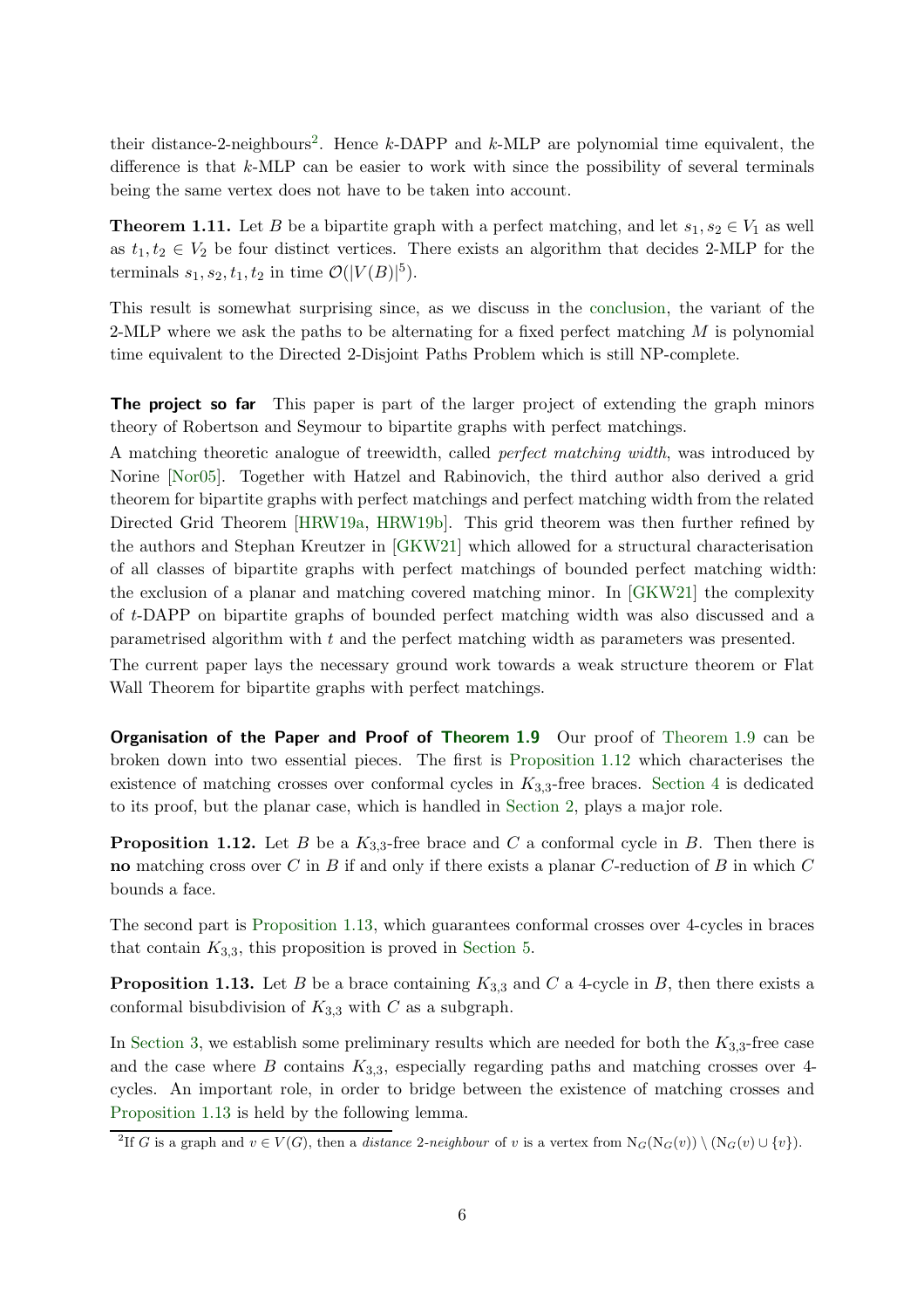their distance-2-neighbours[2]. Hence $k$-DAPP and $k$-MLP are polynomial time equivalent, the difference is that $k$-MLP can be easier to work with since the possibility of several terminals being the same vertex does not have to be taken into account.

**Theorem 1.11.** Let $B$ be a bipartite graph with a perfect matching, and let $s_1, s_2 \in V_1$ as well as $t_1, t_2 \in V_2$ be four distinct vertices. There exists an algorithm that decides 2-MLP for the terminals $s_1, s_2, t_1, t_2$ in time $\mathcal{O}(|V(B)|^5)$.

This result is somewhat surprising since, as we discuss in the conclusion, the variant of the 2-MLP where we ask the paths to be alternating for a fixed perfect matching $M$ is polynomial time equivalent to the Directed 2-Disjoint Paths Problem which is still NP-complete.

**The project so far** This paper is part of the larger project of extending the graph minors theory of Robertson and Seymour to bipartite graphs with perfect matchings.

A matching theoretic analogue of treewidth, called *perfect matching width*, was introduced by Norine [Nor05]. Together with Hatzel and Rabinovich, the third author also derived a grid theorem for bipartite graphs with perfect matchings and perfect matching width from the related Directed Grid Theorem [HRW19a, HRW19b]. This grid theorem was then further refined by the authors and Stephan Kreutzer in [GKW21] which allowed for a structural characterisation of all classes of bipartite graphs with perfect matchings of bounded perfect matching width: the exclusion of a planar and matching covered matching minor. In [GKW21] the complexity of $t$-DAPP on bipartite graphs of bounded perfect matching width was also discussed and a parametrised algorithm with $t$ and the perfect matching width as parameters was presented.

The current paper lays the necessary ground work towards a weak structure theorem or Flat Wall Theorem for bipartite graphs with perfect matchings.

**Organisation of the Paper and Proof of Theorem 1.9** Our proof of Theorem 1.9 can be broken down into two essential pieces. The first is Proposition 1.12 which characterises the existence of matching crosses over conformal cycles in $K_{3,3}$-free braces. Section 4 is dedicated to its proof, but the planar case, which is handled in Section 2, plays a major role.

**Proposition 1.12.** Let $B$ be a $K_{3,3}$-free brace and $C$ a conformal cycle in $B$. Then there is **no** matching cross over $C$ in $B$ if and only if there exists a planar $C$-reduction of $B$ in which $C$ bounds a face.

The second part is Proposition 1.13, which guarantees conformal crosses over 4-cycles in braces that contain $K_{3,3}$, this proposition is proved in Section 5.

**Proposition 1.13.** Let $B$ be a brace containing $K_{3,3}$ and $C$ a 4-cycle in $B$, then there exists a conformal bisubdivision of $K_{3,3}$ with $C$ as a subgraph.

In Section 3, we establish some preliminary results which are needed for both the $K_{3,3}$-free case and the case where $B$ contains $K_{3,3}$, especially regarding paths and matching crosses over 4-cycles. An important role, in order to bridge between the existence of matching crosses and Proposition 1.13 is held by the following lemma.

[2] If $G$ is a graph and $v \in V(G)$, then a *distance 2-neighbour* of $v$ is a vertex from $\mathrm{N}_G(\mathrm{N}_G(v)) \setminus (\mathrm{N}_G(v) \cup \{v\})$.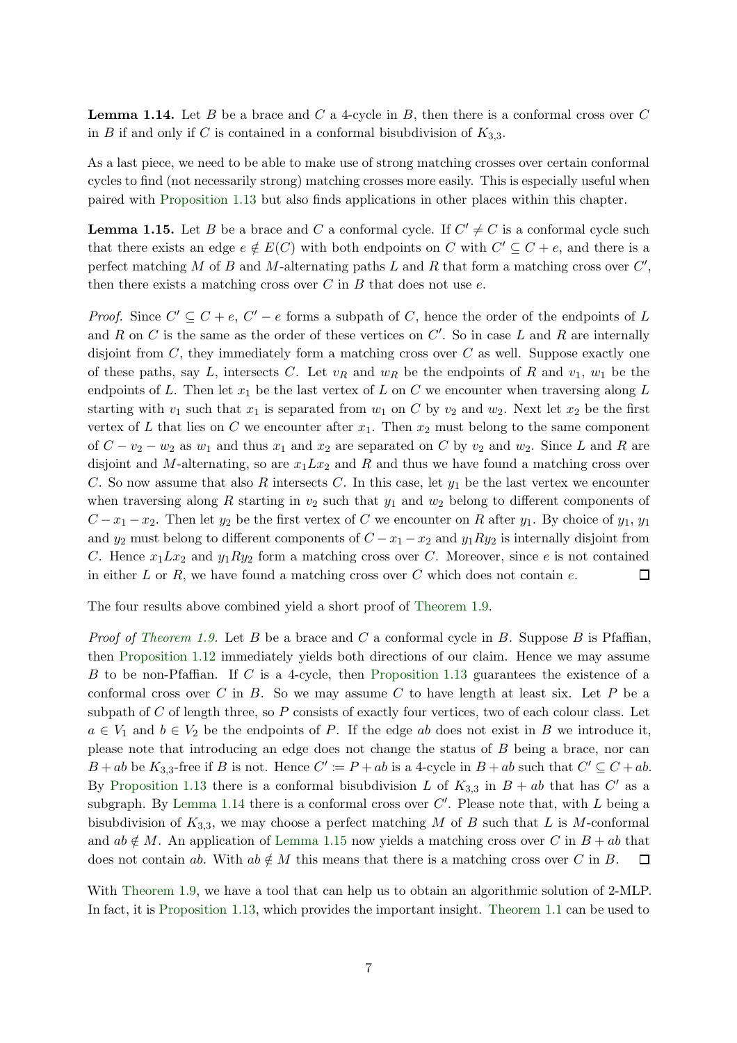**Lemma 1.14.** Let $B$ be a brace and $C$ a 4-cycle in $B$, then there is a conformal cross over $C$ in $B$ if and only if $C$ is contained in a conformal bisubdivision of $K_{3,3}$.

As a last piece, we need to be able to make use of strong matching crosses over certain conformal cycles to find (not necessarily strong) matching crosses more easily. This is especially useful when paired with Proposition 1.13 but also finds applications in other places within this chapter.

**Lemma 1.15.** Let $B$ be a brace and $C$ a conformal cycle. If $C' \neq C$ is a conformal cycle such that there exists an edge $e \notin E(C)$ with both endpoints on $C$ with $C' \subseteq C + e$, and there is a perfect matching $M$ of $B$ and $M$-alternating paths $L$ and $R$ that form a matching cross over $C'$, then there exists a matching cross over $C$ in $B$ that does not use $e$.

*Proof.* Since $C' \subseteq C + e$, $C' - e$ forms a subpath of $C$, hence the order of the endpoints of $L$ and $R$ on $C$ is the same as the order of these vertices on $C'$. So in case $L$ and $R$ are internally disjoint from $C$, they immediately form a matching cross over $C$ as well. Suppose exactly one of these paths, say $L$, intersects $C$. Let $v_R$ and $w_R$ be the endpoints of $R$ and $v_1$, $w_1$ be the endpoints of $L$. Then let $x_1$ be the last vertex of $L$ on $C$ we encounter when traversing along $L$ starting with $v_1$ such that $x_1$ is separated from $w_1$ on $C$ by $v_2$ and $w_2$. Next let $x_2$ be the first vertex of $L$ that lies on $C$ we encounter after $x_1$. Then $x_2$ must belong to the same component of $C - v_2 - w_2$ as $w_1$ and thus $x_1$ and $x_2$ are separated on $C$ by $v_2$ and $w_2$. Since $L$ and $R$ are disjoint and $M$-alternating, so are $x_1Lx_2$ and $R$ and thus we have found a matching cross over $C$. So now assume that also $R$ intersects $C$. In this case, let $y_1$ be the last vertex we encounter when traversing along $R$ starting in $v_2$ such that $y_1$ and $w_2$ belong to different components of $C - x_1 - x_2$. Then let $y_2$ be the first vertex of $C$ we encounter on $R$ after $y_1$. By choice of $y_1$, $y_1$ and $y_2$ must belong to different components of $C - x_1 - x_2$ and $y_1Ry_2$ is internally disjoint from $C$. Hence $x_1Lx_2$ and $y_1Ry_2$ form a matching cross over $C$. Moreover, since $e$ is not contained in either $L$ or $R$, we have found a matching cross over $C$ which does not contain $e$. $\square$

The four results above combined yield a short proof of Theorem 1.9.

*Proof of Theorem 1.9.* Let $B$ be a brace and $C$ a conformal cycle in $B$. Suppose $B$ is Pfaffian, then Proposition 1.12 immediately yields both directions of our claim. Hence we may assume $B$ to be non-Pfaffian. If $C$ is a 4-cycle, then Proposition 1.13 guarantees the existence of a conformal cross over $C$ in $B$. So we may assume $C$ to have length at least six. Let $P$ be a subpath of $C$ of length three, so $P$ consists of exactly four vertices, two of each colour class. Let $a \in V_1$ and $b \in V_2$ be the endpoints of $P$. If the edge $ab$ does not exist in $B$ we introduce it, please note that introducing an edge does not change the status of $B$ being a brace, nor can $B + ab$ be $K_{3,3}$-free if $B$ is not. Hence $C' := P + ab$ is a 4-cycle in $B + ab$ such that $C' \subseteq C + ab$. By Proposition 1.13 there is a conformal bisubdivision $L$ of $K_{3,3}$ in $B + ab$ that has $C'$ as a subgraph. By Lemma 1.14 there is a conformal cross over $C'$. Please note that, with $L$ being a bisubdivision of $K_{3,3}$, we may choose a perfect matching $M$ of $B$ such that $L$ is $M$-conformal and $ab \notin M$. An application of Lemma 1.15 now yields a matching cross over $C$ in $B + ab$ that does not contain $ab$. With $ab \notin M$ this means that there is a matching cross over $C$ in $B$. $\square$

With Theorem 1.9, we have a tool that can help us to obtain an algorithmic solution of 2-MLP. In fact, it is Proposition 1.13, which provides the important insight. Theorem 1.1 can be used to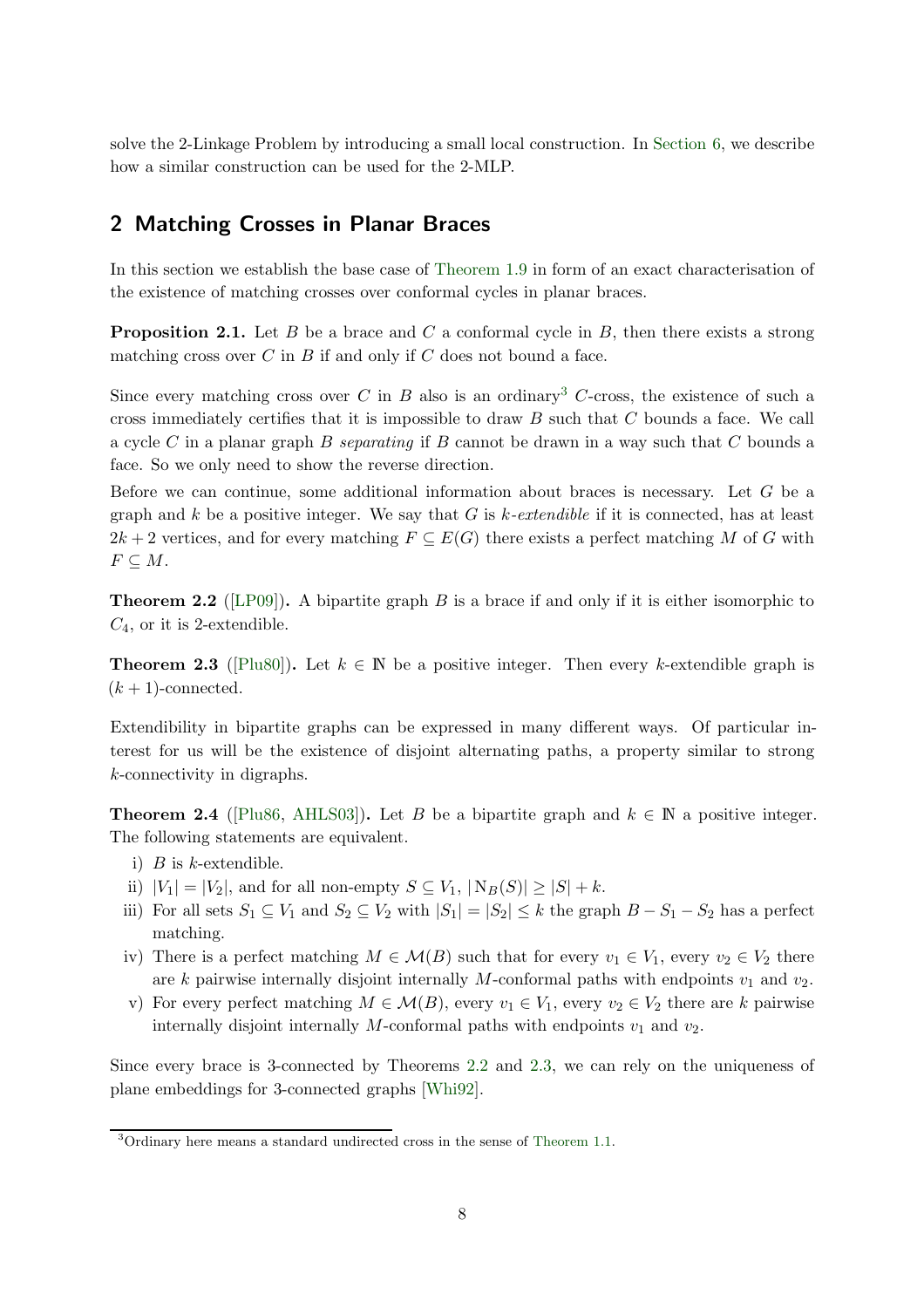solve the 2-Linkage Problem by introducing a small local construction. In Section 6, we describe how a similar construction can be used for the 2-MLP.

## 2 Matching Crosses in Planar Braces

In this section we establish the base case of Theorem 1.9 in form of an exact characterisation of the existence of matching crosses over conformal cycles in planar braces.

**Proposition 2.1.** Let $B$ be a brace and $C$ a conformal cycle in $B$, then there exists a strong matching cross over $C$ in $B$ if and only if $C$ does not bound a face.

Since every matching cross over $C$ in $B$ also is an ordinary[3] $C$-cross, the existence of such a cross immediately certifies that it is impossible to draw $B$ such that $C$ bounds a face. We call a cycle $C$ in a planar graph $B$ *separating* if $B$ cannot be drawn in a way such that $C$ bounds a face. So we only need to show the reverse direction.

Before we can continue, some additional information about braces is necessary. Let $G$ be a graph and $k$ be a positive integer. We say that $G$ is *$k$-extendible* if it is connected, has at least $2k+2$ vertices, and for every matching $F \subseteq E(G)$ there exists a perfect matching $M$ of $G$ with $F \subseteq M$.

**Theorem 2.2** ([LP09]). A bipartite graph $B$ is a brace if and only if it is either isomorphic to $C_4$, or it is 2-extendible.

**Theorem 2.3** ([Plu80]). Let $k \in \mathbb{N}$ be a positive integer. Then every $k$-extendible graph is $(k+1)$-connected.

Extendibility in bipartite graphs can be expressed in many different ways. Of particular interest for us will be the existence of disjoint alternating paths, a property similar to strong $k$-connectivity in digraphs.

**Theorem 2.4** ([Plu86, AHLS03]). Let $B$ be a bipartite graph and $k \in \mathbb{N}$ a positive integer. The following statements are equivalent.

i) $B$ is $k$-extendible.
ii) $|V_1| = |V_2|$, and for all non-empty $S \subseteq V_1$, $|\operatorname{N}_B(S)| \geq |S| + k$.
iii) For all sets $S_1 \subseteq V_1$ and $S_2 \subseteq V_2$ with $|S_1| = |S_2| \leq k$ the graph $B - S_1 - S_2$ has a perfect matching.
iv) There is a perfect matching $M \in \mathcal{M}(B)$ such that for every $v_1 \in V_1$, every $v_2 \in V_2$ there are $k$ pairwise internally disjoint internally $M$-conformal paths with endpoints $v_1$ and $v_2$.
v) For every perfect matching $M \in \mathcal{M}(B)$, every $v_1 \in V_1$, every $v_2 \in V_2$ there are $k$ pairwise internally disjoint internally $M$-conformal paths with endpoints $v_1$ and $v_2$.

Since every brace is 3-connected by Theorems 2.2 and 2.3, we can rely on the uniqueness of plane embeddings for 3-connected graphs [Whi92].

[3] Ordinary here means a standard undirected cross in the sense of Theorem 1.1.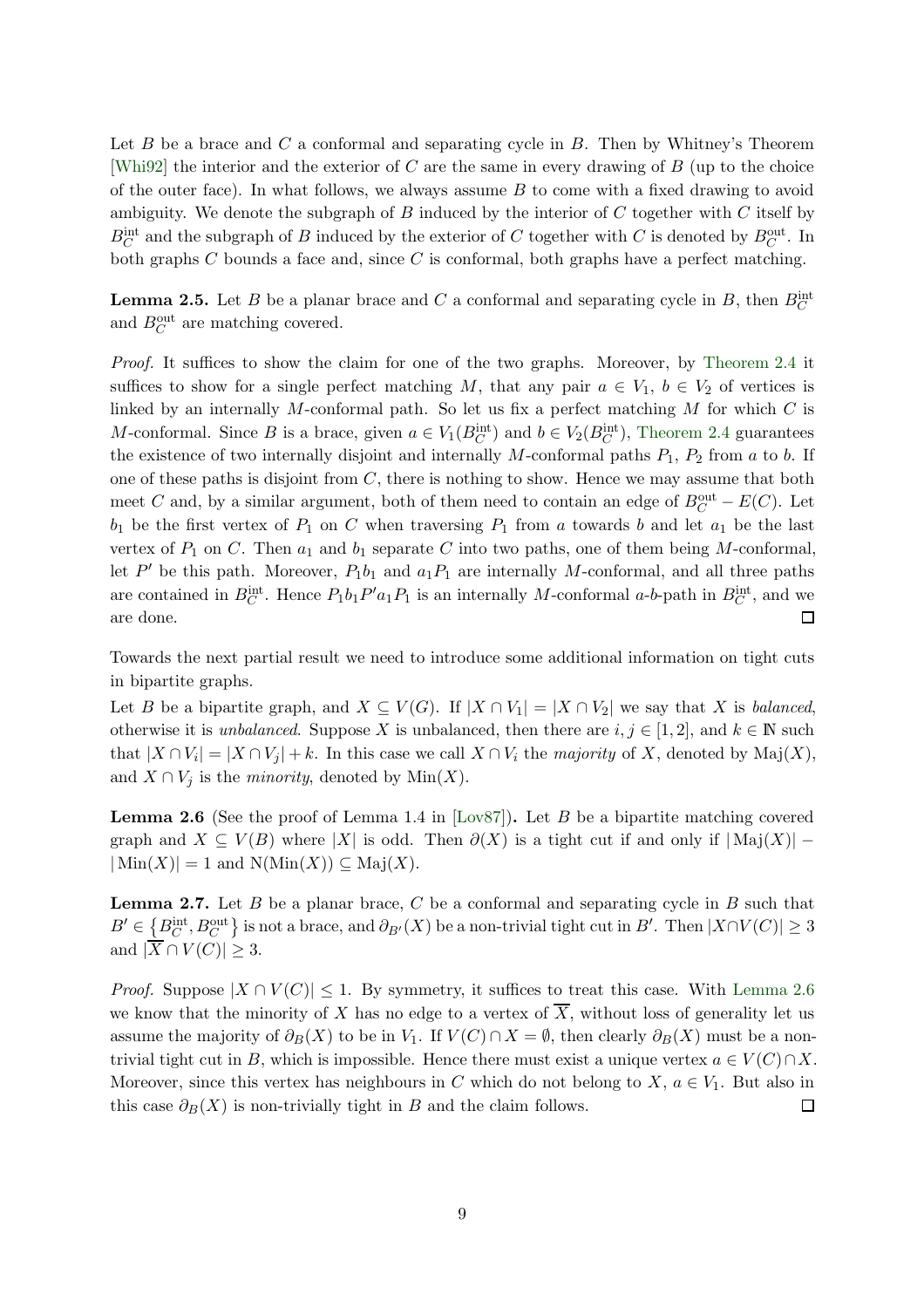Let $B$ be a brace and $C$ a conformal and separating cycle in $B$. Then by Whitney's Theorem [Whi92] the interior and the exterior of $C$ are the same in every drawing of $B$ (up to the choice of the outer face). In what follows, we always assume $B$ to come with a fixed drawing to avoid ambiguity. We denote the subgraph of $B$ induced by the interior of $C$ together with $C$ itself by $B_C^{\text{int}}$ and the subgraph of $B$ induced by the exterior of $C$ together with $C$ is denoted by $B_C^{\text{out}}$. In both graphs $C$ bounds a face and, since $C$ is conformal, both graphs have a perfect matching.

**Lemma 2.5.** Let $B$ be a planar brace and $C$ a conformal and separating cycle in $B$, then $B_C^{\text{int}}$ and $B_C^{\text{out}}$ are matching covered.

*Proof.* It suffices to show the claim for one of the two graphs. Moreover, by Theorem 2.4 it suffices to show for a single perfect matching $M$, that any pair $a \in V_1$, $b \in V_2$ of vertices is linked by an internally $M$-conformal path. So let us fix a perfect matching $M$ for which $C$ is $M$-conformal. Since $B$ is a brace, given $a \in V_1(B_C^{\text{int}})$ and $b \in V_2(B_C^{\text{int}})$, Theorem 2.4 guarantees the existence of two internally disjoint and internally $M$-conformal paths $P_1$, $P_2$ from $a$ to $b$. If one of these paths is disjoint from $C$, there is nothing to show. Hence we may assume that both meet $C$ and, by a similar argument, both of them need to contain an edge of $B_C^{\text{out}} - E(C)$. Let $b_1$ be the first vertex of $P_1$ on $C$ when traversing $P_1$ from $a$ towards $b$ and let $a_1$ be the last vertex of $P_1$ on $C$. Then $a_1$ and $b_1$ separate $C$ into two paths, one of them being $M$-conformal, let $P'$ be this path. Moreover, $P_1b_1$ and $a_1P_1$ are internally $M$-conformal, and all three paths are contained in $B_C^{\text{int}}$. Hence $P_1b_1P'a_1P_1$ is an internally $M$-conformal $a$-$b$-path in $B_C^{\text{int}}$, and we are done. $\square$

Towards the next partial result we need to introduce some additional information on tight cuts in bipartite graphs.

Let $B$ be a bipartite graph, and $X \subseteq V(G)$. If $|X \cap V_1| = |X \cap V_2|$ we say that $X$ is *balanced*, otherwise it is *unbalanced*. Suppose $X$ is unbalanced, then there are $i, j \in [1, 2]$, and $k \in \mathbb{N}$ such that $|X \cap V_i| = |X \cap V_j| + k$. In this case we call $X \cap V_i$ the *majority* of $X$, denoted by $\text{Maj}(X)$, and $X \cap V_j$ is the *minority*, denoted by $\text{Min}(X)$.

**Lemma 2.6** (See the proof of Lemma 1.4 in [Lov87])**.** Let $B$ be a bipartite matching covered graph and $X \subseteq V(B)$ where $|X|$ is odd. Then $\partial(X)$ is a tight cut if and only if $|\text{Maj}(X)| - |\text{Min}(X)| = 1$ and $\text{N}(\text{Min}(X)) \subseteq \text{Maj}(X)$.

**Lemma 2.7.** Let $B$ be a planar brace, $C$ be a conformal and separating cycle in $B$ such that $B' \in \{B_C^{\text{int}}, B_C^{\text{out}}\}$ is not a brace, and $\partial_{B'}(X)$ be a non-trivial tight cut in $B'$. Then $|X \cap V(C)| \geq 3$ and $|\overline{X} \cap V(C)| \geq 3$.

*Proof.* Suppose $|X \cap V(C)| \leq 1$. By symmetry, it suffices to treat this case. With Lemma 2.6 we know that the minority of $X$ has no edge to a vertex of $\overline{X}$, without loss of generality let us assume the majority of $\partial_B(X)$ to be in $V_1$. If $V(C) \cap X = \emptyset$, then clearly $\partial_B(X)$ must be a non-trivial tight cut in $B$, which is impossible. Hence there must exist a unique vertex $a \in V(C) \cap X$. Moreover, since this vertex has neighbours in $C$ which do not belong to $X$, $a \in V_1$. But also in this case $\partial_B(X)$ is non-trivially tight in $B$ and the claim follows. $\square$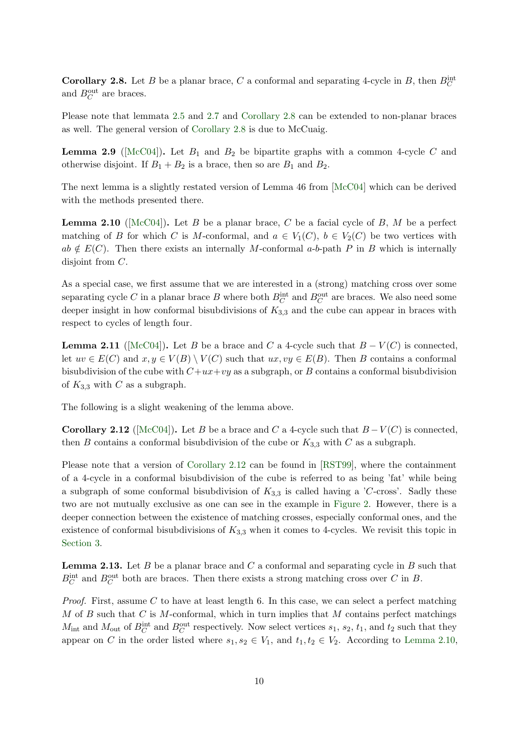**Corollary 2.8.** Let $B$ be a planar brace, $C$ a conformal and separating 4-cycle in $B$, then $B_C^{\text{int}}$ and $B_C^{\text{out}}$ are braces.

Please note that lemmata 2.5 and 2.7 and Corollary 2.8 can be extended to non-planar braces as well. The general version of Corollary 2.8 is due to McCuaig.

**Lemma 2.9** ([McC04])**.** Let $B_1$ and $B_2$ be bipartite graphs with a common 4-cycle $C$ and otherwise disjoint. If $B_1 + B_2$ is a brace, then so are $B_1$ and $B_2$.

The next lemma is a slightly restated version of Lemma 46 from [McC04] which can be derived with the methods presented there.

**Lemma 2.10** ([McC04])**.** Let $B$ be a planar brace, $C$ be a facial cycle of $B$, $M$ be a perfect matching of $B$ for which $C$ is $M$-conformal, and $a \in V_1(C)$, $b \in V_2(C)$ be two vertices with $ab \notin E(C)$. Then there exists an internally $M$-conformal $a$-$b$-path $P$ in $B$ which is internally disjoint from $C$.

As a special case, we first assume that we are interested in a (strong) matching cross over some separating cycle $C$ in a planar brace $B$ where both $B_C^{\text{int}}$ and $B_C^{\text{out}}$ are braces. We also need some deeper insight in how conformal bisubdivisions of $K_{3,3}$ and the cube can appear in braces with respect to cycles of length four.

**Lemma 2.11** ([McC04])**.** Let $B$ be a brace and $C$ a 4-cycle such that $B - V(C)$ is connected, let $uv \in E(C)$ and $x, y \in V(B) \setminus V(C)$ such that $ux, vy \in E(B)$. Then $B$ contains a conformal bisubdivision of the cube with $C + ux + vy$ as a subgraph, or $B$ contains a conformal bisubdivision of $K_{3,3}$ with $C$ as a subgraph.

The following is a slight weakening of the lemma above.

**Corollary 2.12** ([McC04])**.** Let $B$ be a brace and $C$ a 4-cycle such that $B - V(C)$ is connected, then $B$ contains a conformal bisubdivision of the cube or $K_{3,3}$ with $C$ as a subgraph.

Please note that a version of Corollary 2.12 can be found in [RST99], where the containment of a 4-cycle in a conformal bisubdivision of the cube is referred to as being 'fat' while being a subgraph of some conformal bisubdivision of $K_{3,3}$ is called having a '$C$-cross'. Sadly these two are not mutually exclusive as one can see in the example in Figure 2. However, there is a deeper connection between the existence of matching crosses, especially conformal ones, and the existence of conformal bisubdivisions of $K_{3,3}$ when it comes to 4-cycles. We revisit this topic in Section 3.

**Lemma 2.13.** Let $B$ be a planar brace and $C$ a conformal and separating cycle in $B$ such that $B_C^{\text{int}}$ and $B_C^{\text{out}}$ both are braces. Then there exists a strong matching cross over $C$ in $B$.

*Proof.* First, assume $C$ to have at least length 6. In this case, we can select a perfect matching $M$ of $B$ such that $C$ is $M$-conformal, which in turn implies that $M$ contains perfect matchings $M_{\text{int}}$ and $M_{\text{out}}$ of $B_C^{\text{int}}$ and $B_C^{\text{out}}$ respectively. Now select vertices $s_1$, $s_2$, $t_1$, and $t_2$ such that they appear on $C$ in the order listed where $s_1, s_2 \in V_1$, and $t_1, t_2 \in V_2$. According to Lemma 2.10,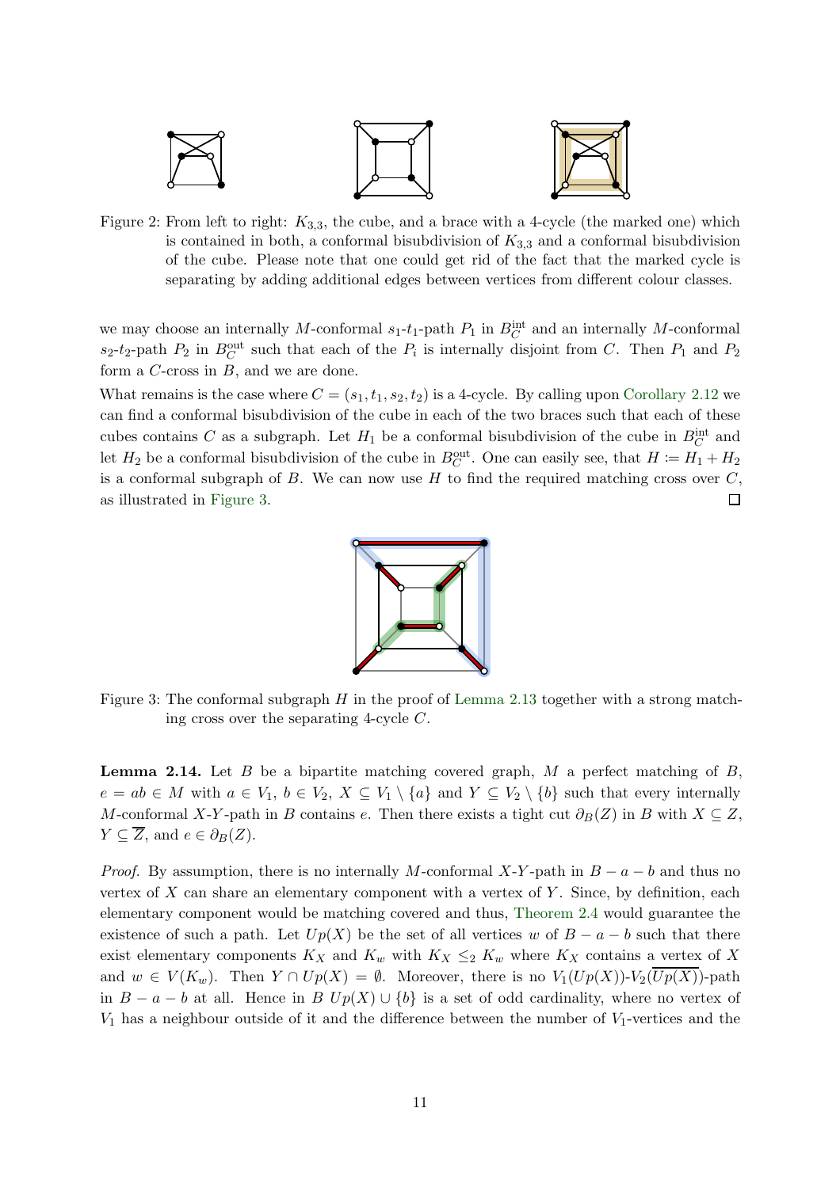Figure 2: From left to right: $K_{3,3}$, the cube, and a brace with a 4-cycle (the marked one) which is contained in both, a conformal bisubdivision of $K_{3,3}$ and a conformal bisubdivision of the cube. Please note that one could get rid of the fact that the marked cycle is separating by adding additional edges between vertices from different colour classes.

we may choose an internally $M$-conformal $s_1$-$t_1$-path $P_1$ in $B_C^{\text{int}}$ and an internally $M$-conformal $s_2$-$t_2$-path $P_2$ in $B_C^{\text{out}}$ such that each of the $P_i$ is internally disjoint from $C$. Then $P_1$ and $P_2$ form a $C$-cross in $B$, and we are done.

What remains is the case where $C = (s_1, t_1, s_2, t_2)$ is a 4-cycle. By calling upon Corollary 2.12 we can find a conformal bisubdivision of the cube in each of the two braces such that each of these cubes contains $C$ as a subgraph. Let $H_1$ be a conformal bisubdivision of the cube in $B_C^{\text{int}}$ and let $H_2$ be a conformal bisubdivision of the cube in $B_C^{\text{out}}$. One can easily see, that $H := H_1 + H_2$ is a conformal subgraph of $B$. We can now use $H$ to find the required matching cross over $C$, as illustrated in Figure 3. ☐

Figure 3: The conformal subgraph $H$ in the proof of Lemma 2.13 together with a strong matching cross over the separating 4-cycle $C$.

**Lemma 2.14.** Let $B$ be a bipartite matching covered graph, $M$ a perfect matching of $B$, $e = ab \in M$ with $a \in V_1$, $b \in V_2$, $X \subseteq V_1 \setminus \{a\}$ and $Y \subseteq V_2 \setminus \{b\}$ such that every internally $M$-conformal $X$-$Y$-path in $B$ contains $e$. Then there exists a tight cut $\partial_B(Z)$ in $B$ with $X \subseteq Z$, $Y \subseteq \overline{Z}$, and $e \in \partial_B(Z)$.

*Proof.* By assumption, there is no internally $M$-conformal $X$-$Y$-path in $B - a - b$ and thus no vertex of $X$ can share an elementary component with a vertex of $Y$. Since, by definition, each elementary component would be matching covered and thus, Theorem 2.4 would guarantee the existence of such a path. Let $Up(X)$ be the set of all vertices $w$ of $B - a - b$ such that there exist elementary components $K_X$ and $K_w$ with $K_X \leq_2 K_w$ where $K_X$ contains a vertex of $X$ and $w \in V(K_w)$. Then $Y \cap Up(X) = \emptyset$. Moreover, there is no $V_1(Up(X))$-$V_2(\overline{Up(X)})$-path in $B - a - b$ at all. Hence in $B$ $Up(X) \cup \{b\}$ is a set of odd cardinality, where no vertex of $V_1$ has a neighbour outside of it and the difference between the number of $V_1$-vertices and the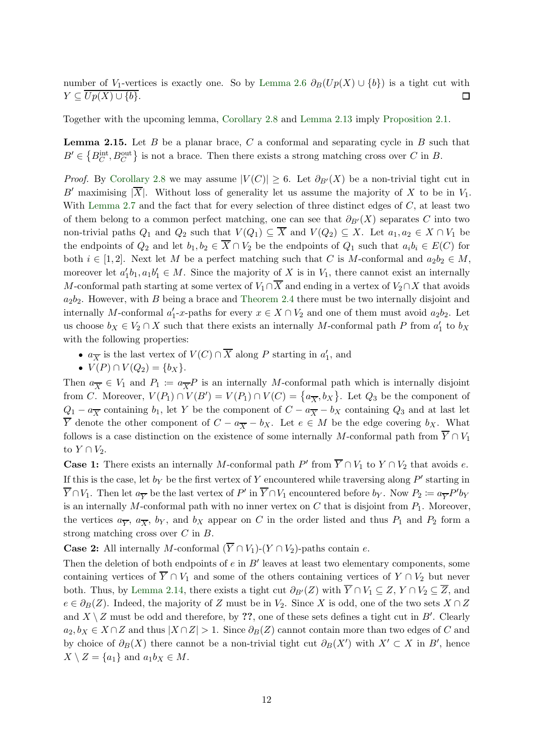number of $V_1$-vertices is exactly one. So by Lemma 2.6 $\partial_B(Up(X) \cup \{b\})$ is a tight cut with $Y \subseteq \overline{Up(X) \cup \{b\}}$. ☐

Together with the upcoming lemma, Corollary 2.8 and Lemma 2.13 imply Proposition 2.1.

**Lemma 2.15.** Let $B$ be a planar brace, $C$ a conformal and separating cycle in $B$ such that $B' \in \{B_C^{\text{int}}, B_C^{\text{out}}\}$ is not a brace. Then there exists a strong matching cross over $C$ in $B$.

*Proof.* By Corollary 2.8 we may assume $|V(C)| \geq 6$. Let $\partial_{B'}(X)$ be a non-trivial tight cut in $B'$ maximising $|\overline{X}|$. Without loss of generality let us assume the majority of $X$ to be in $V_1$. With Lemma 2.7 and the fact that for every selection of three distinct edges of $C$, at least two of them belong to a common perfect matching, one can see that $\partial_{B'}(X)$ separates $C$ into two non-trivial paths $Q_1$ and $Q_2$ such that $V(Q_1) \subseteq \overline{X}$ and $V(Q_2) \subseteq X$. Let $a_1, a_2 \in X \cap V_1$ be the endpoints of $Q_2$ and let $b_1, b_2 \in \overline{X} \cap V_2$ be the endpoints of $Q_1$ such that $a_ib_i \in E(C)$ for both $i \in [1, 2]$. Next let $M$ be a perfect matching such that $C$ is $M$-conformal and $a_2b_2 \in M$, moreover let $a_1'b_1, a_1b_1' \in M$. Since the majority of $X$ is in $V_1$, there cannot exist an internally $M$-conformal path starting at some vertex of $V_1 \cap \overline{X}$ and ending in a vertex of $V_2 \cap X$ that avoids $a_2b_2$. However, with $B$ being a brace and Theorem 2.4 there must be two internally disjoint and internally $M$-conformal $a_1'$-$x$-paths for every $x \in X \cap V_2$ and one of them must avoid $a_2b_2$. Let us choose $b_X \in V_2 \cap X$ such that there exists an internally $M$-conformal path $P$ from $a_1'$ to $b_X$ with the following properties:

- $a_{\overline{X}}$ is the last vertex of $V(C) \cap \overline{X}$ along $P$ starting in $a_1'$, and
- $V(P) \cap V(Q_2) = \{b_X\}$.

Then $a_{\overline{X}} \in V_1$ and $P_1 := a_{\overline{X}}P$ is an internally $M$-conformal path which is internally disjoint from $C$. Moreover, $V(P_1) \cap V(B') = V(P_1) \cap V(C) = \{a_{\overline{X}}, b_X\}$. Let $Q_3$ be the component of $Q_1 - a_{\overline{X}}$ containing $b_1$, let $Y$ be the component of $C - a_{\overline{X}} - b_X$ containing $Q_3$ and at last let $\overline{Y}$ denote the other component of $C - a_{\overline{X}} - b_X$. Let $e \in M$ be the edge covering $b_X$. What follows is a case distinction on the existence of some internally $M$-conformal path from $\overline{Y} \cap V_1$ to $Y \cap V_2$.

**Case 1:** There exists an internally $M$-conformal path $P'$ from $\overline{Y} \cap V_1$ to $Y \cap V_2$ that avoids $e$. If this is the case, let $b_Y$ be the first vertex of $Y$ encountered while traversing along $P'$ starting in $\overline{Y} \cap V_1$. Then let $a_{\overline{Y}}$ be the last vertex of $P'$ in $\overline{Y} \cap V_1$ encountered before $b_Y$. Now $P_2 := a_{\overline{Y}}P'b_Y$ is an internally $M$-conformal path with no inner vertex on $C$ that is disjoint from $P_1$. Moreover, the vertices $a_{\overline{Y}}$, $a_{\overline{X}}$, $b_Y$, and $b_X$ appear on $C$ in the order listed and thus $P_1$ and $P_2$ form a strong matching cross over $C$ in $B$.

**Case 2:** All internally $M$-conformal $(\overline{Y} \cap V_1)$-$(Y \cap V_2)$-paths contain $e$.

Then the deletion of both endpoints of $e$ in $B'$ leaves at least two elementary components, some containing vertices of $\overline{Y} \cap V_1$ and some of the others containing vertices of $Y \cap V_2$ but never both. Thus, by Lemma 2.14, there exists a tight cut $\partial_{B'}(Z)$ with $\overline{Y} \cap V_1 \subseteq Z$, $Y \cap V_2 \subseteq \overline{Z}$, and $e \in \partial_B(Z)$. Indeed, the majority of $Z$ must be in $V_2$. Since $X$ is odd, one of the two sets $X \cap Z$ and $X \setminus Z$ must be odd and therefore, by **??**, one of these sets defines a tight cut in $B'$. Clearly $a_2, b_X \in X \cap Z$ and thus $|X \cap Z| > 1$. Since $\partial_B(Z)$ cannot contain more than two edges of $C$ and by choice of $\partial_B(X)$ there cannot be a non-trivial tight cut $\partial_B(X')$ with $X' \subset X$ in $B'$, hence $X \setminus Z = \{a_1\}$ and $a_1b_X \in M$.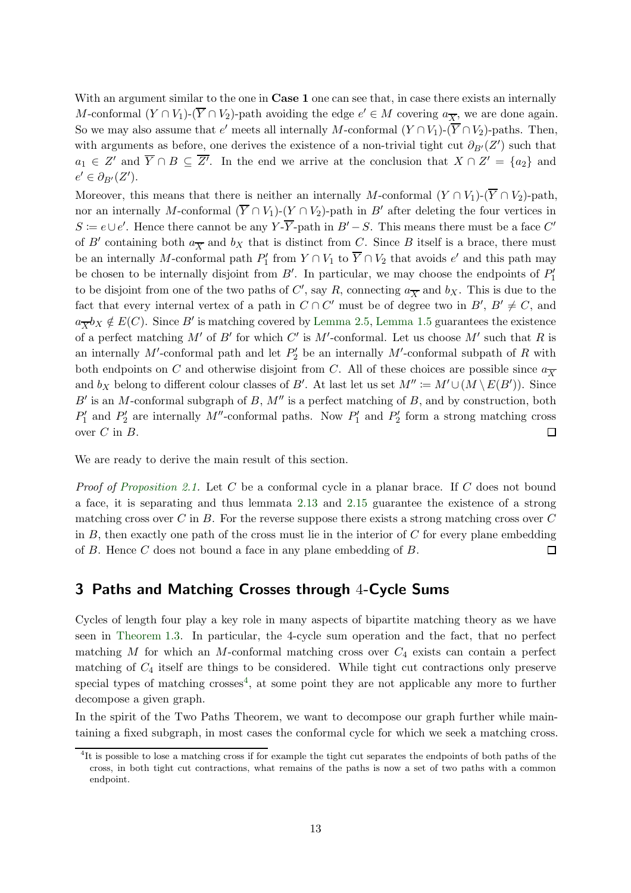With an argument similar to the one in **Case 1** one can see that, in case there exists an internally $M$-conformal $(Y \cap V_1)$-$(\overline{Y} \cap V_2)$-path avoiding the edge $e' \in M$ covering $a_{\overline{X}}$, we are done again. So we may also assume that $e'$ meets all internally $M$-conformal $(Y \cap V_1)$-$(\overline{Y} \cap V_2)$-paths. Then, with arguments as before, one derives the existence of a non-trivial tight cut $\partial_{B'}(Z')$ such that $a_1 \in Z'$ and $\overline{Y} \cap B \subseteq \overline{Z'}$. In the end we arrive at the conclusion that $X \cap Z' = \{a_2\}$ and $e' \in \partial_{B'}(Z')$.

Moreover, this means that there is neither an internally $M$-conformal $(Y \cap V_1)$-$(\overline{Y} \cap V_2)$-path, nor an internally $M$-conformal $(\overline{Y} \cap V_1)$-$(Y \cap V_2)$-path in $B'$ after deleting the four vertices in $S := e \cup e'$. Hence there cannot be any $Y$-$\overline{Y}$-path in $B' - S$. This means there must be a face $C'$ of $B'$ containing both $a_{\overline{X}}$ and $b_X$ that is distinct from $C$. Since $B$ itself is a brace, there must be an internally $M$-conformal path $P_1'$ from $Y \cap V_1$ to $\overline{Y} \cap V_2$ that avoids $e'$ and this path may be chosen to be internally disjoint from $B'$. In particular, we may choose the endpoints of $P_1'$ to be disjoint from one of the two paths of $C'$, say $R$, connecting $a_{\overline{X}}$ and $b_X$. This is due to the fact that every internal vertex of a path in $C \cap C'$ must be of degree two in $B'$, $B' \neq C$, and $a_{\overline{X}} b_X \notin E(C)$. Since $B'$ is matching covered by Lemma 2.5, Lemma 1.5 guarantees the existence of a perfect matching $M'$ of $B'$ for which $C'$ is $M'$-conformal. Let us choose $M'$ such that $R$ is an internally $M'$-conformal path and let $P_2'$ be an internally $M'$-conformal subpath of $R$ with both endpoints on $C$ and otherwise disjoint from $C$. All of these choices are possible since $a_{\overline{X}}$ and $b_X$ belong to different colour classes of $B'$. At last let us set $M'' := M' \cup (M \setminus E(B'))$. Since $B'$ is an $M$-conformal subgraph of $B$, $M''$ is a perfect matching of $B$, and by construction, both $P_1'$ and $P_2'$ are internally $M''$-conformal paths. Now $P_1'$ and $P_2'$ form a strong matching cross over $C$ in $B$. ◻

We are ready to derive the main result of this section.

*Proof of Proposition 2.1.* Let $C$ be a conformal cycle in a planar brace. If $C$ does not bound a face, it is separating and thus lemmata 2.13 and 2.15 guarantee the existence of a strong matching cross over $C$ in $B$. For the reverse suppose there exists a strong matching cross over $C$ in $B$, then exactly one path of the cross must lie in the interior of $C$ for every plane embedding of $B$. Hence $C$ does not bound a face in any plane embedding of $B$. ◻

## 3 Paths and Matching Crosses through 4-Cycle Sums

Cycles of length four play a key role in many aspects of bipartite matching theory as we have seen in Theorem 1.3. In particular, the 4-cycle sum operation and the fact, that no perfect matching $M$ for which an $M$-conformal matching cross over $C_4$ exists can contain a perfect matching of $C_4$ itself are things to be considered. While tight cut contractions only preserve special types of matching crosses[4], at some point they are not applicable any more to further decompose a given graph.

In the spirit of the Two Paths Theorem, we want to decompose our graph further while maintaining a fixed subgraph, in most cases the conformal cycle for which we seek a matching cross.

[4] It is possible to lose a matching cross if for example the tight cut separates the endpoints of both paths of the cross, in both tight cut contractions, what remains of the paths is now a set of two paths with a common endpoint.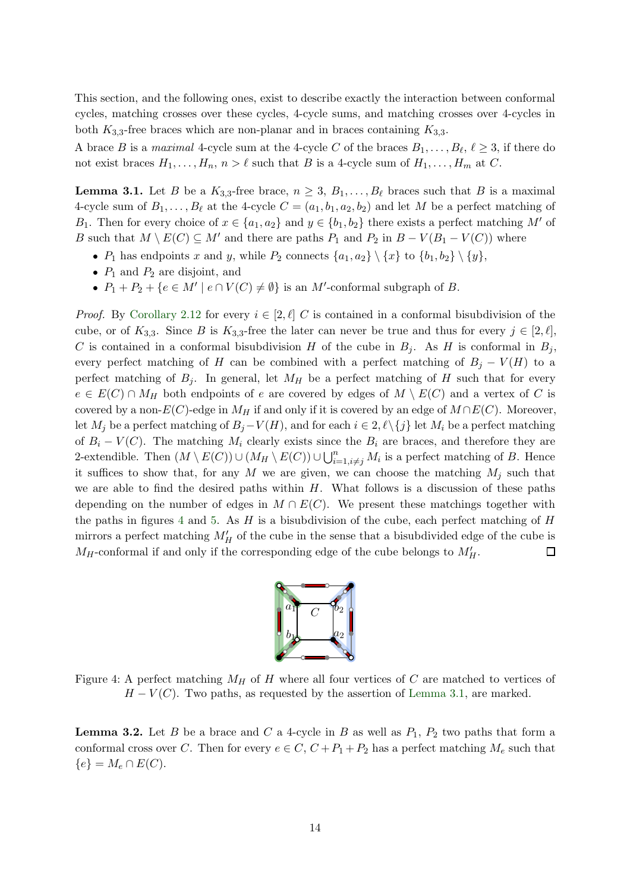This section, and the following ones, exist to describe exactly the interaction between conformal cycles, matching crosses over these cycles, 4-cycle sums, and matching crosses over 4-cycles in both $K_{3,3}$-free braces which are non-planar and in braces containing $K_{3,3}$.

A brace $B$ is a *maximal* 4-cycle sum at the 4-cycle $C$ of the braces $B_1, \dots, B_\ell$, $\ell \geq 3$, if there do not exist braces $H_1, \dots, H_n$, $n > \ell$ such that $B$ is a 4-cycle sum of $H_1, \dots, H_m$ at $C$.

**Lemma 3.1.** Let $B$ be a $K_{3,3}$-free brace, $n \geq 3$, $B_1, \dots, B_\ell$ braces such that $B$ is a maximal 4-cycle sum of $B_1, \dots, B_\ell$ at the 4-cycle $C = (a_1, b_1, a_2, b_2)$ and let $M$ be a perfect matching of $B_1$. Then for every choice of $x \in \{a_1, a_2\}$ and $y \in \{b_1, b_2\}$ there exists a perfect matching $M'$ of $B$ such that $M \setminus E(C) \subseteq M'$ and there are paths $P_1$ and $P_2$ in $B - V(B_1 - V(C))$ where

- $P_1$ has endpoints $x$ and $y$, while $P_2$ connects $\{a_1, a_2\} \setminus \{x\}$ to $\{b_1, b_2\} \setminus \{y\}$,
- $P_1$ and $P_2$ are disjoint, and
- $P_1 + P_2 + \{e \in M' \mid e \cap V(C) \neq \emptyset\}$ is an $M'$-conformal subgraph of $B$.

*Proof.* By Corollary 2.12 for every $i \in [2, \ell]$ $C$ is contained in a conformal bisubdivision of the cube, or of $K_{3,3}$. Since $B$ is $K_{3,3}$-free the later can never be true and thus for every $j \in [2, \ell]$, $C$ is contained in a conformal bisubdivision $H$ of the cube in $B_j$. As $H$ is conformal in $B_j$, every perfect matching of $H$ can be combined with a perfect matching of $B_j - V(H)$ to a perfect matching of $B_j$. In general, let $M_H$ be a perfect matching of $H$ such that for every $e \in E(C) \cap M_H$ both endpoints of $e$ are covered by edges of $M \setminus E(C)$ and a vertex of $C$ is covered by a non-$E(C)$-edge in $M_H$ if and only if it is covered by an edge of $M \cap E(C)$. Moreover, let $M_j$ be a perfect matching of $B_j - V(H)$, and for each $i \in 2, \ell \setminus \{j\}$ let $M_i$ be a perfect matching of $B_i - V(C)$. The matching $M_i$ clearly exists since the $B_i$ are braces, and therefore they are 2-extendible. Then $(M \setminus E(C)) \cup (M_H \setminus E(C)) \cup \bigcup_{i=1, i \neq j}^{n} M_i$ is a perfect matching of $B$. Hence it suffices to show that, for any $M$ we are given, we can choose the matching $M_j$ such that we are able to find the desired paths within $H$. What follows is a discussion of these paths depending on the number of edges in $M \cap E(C)$. We present these matchings together with the paths in figures 4 and 5. As $H$ is a bisubdivision of the cube, each perfect matching of $H$ mirrors a perfect matching $M'_H$ of the cube in the sense that a bisubdivided edge of the cube is $M_H$-conformal if and only if the corresponding edge of the cube belongs to $M'_H$. $\square$

Figure 4: A perfect matching $M_H$ of $H$ where all four vertices of $C$ are matched to vertices of $H - V(C)$. Two paths, as requested by the assertion of Lemma 3.1, are marked.

**Lemma 3.2.** Let $B$ be a brace and $C$ a 4-cycle in $B$ as well as $P_1$, $P_2$ two paths that form a conformal cross over $C$. Then for every $e \in C$, $C + P_1 + P_2$ has a perfect matching $M_e$ such that $\{e\} = M_e \cap E(C)$.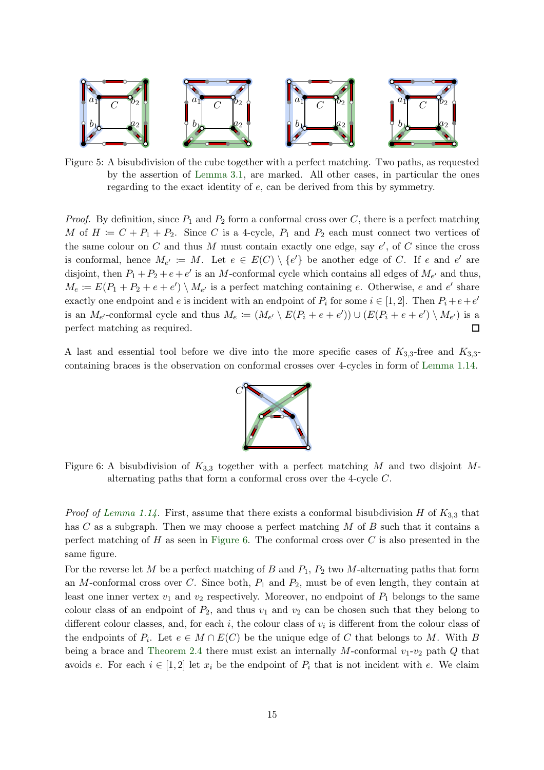Figure 5: A bisubdivision of the cube together with a perfect matching. Two paths, as requested by the assertion of Lemma 3.1, are marked. All other cases, in particular the ones regarding to the exact identity of $e$, can be derived from this by symmetry.

*Proof.* By definition, since $P_1$ and $P_2$ form a conformal cross over $C$, there is a perfect matching $M$ of $H \coloneqq C + P_1 + P_2$. Since $C$ is a 4-cycle, $P_1$ and $P_2$ each must connect two vertices of the same colour on $C$ and thus $M$ must contain exactly one edge, say $e'$, of $C$ since the cross is conformal, hence $M_{e'} \coloneqq M$. Let $e \in E(C) \setminus \{e'\}$ be another edge of $C$. If $e$ and $e'$ are disjoint, then $P_1 + P_2 + e + e'$ is an $M$-conformal cycle which contains all edges of $M_{e'}$ and thus, $M_e \coloneqq E(P_1 + P_2 + e + e') \setminus M_{e'}$ is a perfect matching containing $e$. Otherwise, $e$ and $e'$ share exactly one endpoint and $e$ is incident with an endpoint of $P_i$ for some $i \in [1, 2]$. Then $P_i + e + e'$ is an $M_{e'}$-conformal cycle and thus $M_e \coloneqq (M_{e'} \setminus E(P_i + e + e')) \cup (E(P_i + e + e') \setminus M_{e'})$ is a perfect matching as required. ☐

A last and essential tool before we dive into the more specific cases of $K_{3,3}$-free and $K_{3,3}$-containing braces is the observation on conformal crosses over 4-cycles in form of Lemma 1.14.

Figure 6: A bisubdivision of $K_{3,3}$ together with a perfect matching $M$ and two disjoint $M$-alternating paths that form a conformal cross over the 4-cycle $C$.

*Proof of Lemma 1.14.* First, assume that there exists a conformal bisubdivision $H$ of $K_{3,3}$ that has $C$ as a subgraph. Then we may choose a perfect matching $M$ of $B$ such that it contains a perfect matching of $H$ as seen in Figure 6. The conformal cross over $C$ is also presented in the same figure.

For the reverse let $M$ be a perfect matching of $B$ and $P_1$, $P_2$ two $M$-alternating paths that form an $M$-conformal cross over $C$. Since both, $P_1$ and $P_2$, must be of even length, they contain at least one inner vertex $v_1$ and $v_2$ respectively. Moreover, no endpoint of $P_1$ belongs to the same colour class of an endpoint of $P_2$, and thus $v_1$ and $v_2$ can be chosen such that they belong to different colour classes, and, for each $i$, the colour class of $v_i$ is different from the colour class of the endpoints of $P_i$. Let $e \in M \cap E(C)$ be the unique edge of $C$ that belongs to $M$. With $B$ being a brace and Theorem 2.4 there must exist an internally $M$-conformal $v_1$-$v_2$ path $Q$ that avoids $e$. For each $i \in [1, 2]$ let $x_i$ be the endpoint of $P_i$ that is not incident with $e$. We claim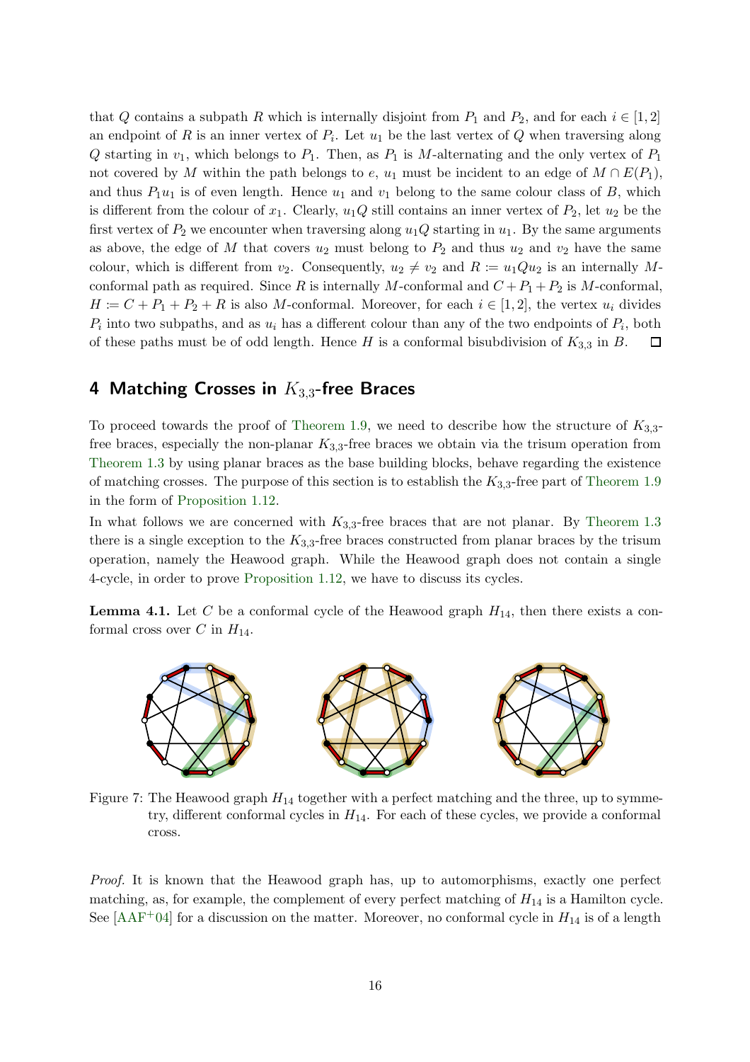that $Q$ contains a subpath $R$ which is internally disjoint from $P_1$ and $P_2$, and for each $i \in [1,2]$ an endpoint of $R$ is an inner vertex of $P_i$. Let $u_1$ be the last vertex of $Q$ when traversing along $Q$ starting in $v_1$, which belongs to $P_1$. Then, as $P_1$ is $M$-alternating and the only vertex of $P_1$ not covered by $M$ within the path belongs to $e$, $u_1$ must be incident to an edge of $M \cap E(P_1)$, and thus $P_1u_1$ is of even length. Hence $u_1$ and $v_1$ belong to the same colour class of $B$, which is different from the colour of $x_1$. Clearly, $u_1Q$ still contains an inner vertex of $P_2$, let $u_2$ be the first vertex of $P_2$ we encounter when traversing along $u_1Q$ starting in $u_1$. By the same arguments as above, the edge of $M$ that covers $u_2$ must belong to $P_2$ and thus $u_2$ and $v_2$ have the same colour, which is different from $v_2$. Consequently, $u_2 \neq v_2$ and $R := u_1Qu_2$ is an internally $M$-conformal path as required. Since $R$ is internally $M$-conformal and $C + P_1 + P_2$ is $M$-conformal, $H := C + P_1 + P_2 + R$ is also $M$-conformal. Moreover, for each $i \in [1,2]$, the vertex $u_i$ divides $P_i$ into two subpaths, and as $u_i$ has a different colour than any of the two endpoints of $P_i$, both of these paths must be of odd length. Hence $H$ is a conformal bisubdivision of $K_{3,3}$ in $B$. ☐

## 4 Matching Crosses in $K_{3,3}$-free Braces

To proceed towards the proof of Theorem 1.9, we need to describe how the structure of $K_{3,3}$-free braces, especially the non-planar $K_{3,3}$-free braces we obtain via the trisum operation from Theorem 1.3 by using planar braces as the base building blocks, behave regarding the existence of matching crosses. The purpose of this section is to establish the $K_{3,3}$-free part of Theorem 1.9 in the form of Proposition 1.12.

In what follows we are concerned with $K_{3,3}$-free braces that are not planar. By Theorem 1.3 there is a single exception to the $K_{3,3}$-free braces constructed from planar braces by the trisum operation, namely the Heawood graph. While the Heawood graph does not contain a single 4-cycle, in order to prove Proposition 1.12, we have to discuss its cycles.

**Lemma 4.1.** Let $C$ be a conformal cycle of the Heawood graph $H_{14}$, then there exists a conformal cross over $C$ in $H_{14}$.

Figure 7: The Heawood graph $H_{14}$ together with a perfect matching and the three, up to symmetry, different conformal cycles in $H_{14}$. For each of these cycles, we provide a conformal cross.

*Proof.* It is known that the Heawood graph has, up to automorphisms, exactly one perfect matching, as, for example, the complement of every perfect matching of $H_{14}$ is a Hamilton cycle. See [AAF+04] for a discussion on the matter. Moreover, no conformal cycle in $H_{14}$ is of a length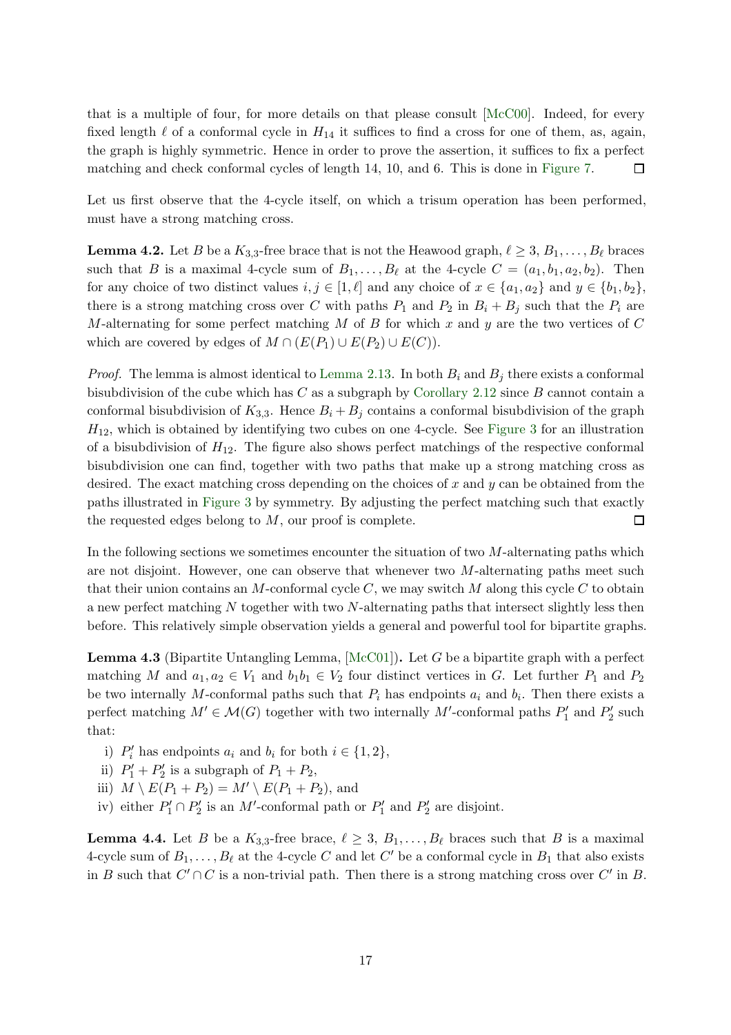that is a multiple of four, for more details on that please consult [McC00]. Indeed, for every fixed length $\ell$ of a conformal cycle in $H_{14}$ it suffices to find a cross for one of them, as, again, the graph is highly symmetric. Hence in order to prove the assertion, it suffices to fix a perfect matching and check conformal cycles of length 14, 10, and 6. This is done in Figure 7. ◻

Let us first observe that the 4-cycle itself, on which a trisum operation has been performed, must have a strong matching cross.

**Lemma 4.2.** Let $B$ be a $K_{3,3}$-free brace that is not the Heawood graph, $\ell \geq 3$, $B_1, \ldots, B_\ell$ braces such that $B$ is a maximal 4-cycle sum of $B_1, \ldots, B_\ell$ at the 4-cycle $C = (a_1, b_1, a_2, b_2)$. Then for any choice of two distinct values $i, j \in [1, \ell]$ and any choice of $x \in \{a_1, a_2\}$ and $y \in \{b_1, b_2\}$, there is a strong matching cross over $C$ with paths $P_1$ and $P_2$ in $B_i + B_j$ such that the $P_i$ are $M$-alternating for some perfect matching $M$ of $B$ for which $x$ and $y$ are the two vertices of $C$ which are covered by edges of $M \cap (E(P_1) \cup E(P_2) \cup E(C))$.

*Proof.* The lemma is almost identical to Lemma 2.13. In both $B_i$ and $B_j$ there exists a conformal bisubdivision of the cube which has $C$ as a subgraph by Corollary 2.12 since $B$ cannot contain a conformal bisubdivision of $K_{3,3}$. Hence $B_i + B_j$ contains a conformal bisubdivision of the graph $H_{12}$, which is obtained by identifying two cubes on one 4-cycle. See Figure 3 for an illustration of a bisubdivision of $H_{12}$. The figure also shows perfect matchings of the respective conformal bisubdivision one can find, together with two paths that make up a strong matching cross as desired. The exact matching cross depending on the choices of $x$ and $y$ can be obtained from the paths illustrated in Figure 3 by symmetry. By adjusting the perfect matching such that exactly the requested edges belong to $M$, our proof is complete. ◻

In the following sections we sometimes encounter the situation of two $M$-alternating paths which are not disjoint. However, one can observe that whenever two $M$-alternating paths meet such that their union contains an $M$-conformal cycle $C$, we may switch $M$ along this cycle $C$ to obtain a new perfect matching $N$ together with two $N$-alternating paths that intersect slightly less then before. This relatively simple observation yields a general and powerful tool for bipartite graphs.

**Lemma 4.3** (Bipartite Untangling Lemma, [McC01])**.** Let $G$ be a bipartite graph with a perfect matching $M$ and $a_1, a_2 \in V_1$ and $b_1 b_1 \in V_2$ four distinct vertices in $G$. Let further $P_1$ and $P_2$ be two internally $M$-conformal paths such that $P_i$ has endpoints $a_i$ and $b_i$. Then there exists a perfect matching $M' \in \mathcal{M}(G)$ together with two internally $M'$-conformal paths $P_1'$ and $P_2'$ such that:

i) $P_i'$ has endpoints $a_i$ and $b_i$ for both $i \in \{1, 2\}$,
ii) $P_1' + P_2'$ is a subgraph of $P_1 + P_2$,
iii) $M \setminus E(P_1 + P_2) = M' \setminus E(P_1 + P_2)$, and
iv) either $P_1' \cap P_2'$ is an $M'$-conformal path or $P_1'$ and $P_2'$ are disjoint.

**Lemma 4.4.** Let $B$ be a $K_{3,3}$-free brace, $\ell \geq 3$, $B_1, \ldots, B_\ell$ braces such that $B$ is a maximal 4-cycle sum of $B_1, \ldots, B_\ell$ at the 4-cycle $C$ and let $C'$ be a conformal cycle in $B_1$ that also exists in $B$ such that $C' \cap C$ is a non-trivial path. Then there is a strong matching cross over $C'$ in $B$.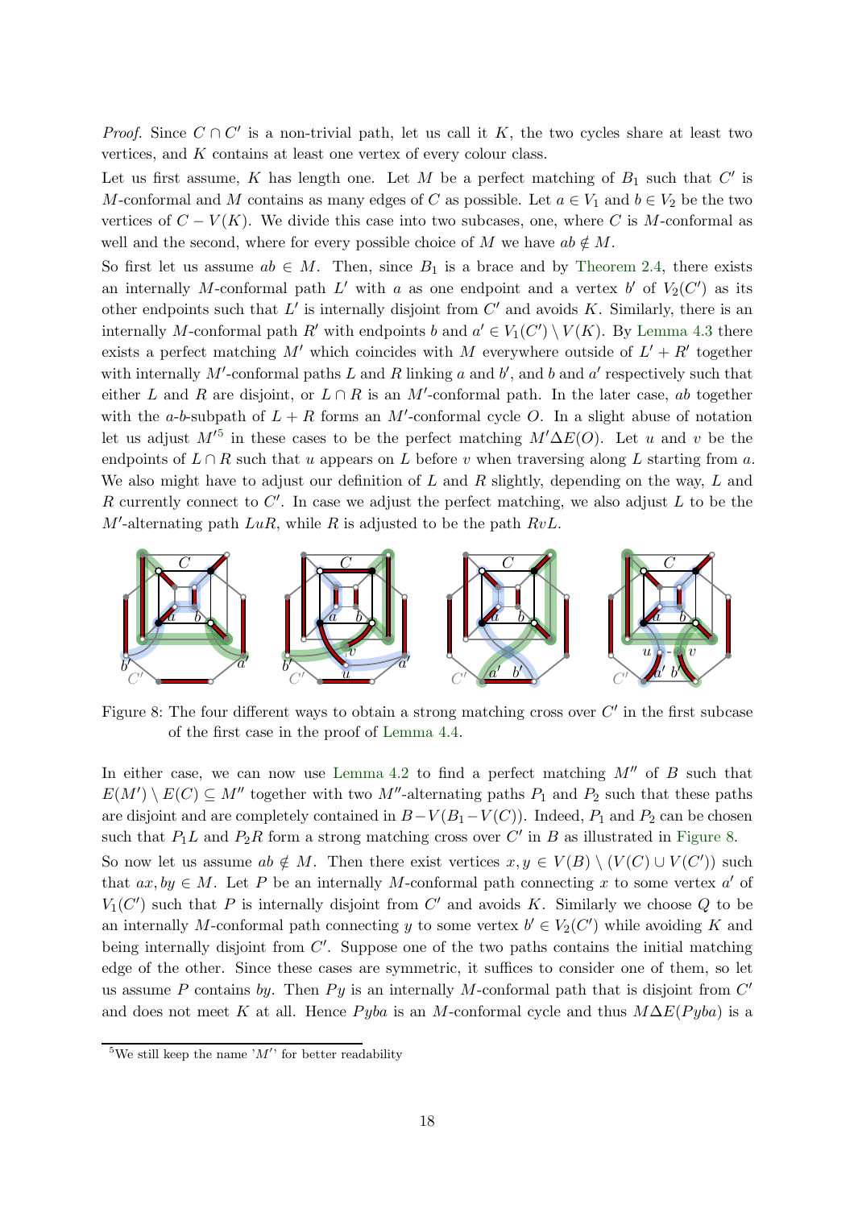*Proof.* Since $C \cap C'$ is a non-trivial path, let us call it $K$, the two cycles share at least two vertices, and $K$ contains at least one vertex of every colour class.

Let us first assume, $K$ has length one. Let $M$ be a perfect matching of $B_1$ such that $C'$ is $M$-conformal and $M$ contains as many edges of $C$ as possible. Let $a \in V_1$ and $b \in V_2$ be the two vertices of $C - V(K)$. We divide this case into two subcases, one, where $C$ is $M$-conformal as well and the second, where for every possible choice of $M$ we have $ab \notin M$.

So first let us assume $ab \in M$. Then, since $B_1$ is a brace and by Theorem 2.4, there exists an internally $M$-conformal path $L'$ with $a$ as one endpoint and a vertex $b'$ of $V_2(C')$ as its other endpoints such that $L'$ is internally disjoint from $C'$ and avoids $K$. Similarly, there is an internally $M$-conformal path $R'$ with endpoints $b$ and $a' \in V_1(C') \setminus V(K)$. By Lemma 4.3 there exists a perfect matching $M'$ which coincides with $M$ everywhere outside of $L' + R'$ together with internally $M'$-conformal paths $L$ and $R$ linking $a$ and $b'$, and $b$ and $a'$ respectively such that either $L$ and $R$ are disjoint, or $L \cap R$ is an $M'$-conformal path. In the later case, $ab$ together with the $a$-$b$-subpath of $L + R$ forms an $M'$-conformal cycle $O$. In a slight abuse of notation let us adjust $M'$[5] in these cases to be the perfect matching $M' \Delta E(O)$. Let $u$ and $v$ be the endpoints of $L \cap R$ such that $u$ appears on $L$ before $v$ when traversing along $L$ starting from $a$. We also might have to adjust our definition of $L$ and $R$ slightly, depending on the way, $L$ and $R$ currently connect to $C'$. In case we adjust the perfect matching, we also adjust $L$ to be the $M'$-alternating path $LuR$, while $R$ is adjusted to be the path $RvL$.

Figure 8: The four different ways to obtain a strong matching cross over $C'$ in the first subcase of the first case in the proof of Lemma 4.4.

In either case, we can now use Lemma 4.2 to find a perfect matching $M''$ of $B$ such that $E(M') \setminus E(C) \subseteq M''$ together with two $M''$-alternating paths $P_1$ and $P_2$ such that these paths are disjoint and are completely contained in $B - V(B_1 - V(C))$. Indeed, $P_1$ and $P_2$ can be chosen such that $P_1L$ and $P_2R$ form a strong matching cross over $C'$ in $B$ as illustrated in Figure 8.

So now let us assume $ab \notin M$. Then there exist vertices $x, y \in V(B) \setminus (V(C) \cup V(C'))$ such that $ax, by \in M$. Let $P$ be an internally $M$-conformal path connecting $x$ to some vertex $a'$ of $V_1(C')$ such that $P$ is internally disjoint from $C'$ and avoids $K$. Similarly we choose $Q$ to be an internally $M$-conformal path connecting $y$ to some vertex $b' \in V_2(C')$ while avoiding $K$ and being internally disjoint from $C'$. Suppose one of the two paths contains the initial matching edge of the other. Since these cases are symmetric, it suffices to consider one of them, so let us assume $P$ contains $by$. Then $Py$ is an internally $M$-conformal path that is disjoint from $C'$ and does not meet $K$ at all. Hence $Pyba$ is an $M$-conformal cycle and thus $M \Delta E(Pyba)$ is a

[5] We still keep the name '$M'$' for better readability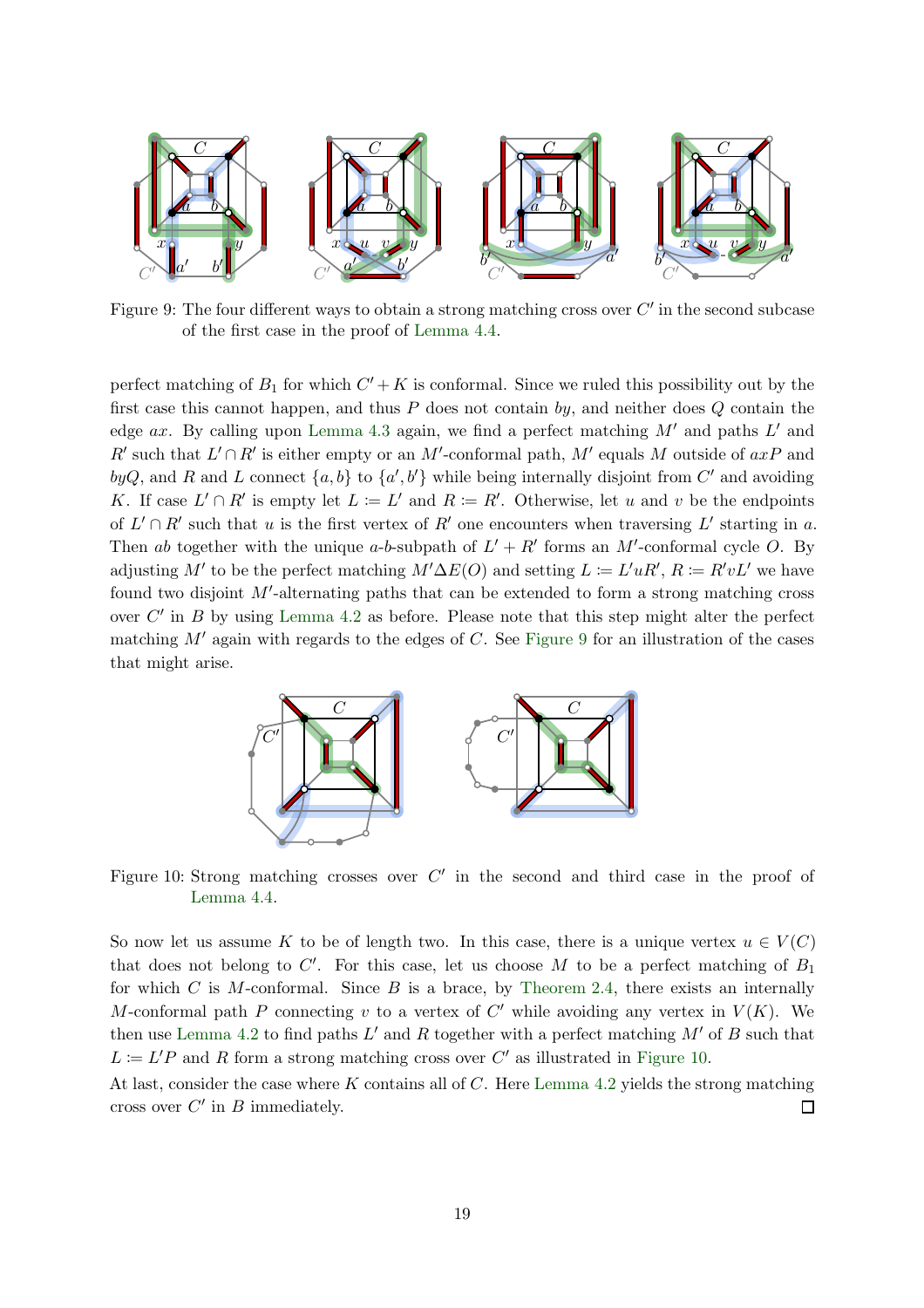Figure 9: The four different ways to obtain a strong matching cross over $C'$ in the second subcase of the first case in the proof of Lemma 4.4.

perfect matching of $B_1$ for which $C' + K$ is conformal. Since we ruled this possibility out by the first case this cannot happen, and thus $P$ does not contain $by$, and neither does $Q$ contain the edge $ax$. By calling upon Lemma 4.3 again, we find a perfect matching $M'$ and paths $L'$ and $R'$ such that $L' \cap R'$ is either empty or an $M'$-conformal path, $M'$ equals $M$ outside of $axP$ and $byQ$, and $R$ and $L$ connect $\{a, b\}$ to $\{a', b'\}$ while being internally disjoint from $C'$ and avoiding $K$. If case $L' \cap R'$ is empty let $L := L'$ and $R := R'$. Otherwise, let $u$ and $v$ be the endpoints of $L' \cap R'$ such that $u$ is the first vertex of $R'$ one encounters when traversing $L'$ starting in $a$. Then $ab$ together with the unique $a$-$b$-subpath of $L' + R'$ forms an $M'$-conformal cycle $O$. By adjusting $M'$ to be the perfect matching $M' \Delta E(O)$ and setting $L := L'uR'$, $R := R'vL'$ we have found two disjoint $M'$-alternating paths that can be extended to form a strong matching cross over $C'$ in $B$ by using Lemma 4.2 as before. Please note that this step might alter the perfect matching $M'$ again with regards to the edges of $C$. See Figure 9 for an illustration of the cases that might arise.

Figure 10: Strong matching crosses over $C'$ in the second and third case in the proof of Lemma 4.4.

So now let us assume $K$ to be of length two. In this case, there is a unique vertex $u \in V(C)$ that does not belong to $C'$. For this case, let us choose $M$ to be a perfect matching of $B_1$ for which $C$ is $M$-conformal. Since $B$ is a brace, by Theorem 2.4, there exists an internally $M$-conformal path $P$ connecting $v$ to a vertex of $C'$ while avoiding any vertex in $V(K)$. We then use Lemma 4.2 to find paths $L'$ and $R$ together with a perfect matching $M'$ of $B$ such that $L := L'P$ and $R$ form a strong matching cross over $C'$ as illustrated in Figure 10.

At last, consider the case where $K$ contains all of $C$. Here Lemma 4.2 yields the strong matching cross over $C'$ in $B$ immediately. ◻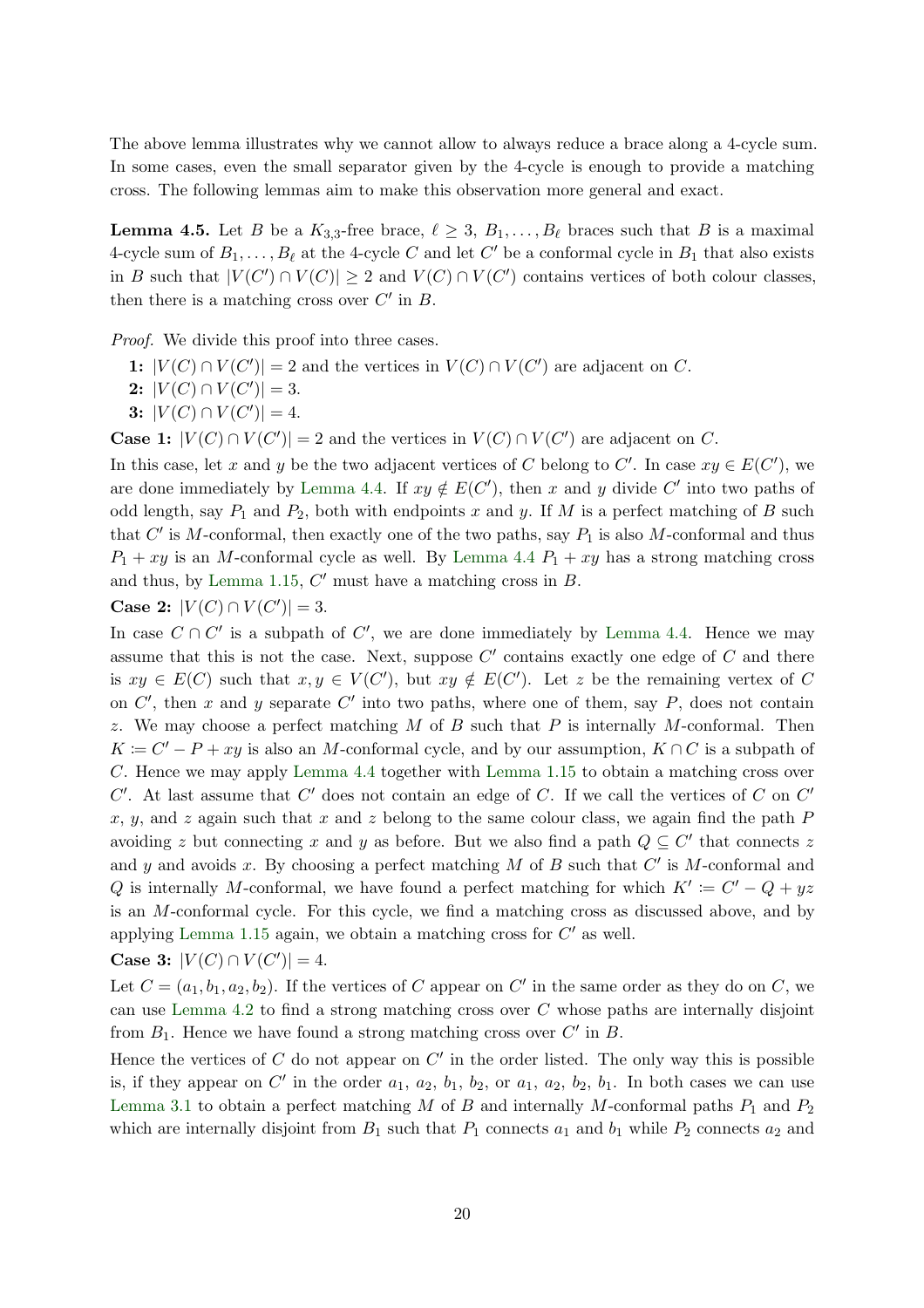The above lemma illustrates why we cannot allow to always reduce a brace along a 4-cycle sum. In some cases, even the small separator given by the 4-cycle is enough to provide a matching cross. The following lemmas aim to make this observation more general and exact.

**Lemma 4.5.** Let $B$ be a $K_{3,3}$-free brace, $\ell \geq 3$, $B_1, \dots, B_\ell$ braces such that $B$ is a maximal 4-cycle sum of $B_1, \dots, B_\ell$ at the 4-cycle $C$ and let $C'$ be a conformal cycle in $B_1$ that also exists in $B$ such that $|V(C') \cap V(C)| \geq 2$ and $V(C) \cap V(C')$ contains vertices of both colour classes, then there is a matching cross over $C'$ in $B$.

*Proof.* We divide this proof into three cases.

1. **1:** $|V(C) \cap V(C')| = 2$ and the vertices in $V(C) \cap V(C')$ are adjacent on $C$.
2. **2:** $|V(C) \cap V(C')| = 3$.
3. **3:** $|V(C) \cap V(C')| = 4$.

**Case 1:** $|V(C) \cap V(C')| = 2$ and the vertices in $V(C) \cap V(C')$ are adjacent on $C$.

In this case, let $x$ and $y$ be the two adjacent vertices of $C$ belong to $C'$. In case $xy \in E(C')$, we are done immediately by Lemma 4.4. If $xy \notin E(C')$, then $x$ and $y$ divide $C'$ into two paths of odd length, say $P_1$ and $P_2$, both with endpoints $x$ and $y$. If $M$ is a perfect matching of $B$ such that $C'$ is $M$-conformal, then exactly one of the two paths, say $P_1$ is also $M$-conformal and thus $P_1 + xy$ is an $M$-conformal cycle as well. By Lemma 4.4 $P_1 + xy$ has a strong matching cross and thus, by Lemma 1.15, $C'$ must have a matching cross in $B$.

**Case 2:** $|V(C) \cap V(C')| = 3$.

In case $C \cap C'$ is a subpath of $C'$, we are done immediately by Lemma 4.4. Hence we may assume that this is not the case. Next, suppose $C'$ contains exactly one edge of $C$ and there is $xy \in E(C)$ such that $x, y \in V(C')$, but $xy \notin E(C')$. Let $z$ be the remaining vertex of $C$ on $C'$, then $x$ and $y$ separate $C'$ into two paths, where one of them, say $P$, does not contain $z$. We may choose a perfect matching $M$ of $B$ such that $P$ is internally $M$-conformal. Then $K \coloneqq C' - P + xy$ is also an $M$-conformal cycle, and by our assumption, $K \cap C$ is a subpath of $C$. Hence we may apply Lemma 4.4 together with Lemma 1.15 to obtain a matching cross over $C'$. At last assume that $C'$ does not contain an edge of $C$. If we call the vertices of $C$ on $C'$ $x$, $y$, and $z$ again such that $x$ and $z$ belong to the same colour class, we again find the path $P$ avoiding $z$ but connecting $x$ and $y$ as before. But we also find a path $Q \subseteq C'$ that connects $z$ and $y$ and avoids $x$. By choosing a perfect matching $M$ of $B$ such that $C'$ is $M$-conformal and $Q$ is internally $M$-conformal, we have found a perfect matching for which $K' \coloneqq C' - Q + yz$ is an $M$-conformal cycle. For this cycle, we find a matching cross as discussed above, and by applying Lemma 1.15 again, we obtain a matching cross for $C'$ as well.

**Case 3:** $|V(C) \cap V(C')| = 4$.

Let $C = (a_1, b_1, a_2, b_2)$. If the vertices of $C$ appear on $C'$ in the same order as they do on $C$, we can use Lemma 4.2 to find a strong matching cross over $C$ whose paths are internally disjoint from $B_1$. Hence we have found a strong matching cross over $C'$ in $B$.

Hence the vertices of $C$ do not appear on $C'$ in the order listed. The only way this is possible is, if they appear on $C'$ in the order $a_1$, $a_2$, $b_1$, $b_2$, or $a_1$, $a_2$, $b_2$, $b_1$. In both cases we can use Lemma 3.1 to obtain a perfect matching $M$ of $B$ and internally $M$-conformal paths $P_1$ and $P_2$ which are internally disjoint from $B_1$ such that $P_1$ connects $a_1$ and $b_1$ while $P_2$ connects $a_2$ and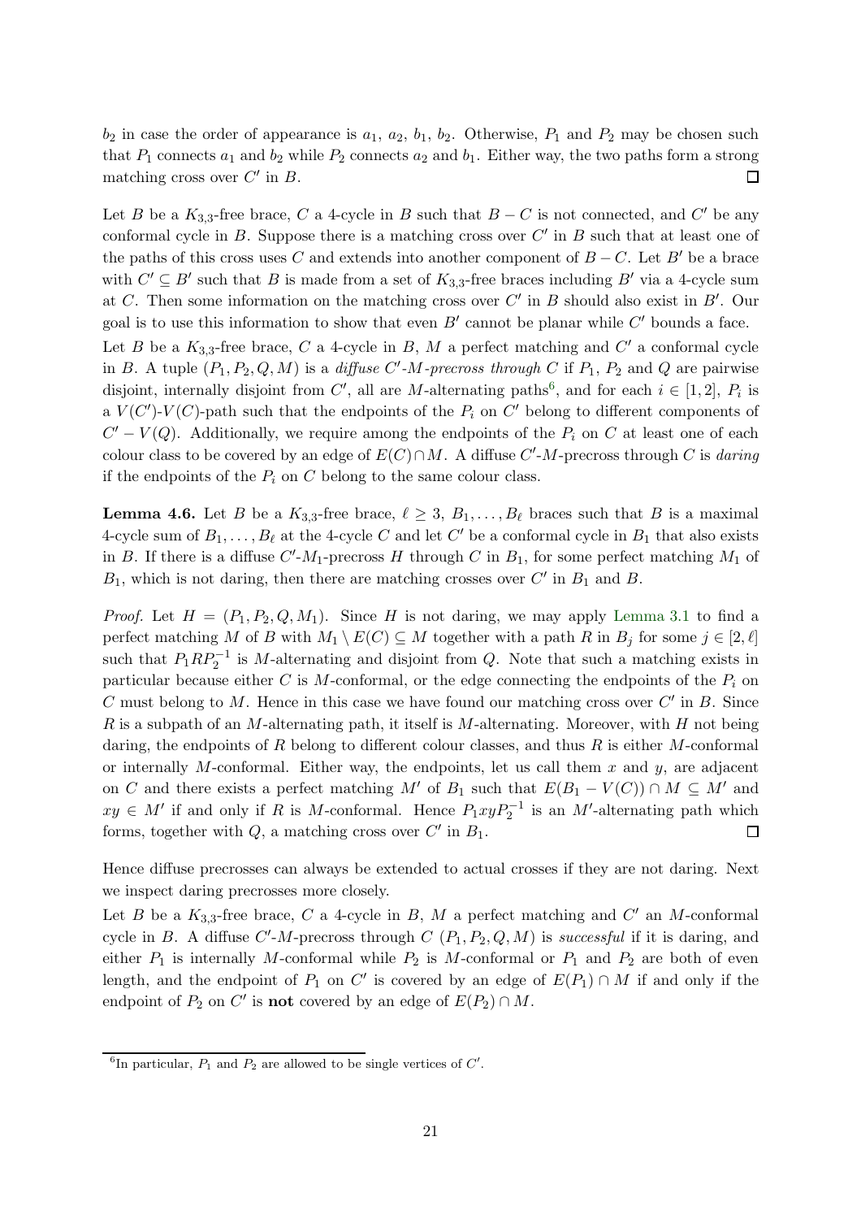$b_2$ in case the order of appearance is $a_1$, $a_2$, $b_1$, $b_2$. Otherwise, $P_1$ and $P_2$ may be chosen such that $P_1$ connects $a_1$ and $b_2$ while $P_2$ connects $a_2$ and $b_1$. Either way, the two paths form a strong matching cross over $C'$ in $B$. $\square$

Let $B$ be a $K_{3,3}$-free brace, $C$ a 4-cycle in $B$ such that $B - C$ is not connected, and $C'$ be any conformal cycle in $B$. Suppose there is a matching cross over $C'$ in $B$ such that at least one of the paths of this cross uses $C$ and extends into another component of $B - C$. Let $B'$ be a brace with $C' \subseteq B'$ such that $B$ is made from a set of $K_{3,3}$-free braces including $B'$ via a 4-cycle sum at $C$. Then some information on the matching cross over $C'$ in $B$ should also exist in $B'$. Our goal is to use this information to show that even $B'$ cannot be planar while $C'$ bounds a face.

Let $B$ be a $K_{3,3}$-free brace, $C$ a 4-cycle in $B$, $M$ a perfect matching and $C'$ a conformal cycle in $B$. A tuple $(P_1, P_2, Q, M)$ is a *diffuse $C'$-$M$-precross through* $C$ if $P_1$, $P_2$ and $Q$ are pairwise disjoint, internally disjoint from $C'$, all are $M$-alternating paths[6], and for each $i \in [1, 2]$, $P_i$ is a $V(C')$-$V(C)$-path such that the endpoints of the $P_i$ on $C'$ belong to different components of $C' - V(Q)$. Additionally, we require among the endpoints of the $P_i$ on $C$ at least one of each colour class to be covered by an edge of $E(C) \cap M$. A diffuse $C'$-$M$-precross through $C$ is *daring* if the endpoints of the $P_i$ on $C$ belong to the same colour class.

**Lemma 4.6.** Let $B$ be a $K_{3,3}$-free brace, $\ell \geq 3$, $B_1, \ldots, B_\ell$ braces such that $B$ is a maximal 4-cycle sum of $B_1, \ldots, B_\ell$ at the 4-cycle $C$ and let $C'$ be a conformal cycle in $B_1$ that also exists in $B$. If there is a diffuse $C'$-$M_1$-precross $H$ through $C$ in $B_1$, for some perfect matching $M_1$ of $B_1$, which is not daring, then there are matching crosses over $C'$ in $B_1$ and $B$.

*Proof.* Let $H = (P_1, P_2, Q, M_1)$. Since $H$ is not daring, we may apply Lemma 3.1 to find a perfect matching $M$ of $B$ with $M_1 \setminus E(C) \subseteq M$ together with a path $R$ in $B_j$ for some $j \in [2, \ell]$ such that $P_1 R P_2^{-1}$ is $M$-alternating and disjoint from $Q$. Note that such a matching exists in particular because either $C$ is $M$-conformal, or the edge connecting the endpoints of the $P_i$ on $C$ must belong to $M$. Hence in this case we have found our matching cross over $C'$ in $B$. Since $R$ is a subpath of an $M$-alternating path, it itself is $M$-alternating. Moreover, with $H$ not being daring, the endpoints of $R$ belong to different colour classes, and thus $R$ is either $M$-conformal or internally $M$-conformal. Either way, the endpoints, let us call them $x$ and $y$, are adjacent on $C$ and there exists a perfect matching $M'$ of $B_1$ such that $E(B_1 - V(C)) \cap M \subseteq M'$ and $xy \in M'$ if and only if $R$ is $M$-conformal. Hence $P_1 xy P_2^{-1}$ is an $M'$-alternating path which forms, together with $Q$, a matching cross over $C'$ in $B_1$. $\square$

Hence diffuse precrosses can always be extended to actual crosses if they are not daring. Next we inspect daring precrosses more closely.

Let $B$ be a $K_{3,3}$-free brace, $C$ a 4-cycle in $B$, $M$ a perfect matching and $C'$ an $M$-conformal cycle in $B$. A diffuse $C'$-$M$-precross through $C$ $(P_1, P_2, Q, M)$ is *successful* if it is daring, and either $P_1$ is internally $M$-conformal while $P_2$ is $M$-conformal or $P_1$ and $P_2$ are both of even length, and the endpoint of $P_1$ on $C'$ is covered by an edge of $E(P_1) \cap M$ if and only if the endpoint of $P_2$ on $C'$ is **not** covered by an edge of $E(P_2) \cap M$.

[6] In particular, $P_1$ and $P_2$ are allowed to be single vertices of $C'$.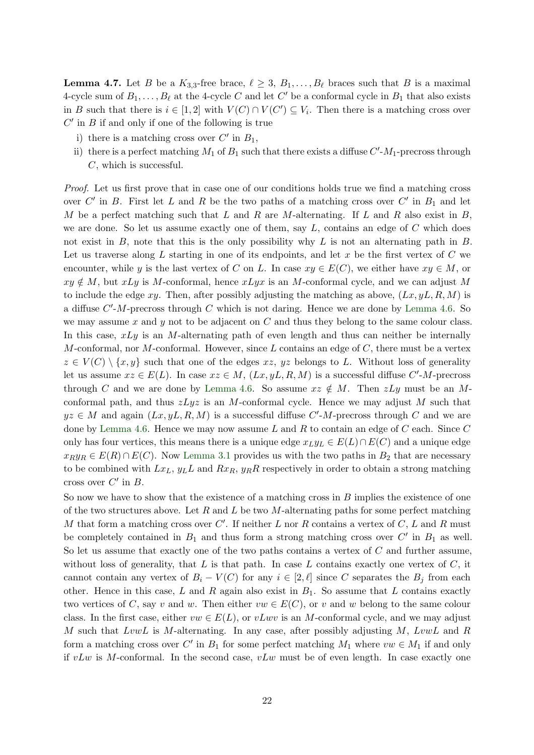**Lemma 4.7.** Let $B$ be a $K_{3,3}$-free brace, $\ell \geq 3$, $B_1, \ldots, B_\ell$ braces such that $B$ is a maximal 4-cycle sum of $B_1, \ldots, B_\ell$ at the 4-cycle $C$ and let $C'$ be a conformal cycle in $B_1$ that also exists in $B$ such that there is $i \in [1, 2]$ with $V(C) \cap V(C') \subseteq V_i$. Then there is a matching cross over $C'$ in $B$ if and only if one of the following is true

i) there is a matching cross over $C'$ in $B_1$,
ii) there is a perfect matching $M_1$ of $B_1$ such that there exists a diffuse $C'$-$M_1$-precross through $C$, which is successful.

*Proof.* Let us first prove that in case one of our conditions holds true we find a matching cross over $C'$ in $B$. First let $L$ and $R$ be the two paths of a matching cross over $C'$ in $B_1$ and let $M$ be a perfect matching such that $L$ and $R$ are $M$-alternating. If $L$ and $R$ also exist in $B$, we are done. So let us assume exactly one of them, say $L$, contains an edge of $C$ which does not exist in $B$, note that this is the only possibility why $L$ is not an alternating path in $B$. Let us traverse along $L$ starting in one of its endpoints, and let $x$ be the first vertex of $C$ we encounter, while $y$ is the last vertex of $C$ on $L$. In case $xy \in E(C)$, we either have $xy \in M$, or $xy \notin M$, but $xLy$ is $M$-conformal, hence $xLyx$ is an $M$-conformal cycle, and we can adjust $M$ to include the edge $xy$. Then, after possibly adjusting the matching as above, $(Lx, yL, R, M)$ is a diffuse $C'$-$M$-precross through $C$ which is not daring. Hence we are done by Lemma 4.6. So we may assume $x$ and $y$ not to be adjacent on $C$ and thus they belong to the same colour class. In this case, $xLy$ is an $M$-alternating path of even length and thus can neither be internally $M$-conformal, nor $M$-conformal. However, since $L$ contains an edge of $C$, there must be a vertex $z \in V(C) \setminus \{x, y\}$ such that one of the edges $xz$, $yz$ belongs to $L$. Without loss of generality let us assume $xz \in E(L)$. In case $xz \in M$, $(Lx, yL, R, M)$ is a successful diffuse $C'$-$M$-precross through $C$ and we are done by Lemma 4.6. So assume $xz \notin M$. Then $zLy$ must be an $M$-conformal path, and thus $zLyz$ is an $M$-conformal cycle. Hence we may adjust $M$ such that $yz \in M$ and again $(Lx, yL, R, M)$ is a successful diffuse $C'$-$M$-precross through $C$ and we are done by Lemma 4.6. Hence we may now assume $L$ and $R$ to contain an edge of $C$ each. Since $C$ only has four vertices, this means there is a unique edge $x_Ly_L \in E(L) \cap E(C)$ and a unique edge $x_Ry_R \in E(R) \cap E(C)$. Now Lemma 3.1 provides us with the two paths in $B_2$ that are necessary to be combined with $Lx_L$, $y_LL$ and $Rx_R$, $y_RR$ respectively in order to obtain a strong matching cross over $C'$ in $B$.

So now we have to show that the existence of a matching cross in $B$ implies the existence of one of the two structures above. Let $R$ and $L$ be two $M$-alternating paths for some perfect matching $M$ that form a matching cross over $C'$. If neither $L$ nor $R$ contains a vertex of $C$, $L$ and $R$ must be completely contained in $B_1$ and thus form a strong matching cross over $C'$ in $B_1$ as well. So let us assume that exactly one of the two paths contains a vertex of $C$ and further assume, without loss of generality, that $L$ is that path. In case $L$ contains exactly one vertex of $C$, it cannot contain any vertex of $B_i - V(C)$ for any $i \in [2, \ell]$ since $C$ separates the $B_j$ from each other. Hence in this case, $L$ and $R$ again also exist in $B_1$. So assume that $L$ contains exactly two vertices of $C$, say $v$ and $w$. Then either $vw \in E(C)$, or $v$ and $w$ belong to the same colour class. In the first case, either $vw \in E(L)$, or $vLwv$ is an $M$-conformal cycle, and we may adjust $M$ such that $LvwL$ is $M$-alternating. In any case, after possibly adjusting $M$, $LvwL$ and $R$ form a matching cross over $C'$ in $B_1$ for some perfect matching $M_1$ where $vw \in M_1$ if and only if $vLw$ is $M$-conformal. In the second case, $vLw$ must be of even length. In case exactly one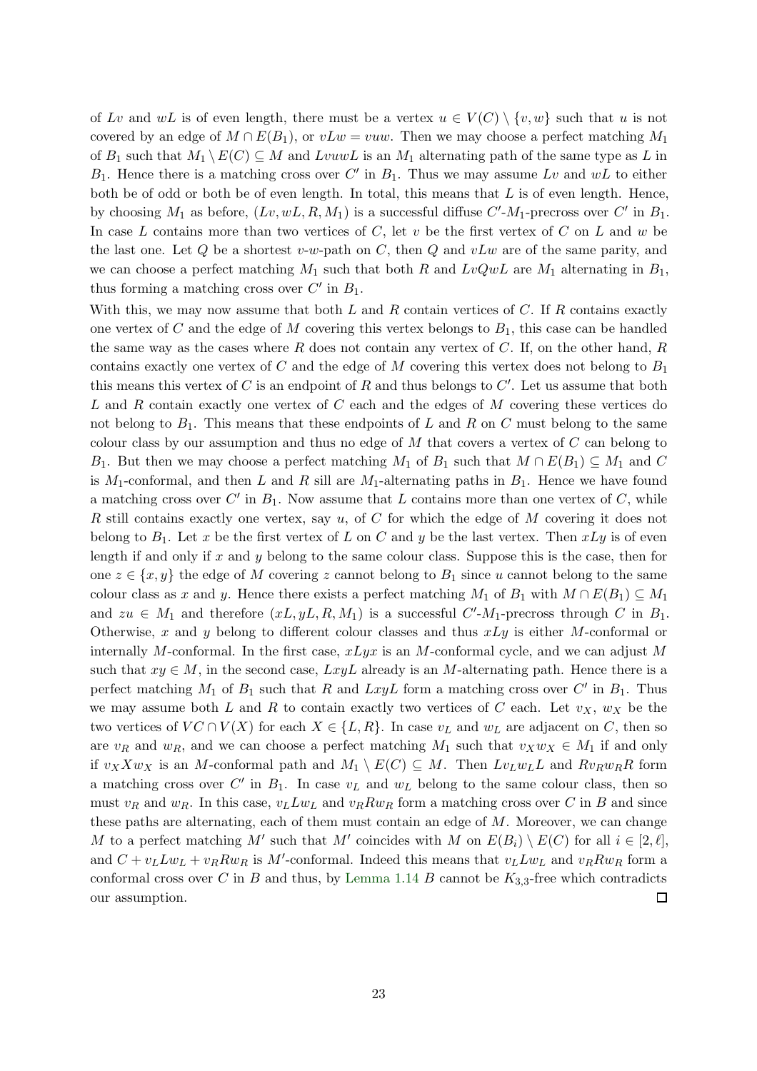of $Lv$ and $wL$ is of even length, there must be a vertex $u \in V(C) \setminus \{v, w\}$ such that $u$ is not covered by an edge of $M \cap E(B_1)$, or $vLw = vuw$. Then we may choose a perfect matching $M_1$ of $B_1$ such that $M_1 \setminus E(C) \subseteq M$ and $LvuwL$ is an $M_1$ alternating path of the same type as $L$ in $B_1$. Hence there is a matching cross over $C'$ in $B_1$. Thus we may assume $Lv$ and $wL$ to either both be of odd or both be of even length. In total, this means that $L$ is of even length. Hence, by choosing $M_1$ as before, $(Lv, wL, R, M_1)$ is a successful diffuse $C'$-$M_1$-precross over $C'$ in $B_1$. In case $L$ contains more than two vertices of $C$, let $v$ be the first vertex of $C$ on $L$ and $w$ be the last one. Let $Q$ be a shortest $v$-$w$-path on $C$, then $Q$ and $vLw$ are of the same parity, and we can choose a perfect matching $M_1$ such that both $R$ and $LvQwL$ are $M_1$ alternating in $B_1$, thus forming a matching cross over $C'$ in $B_1$.

With this, we may now assume that both $L$ and $R$ contain vertices of $C$. If $R$ contains exactly one vertex of $C$ and the edge of $M$ covering this vertex belongs to $B_1$, this case can be handled the same way as the cases where $R$ does not contain any vertex of $C$. If, on the other hand, $R$ contains exactly one vertex of $C$ and the edge of $M$ covering this vertex does not belong to $B_1$ this means this vertex of $C$ is an endpoint of $R$ and thus belongs to $C'$. Let us assume that both $L$ and $R$ contain exactly one vertex of $C$ each and the edges of $M$ covering these vertices do not belong to $B_1$. This means that these endpoints of $L$ and $R$ on $C$ must belong to the same colour class by our assumption and thus no edge of $M$ that covers a vertex of $C$ can belong to $B_1$. But then we may choose a perfect matching $M_1$ of $B_1$ such that $M \cap E(B_1) \subseteq M_1$ and $C$ is $M_1$-conformal, and then $L$ and $R$ sill are $M_1$-alternating paths in $B_1$. Hence we have found a matching cross over $C'$ in $B_1$. Now assume that $L$ contains more than one vertex of $C$, while $R$ still contains exactly one vertex, say $u$, of $C$ for which the edge of $M$ covering it does not belong to $B_1$. Let $x$ be the first vertex of $L$ on $C$ and $y$ be the last vertex. Then $xLy$ is of even length if and only if $x$ and $y$ belong to the same colour class. Suppose this is the case, then for one $z \in \{x, y\}$ the edge of $M$ covering $z$ cannot belong to $B_1$ since $u$ cannot belong to the same colour class as $x$ and $y$. Hence there exists a perfect matching $M_1$ of $B_1$ with $M \cap E(B_1) \subseteq M_1$ and $zu \in M_1$ and therefore $(xL, yL, R, M_1)$ is a successful $C'$-$M_1$-precross through $C$ in $B_1$. Otherwise, $x$ and $y$ belong to different colour classes and thus $xLy$ is either $M$-conformal or internally $M$-conformal. In the first case, $xLyx$ is an $M$-conformal cycle, and we can adjust $M$ such that $xy \in M$, in the second case, $LxyL$ already is an $M$-alternating path. Hence there is a perfect matching $M_1$ of $B_1$ such that $R$ and $LxyL$ form a matching cross over $C'$ in $B_1$. Thus we may assume both $L$ and $R$ to contain exactly two vertices of $C$ each. Let $v_X$, $w_X$ be the two vertices of $VC \cap V(X)$ for each $X \in \{L, R\}$. In case $v_L$ and $w_L$ are adjacent on $C$, then so are $v_R$ and $w_R$, and we can choose a perfect matching $M_1$ such that $v_X w_X \in M_1$ if and only if $v_X X w_X$ is an $M$-conformal path and $M_1 \setminus E(C) \subseteq M$. Then $Lv_Lw_LL$ and $Rv_Rw_RR$ form a matching cross over $C'$ in $B_1$. In case $v_L$ and $w_L$ belong to the same colour class, then so must $v_R$ and $w_R$. In this case, $v_LLw_L$ and $v_RRw_R$ form a matching cross over $C$ in $B$ and since these paths are alternating, each of them must contain an edge of $M$. Moreover, we can change $M$ to a perfect matching $M'$ such that $M'$ coincides with $M$ on $E(B_i) \setminus E(C)$ for all $i \in [2, \ell]$, and $C + v_LLw_L + v_RRw_R$ is $M'$-conformal. Indeed this means that $v_LLw_L$ and $v_RRw_R$ form a conformal cross over $C$ in $B$ and thus, by Lemma 1.14 $B$ cannot be $K_{3,3}$-free which contradicts our assumption. ☐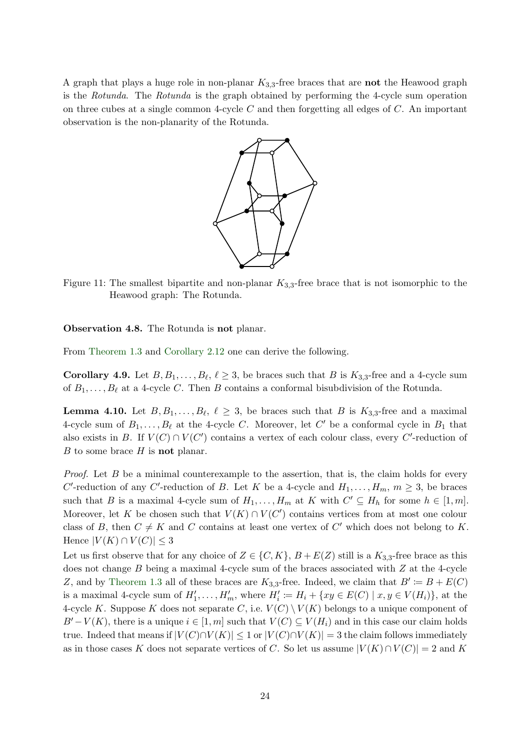A graph that plays a huge role in non-planar $K_{3,3}$-free braces that are **not** the Heawood graph is the *Rotunda*. The *Rotunda* is the graph obtained by performing the 4-cycle sum operation on three cubes at a single common 4-cycle $C$ and then forgetting all edges of $C$. An important observation is the non-planarity of the Rotunda.

Figure 11: The smallest bipartite and non-planar $K_{3,3}$-free brace that is not isomorphic to the Heawood graph: The Rotunda.

**Observation 4.8.** The Rotunda is **not** planar.

From Theorem 1.3 and Corollary 2.12 one can derive the following.

**Corollary 4.9.** Let $B, B_1, \dots, B_\ell$, $\ell \geq 3$, be braces such that $B$ is $K_{3,3}$-free and a 4-cycle sum of $B_1, \dots, B_\ell$ at a 4-cycle $C$. Then $B$ contains a conformal bisubdivision of the Rotunda.

**Lemma 4.10.** Let $B, B_1, \dots, B_\ell$, $\ell \geq 3$, be braces such that $B$ is $K_{3,3}$-free and a maximal 4-cycle sum of $B_1, \dots, B_\ell$ at the 4-cycle $C$. Moreover, let $C'$ be a conformal cycle in $B_1$ that also exists in $B$. If $V(C) \cap V(C')$ contains a vertex of each colour class, every $C'$-reduction of $B$ to some brace $H$ is **not** planar.

*Proof.* Let $B$ be a minimal counterexample to the assertion, that is, the claim holds for every $C'$-reduction of any $C'$-reduction of $B$. Let $K$ be a 4-cycle and $H_1, \dots, H_m$, $m \geq 3$, be braces such that $B$ is a maximal 4-cycle sum of $H_1, \dots, H_m$ at $K$ with $C' \subseteq H_h$ for some $h \in [1, m]$. Moreover, let $K$ be chosen such that $V(K) \cap V(C')$ contains vertices from at most one colour class of $B$, then $C \neq K$ and $C$ contains at least one vertex of $C'$ which does not belong to $K$. Hence $|V(K) \cap V(C)| \leq 3$

Let us first observe that for any choice of $Z \in \{C, K\}$, $B + E(Z)$ still is a $K_{3,3}$-free brace as this does not change $B$ being a maximal 4-cycle sum of the braces associated with $Z$ at the 4-cycle $Z$, and by Theorem 1.3 all of these braces are $K_{3,3}$-free. Indeed, we claim that $B' := B + E(C)$ is a maximal 4-cycle sum of $H'_1, \dots, H'_m$, where $H'_i := H_i + \{xy \in E(C) \mid x, y \in V(H_i)\}$, at the 4-cycle $K$. Suppose $K$ does not separate $C$, i.e. $V(C) \setminus V(K)$ belongs to a unique component of $B' - V(K)$, there is a unique $i \in [1, m]$ such that $V(C) \subseteq V(H_i)$ and in this case our claim holds true. Indeed that means if $|V(C) \cap V(K)| \leq 1$ or $|V(C) \cap V(K)| = 3$ the claim follows immediately as in those cases $K$ does not separate vertices of $C$. So let us assume $|V(K) \cap V(C)| = 2$ and $K$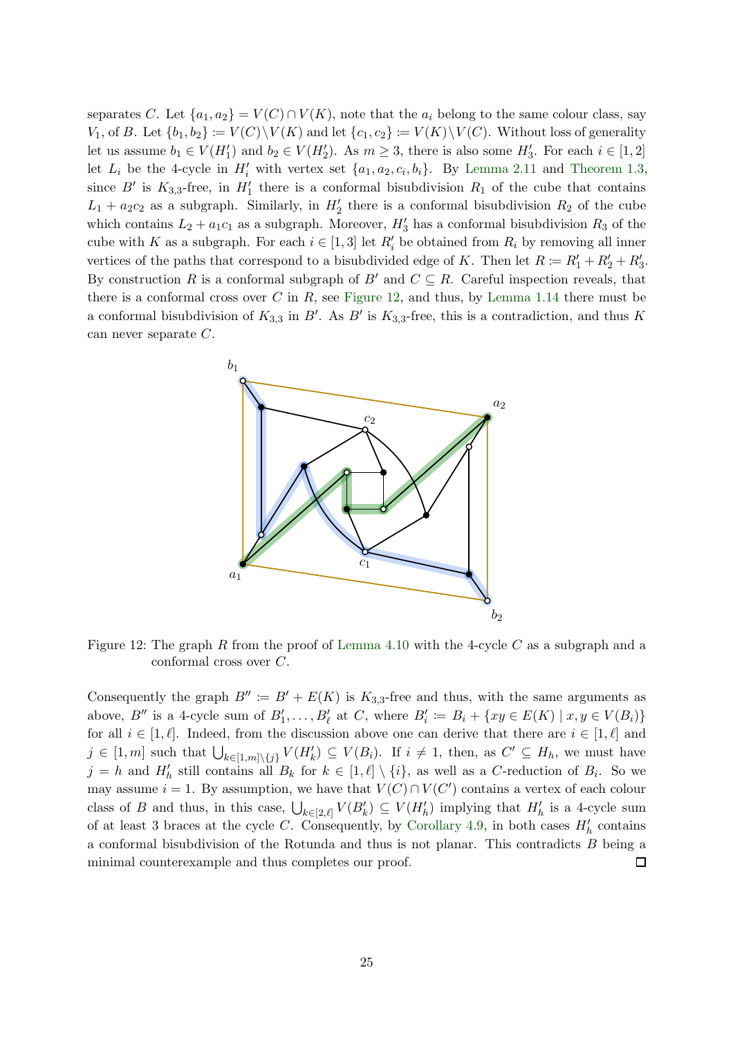separates $C$. Let $\{a_1, a_2\} = V(C) \cap V(K)$, note that the $a_i$ belong to the same colour class, say $V_1$, of $B$. Let $\{b_1, b_2\} := V(C) \setminus V(K)$ and let $\{c_1, c_2\} := V(K) \setminus V(C)$. Without loss of generality let us assume $b_1 \in V(H'_1)$ and $b_2 \in V(H'_2)$. As $m \geq 3$, there is also some $H'_3$. For each $i \in [1, 2]$ let $L_i$ be the 4-cycle in $H'_i$ with vertex set $\{a_1, a_2, c_i, b_i\}$. By Lemma 2.11 and Theorem 1.3, since $B'$ is $K_{3,3}$-free, in $H'_1$ there is a conformal bisubdivision $R_1$ of the cube that contains $L_1 + a_2c_2$ as a subgraph. Similarly, in $H'_2$ there is a conformal bisubdivision $R_2$ of the cube which contains $L_2 + a_1c_1$ as a subgraph. Moreover, $H'_3$ has a conformal bisubdivision $R_3$ of the cube with $K$ as a subgraph. For each $i \in [1, 3]$ let $R'_i$ be obtained from $R_i$ by removing all inner vertices of the paths that correspond to a bisubdivided edge of $K$. Then let $R := R'_1 + R'_2 + R'_3$. By construction $R$ is a conformal subgraph of $B'$ and $C \subseteq R$. Careful inspection reveals, that there is a conformal cross over $C$ in $R$, see Figure 12, and thus, by Lemma 1.14 there must be a conformal bisubdivision of $K_{3,3}$ in $B'$. As $B'$ is $K_{3,3}$-free, this is a contradiction, and thus $K$ can never separate $C$.

Figure 12: The graph $R$ from the proof of Lemma 4.10 with the 4-cycle $C$ as a subgraph and a conformal cross over $C$.

Consequently the graph $B'' := B' + E(K)$ is $K_{3,3}$-free and thus, with the same arguments as above, $B''$ is a 4-cycle sum of $B'_1, \ldots, B'_\ell$ at $C$, where $B'_i := B_i + \{xy \in E(K) \mid x, y \in V(B_i)\}$ for all $i \in [1, \ell]$. Indeed, from the discussion above one can derive that there are $i \in [1, \ell]$ and $j \in [1, m]$ such that $\bigcup_{k \in [1,m] \setminus \{j\}} V(H'_k) \subseteq V(B_i)$. If $i \neq 1$, then, as $C' \subseteq H_h$, we must have $j = h$ and $H'_h$ still contains all $B_k$ for $k \in [1, \ell] \setminus \{i\}$, as well as a $C$-reduction of $B_i$. So we may assume $i = 1$. By assumption, we have that $V(C) \cap V(C')$ contains a vertex of each colour class of $B$ and thus, in this case, $\bigcup_{k \in [2,\ell]} V(B'_k) \subseteq V(H'_h)$ implying that $H'_h$ is a 4-cycle sum of at least 3 braces at the cycle $C$. Consequently, by Corollary 4.9, in both cases $H'_h$ contains a conformal bisubdivision of the Rotunda and thus is not planar. This contradicts $B$ being a minimal counterexample and thus completes our proof. □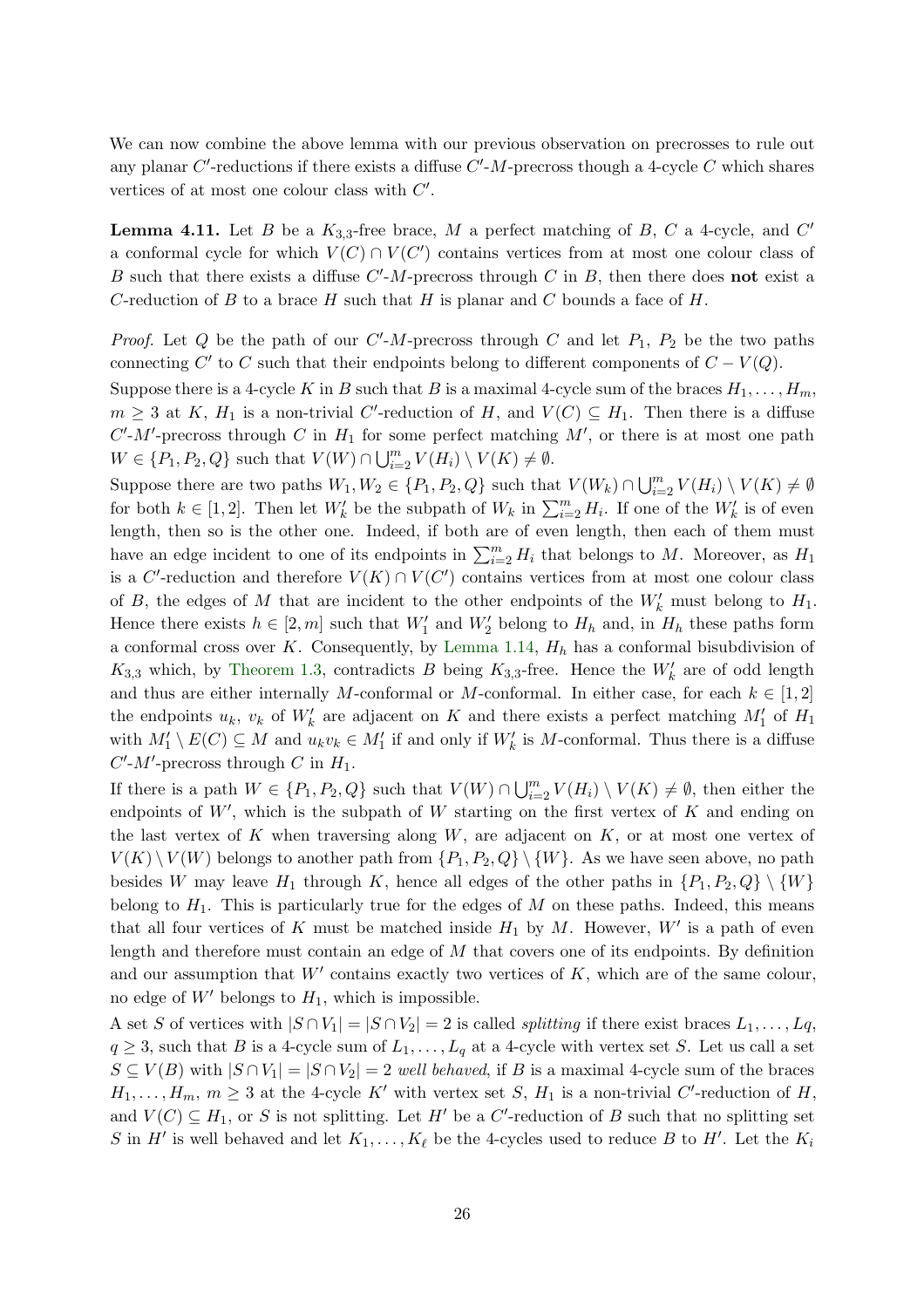We can now combine the above lemma with our previous observation on precrosses to rule out any planar $C'$-reductions if there exists a diffuse $C'$-$M$-precross though a 4-cycle $C$ which shares vertices of at most one colour class with $C'$.

**Lemma 4.11.** Let $B$ be a $K_{3,3}$-free brace, $M$ a perfect matching of $B$, $C$ a 4-cycle, and $C'$ a conformal cycle for which $V(C) \cap V(C')$ contains vertices from at most one colour class of $B$ such that there exists a diffuse $C'$-$M$-precross through $C$ in $B$, then there does **not** exist a $C$-reduction of $B$ to a brace $H$ such that $H$ is planar and $C$ bounds a face of $H$.

*Proof.* Let $Q$ be the path of our $C'$-$M$-precross through $C$ and let $P_1$, $P_2$ be the two paths connecting $C'$ to $C$ such that their endpoints belong to different components of $C - V(Q)$.

Suppose there is a 4-cycle $K$ in $B$ such that $B$ is a maximal 4-cycle sum of the braces $H_1, \dots, H_m$, $m \geq 3$ at $K$, $H_1$ is a non-trivial $C'$-reduction of $H$, and $V(C) \subseteq H_1$. Then there is a diffuse $C'$-$M'$-precross through $C$ in $H_1$ for some perfect matching $M'$, or there is at most one path $W \in \{P_1, P_2, Q\}$ such that $V(W) \cap \bigcup_{i=2}^{m} V(H_i) \setminus V(K) \neq \emptyset$.

Suppose there are two paths $W_1, W_2 \in \{P_1, P_2, Q\}$ such that $V(W_k) \cap \bigcup_{i=2}^{m} V(H_i) \setminus V(K) \neq \emptyset$ for both $k \in [1, 2]$. Then let $W_k'$ be the subpath of $W_k$ in $\sum_{i=2}^{m} H_i$. If one of the $W_k'$ is of even length, then so is the other one. Indeed, if both are of even length, then each of them must have an edge incident to one of its endpoints in $\sum_{i=2}^{m} H_i$ that belongs to $M$. Moreover, as $H_1$ is a $C'$-reduction and therefore $V(K) \cap V(C')$ contains vertices from at most one colour class of $B$, the edges of $M$ that are incident to the other endpoints of the $W_k'$ must belong to $H_1$. Hence there exists $h \in [2, m]$ such that $W_1'$ and $W_2'$ belong to $H_h$ and, in $H_h$ these paths form a conformal cross over $K$. Consequently, by Lemma 1.14, $H_h$ has a conformal bisubdivision of $K_{3,3}$ which, by Theorem 1.3, contradicts $B$ being $K_{3,3}$-free. Hence the $W_k'$ are of odd length and thus are either internally $M$-conformal or $M$-conformal. In either case, for each $k \in [1, 2]$ the endpoints $u_k$, $v_k$ of $W_k'$ are adjacent on $K$ and there exists a perfect matching $M_1'$ of $H_1$ with $M_1' \setminus E(C) \subseteq M$ and $u_k v_k \in M_1'$ if and only if $W_k'$ is $M$-conformal. Thus there is a diffuse $C'$-$M'$-precross through $C$ in $H_1$.

If there is a path $W \in \{P_1, P_2, Q\}$ such that $V(W) \cap \bigcup_{i=2}^{m} V(H_i) \setminus V(K) \neq \emptyset$, then either the endpoints of $W'$, which is the subpath of $W$ starting on the first vertex of $K$ and ending on the last vertex of $K$ when traversing along $W$, are adjacent on $K$, or at most one vertex of $V(K) \setminus V(W)$ belongs to another path from $\{P_1, P_2, Q\} \setminus \{W\}$. As we have seen above, no path besides $W$ may leave $H_1$ through $K$, hence all edges of the other paths in $\{P_1, P_2, Q\} \setminus \{W\}$ belong to $H_1$. This is particularly true for the edges of $M$ on these paths. Indeed, this means that all four vertices of $K$ must be matched inside $H_1$ by $M$. However, $W'$ is a path of even length and therefore must contain an edge of $M$ that covers one of its endpoints. By definition and our assumption that $W'$ contains exactly two vertices of $K$, which are of the same colour, no edge of $W'$ belongs to $H_1$, which is impossible.

A set $S$ of vertices with $|S \cap V_1| = |S \cap V_2| = 2$ is called *splitting* if there exist braces $L_1, \dots, Lq$, $q \geq 3$, such that $B$ is a 4-cycle sum of $L_1, \dots, L_q$ at a 4-cycle with vertex set $S$. Let us call a set $S \subseteq V(B)$ with $|S \cap V_1| = |S \cap V_2| = 2$ *well behaved*, if $B$ is a maximal 4-cycle sum of the braces $H_1, \dots, H_m$, $m \geq 3$ at the 4-cycle $K'$ with vertex set $S$, $H_1$ is a non-trivial $C'$-reduction of $H$, and $V(C) \subseteq H_1$, or $S$ is not splitting. Let $H'$ be a $C'$-reduction of $B$ such that no splitting set $S$ in $H'$ is well behaved and let $K_1, \dots, K_\ell$ be the 4-cycles used to reduce $B$ to $H'$. Let the $K_i$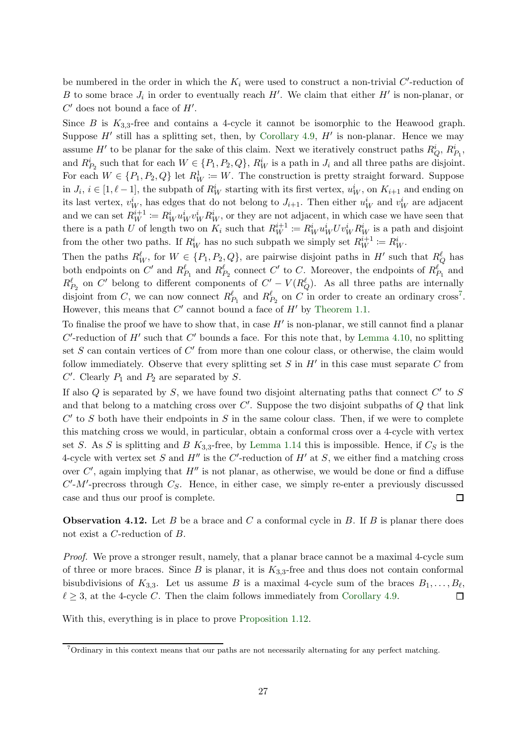be numbered in the order in which the $K_i$ were used to construct a non-trivial $C'$-reduction of $B$ to some brace $J_i$ in order to eventually reach $H'$. We claim that either $H'$ is non-planar, or $C'$ does not bound a face of $H'$.

Since $B$ is $K_{3,3}$-free and contains a 4-cycle it cannot be isomorphic to the Heawood graph. Suppose $H'$ still has a splitting set, then, by Corollary 4.9, $H'$ is non-planar. Hence we may assume $H'$ to be planar for the sake of this claim. Next we iteratively construct paths $R^i_Q$, $R^i_{P_1}$, and $R^i_{P_2}$ such that for each $W \in \{P_1, P_2, Q\}$, $R^i_W$ is a path in $J_i$ and all three paths are disjoint. For each $W \in \{P_1, P_2, Q\}$ let $R^1_W \coloneqq W$. The construction is pretty straight forward. Suppose in $J_i$, $i \in [1, \ell - 1]$, the subpath of $R^i_W$ starting with its first vertex, $u^i_W$, on $K_{i+1}$ and ending on its last vertex, $v^i_W$, has edges that do not belong to $J_{i+1}$. Then either $u^i_W$ and $v^i_W$ are adjacent and we can set $R^{i+1}_W \coloneqq R^i_W u^i_W v^i_W R^i_W$, or they are not adjacent, in which case we have seen that there is a path $U$ of length two on $K_i$ such that $R^{i+1}_W \coloneqq R^i_W u^i_W U v^i_W R^i_W$ is a path and disjoint from the other two paths. If $R^i_W$ has no such subpath we simply set $R^{i+1}_W \coloneqq R^i_W$.

Then the paths $R^\ell_W$, for $W \in \{P_1, P_2, Q\}$, are pairwise disjoint paths in $H'$ such that $R^\ell_Q$ has both endpoints on $C'$ and $R^\ell_{P_1}$ and $R^\ell_{P_2}$ connect $C'$ to $C$. Moreover, the endpoints of $R^\ell_{P_1}$ and $R^\ell_{P_2}$ on $C'$ belong to different components of $C' - V(R^\ell_Q)$. As all three paths are internally disjoint from $C$, we can now connect $R^\ell_{P_1}$ and $R^\ell_{P_2}$ on $C$ in order to create an ordinary cross[7]. However, this means that $C'$ cannot bound a face of $H'$ by Theorem 1.1.

To finalise the proof we have to show that, in case $H'$ is non-planar, we still cannot find a planar $C'$-reduction of $H'$ such that $C'$ bounds a face. For this note that, by Lemma 4.10, no splitting set $S$ can contain vertices of $C'$ from more than one colour class, or otherwise, the claim would follow immediately. Observe that every splitting set $S$ in $H'$ in this case must separate $C$ from $C'$. Clearly $P_1$ and $P_2$ are separated by $S$.

If also $Q$ is separated by $S$, we have found two disjoint alternating paths that connect $C'$ to $S$ and that belong to a matching cross over $C'$. Suppose the two disjoint subpaths of $Q$ that link $C'$ to $S$ both have their endpoints in $S$ in the same colour class. Then, if we were to complete this matching cross we would, in particular, obtain a conformal cross over a 4-cycle with vertex set $S$. As $S$ is splitting and $B$ $K_{3,3}$-free, by Lemma 1.14 this is impossible. Hence, if $C_S$ is the 4-cycle with vertex set $S$ and $H''$ is the $C'$-reduction of $H'$ at $S$, we either find a matching cross over $C'$, again implying that $H''$ is not planar, as otherwise, we would be done or find a diffuse $C'$-$M'$-precross through $C_S$. Hence, in either case, we simply re-enter a previously discussed case and thus our proof is complete. $\square$

**Observation 4.12.** Let $B$ be a brace and $C$ a conformal cycle in $B$. If $B$ is planar there does not exist a $C$-reduction of $B$.

*Proof.* We prove a stronger result, namely, that a planar brace cannot be a maximal 4-cycle sum of three or more braces. Since $B$ is planar, it is $K_{3,3}$-free and thus does not contain conformal bisubdivisions of $K_{3,3}$. Let us assume $B$ is a maximal 4-cycle sum of the braces $B_1, \dots, B_\ell$, $\ell \geq 3$, at the 4-cycle $C$. Then the claim follows immediately from Corollary 4.9. $\square$

With this, everything is in place to prove Proposition 1.12.

[7] Ordinary in this context means that our paths are not necessarily alternating for any perfect matching.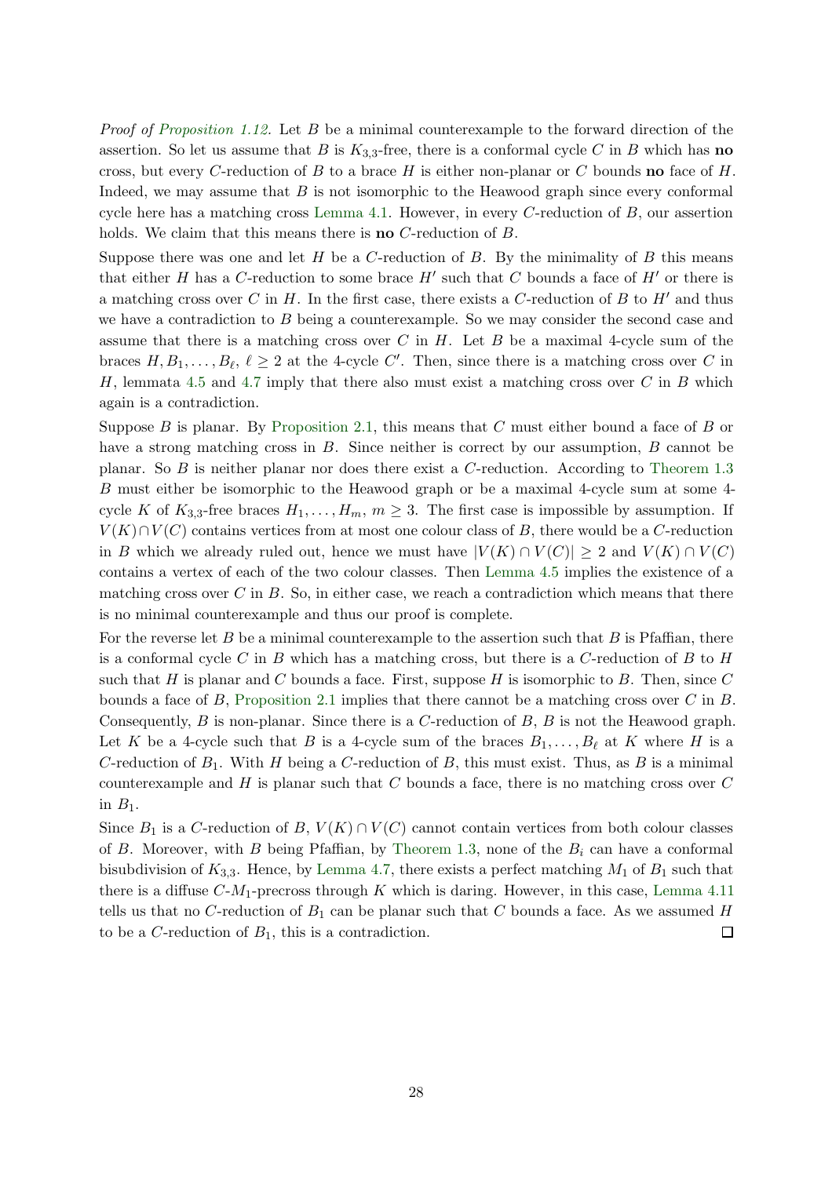*Proof of Proposition 1.12.* Let $B$ be a minimal counterexample to the forward direction of the assertion. So let us assume that $B$ is $K_{3,3}$-free, there is a conformal cycle $C$ in $B$ which has **no** cross, but every $C$-reduction of $B$ to a brace $H$ is either non-planar or $C$ bounds **no** face of $H$. Indeed, we may assume that $B$ is not isomorphic to the Heawood graph since every conformal cycle here has a matching cross Lemma 4.1. However, in every $C$-reduction of $B$, our assertion holds. We claim that this means there is **no** $C$-reduction of $B$.

Suppose there was one and let $H$ be a $C$-reduction of $B$. By the minimality of $B$ this means that either $H$ has a $C$-reduction to some brace $H'$ such that $C$ bounds a face of $H'$ or there is a matching cross over $C$ in $H$. In the first case, there exists a $C$-reduction of $B$ to $H'$ and thus we have a contradiction to $B$ being a counterexample. So we may consider the second case and assume that there is a matching cross over $C$ in $H$. Let $B$ be a maximal 4-cycle sum of the braces $H, B_1, \dots, B_\ell$, $\ell \geq 2$ at the 4-cycle $C'$. Then, since there is a matching cross over $C$ in $H$, lemmata 4.5 and 4.7 imply that there also must exist a matching cross over $C$ in $B$ which again is a contradiction.

Suppose $B$ is planar. By Proposition 2.1, this means that $C$ must either bound a face of $B$ or have a strong matching cross in $B$. Since neither is correct by our assumption, $B$ cannot be planar. So $B$ is neither planar nor does there exist a $C$-reduction. According to Theorem 1.3 $B$ must either be isomorphic to the Heawood graph or be a maximal 4-cycle sum at some 4-cycle $K$ of $K_{3,3}$-free braces $H_1, \dots, H_m$, $m \geq 3$. The first case is impossible by assumption. If $V(K) \cap V(C)$ contains vertices from at most one colour class of $B$, there would be a $C$-reduction in $B$ which we already ruled out, hence we must have $|V(K) \cap V(C)| \geq 2$ and $V(K) \cap V(C)$ contains a vertex of each of the two colour classes. Then Lemma 4.5 implies the existence of a matching cross over $C$ in $B$. So, in either case, we reach a contradiction which means that there is no minimal counterexample and thus our proof is complete.

For the reverse let $B$ be a minimal counterexample to the assertion such that $B$ is Pfaffian, there is a conformal cycle $C$ in $B$ which has a matching cross, but there is a $C$-reduction of $B$ to $H$ such that $H$ is planar and $C$ bounds a face. First, suppose $H$ is isomorphic to $B$. Then, since $C$ bounds a face of $B$, Proposition 2.1 implies that there cannot be a matching cross over $C$ in $B$. Consequently, $B$ is non-planar. Since there is a $C$-reduction of $B$, $B$ is not the Heawood graph. Let $K$ be a 4-cycle such that $B$ is a 4-cycle sum of the braces $B_1, \dots, B_\ell$ at $K$ where $H$ is a $C$-reduction of $B_1$. With $H$ being a $C$-reduction of $B$, this must exist. Thus, as $B$ is a minimal counterexample and $H$ is planar such that $C$ bounds a face, there is no matching cross over $C$ in $B_1$.

Since $B_1$ is a $C$-reduction of $B$, $V(K) \cap V(C)$ cannot contain vertices from both colour classes of $B$. Moreover, with $B$ being Pfaffian, by Theorem 1.3, none of the $B_i$ can have a conformal bisubdivision of $K_{3,3}$. Hence, by Lemma 4.7, there exists a perfect matching $M_1$ of $B_1$ such that there is a diffuse $C$-$M_1$-precross through $K$ which is daring. However, in this case, Lemma 4.11 tells us that no $C$-reduction of $B_1$ can be planar such that $C$ bounds a face. As we assumed $H$ to be a $C$-reduction of $B_1$, this is a contradiction. ◻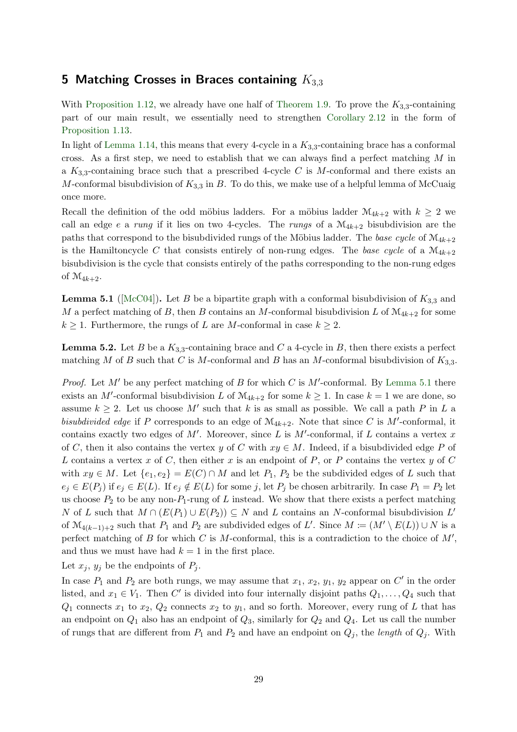## 5 Matching Crosses in Braces containing $K_{3,3}$

With Proposition 1.12, we already have one half of Theorem 1.9. To prove the $K_{3,3}$-containing part of our main result, we essentially need to strengthen Corollary 2.12 in the form of Proposition 1.13.

In light of Lemma 1.14, this means that every 4-cycle in a $K_{3,3}$-containing brace has a conformal cross. As a first step, we need to establish that we can always find a perfect matching $M$ in a $K_{3,3}$-containing brace such that a prescribed 4-cycle $C$ is $M$-conformal and there exists an $M$-conformal bisubdivision of $K_{3,3}$ in $B$. To do this, we make use of a helpful lemma of McCuaig once more.

Recall the definition of the odd möbius ladders. For a möbius ladder $\mathcal{M}_{4k+2}$ with $k \geq 2$ we call an edge $e$ a *rung* if it lies on two 4-cycles. The *rungs* of a $\mathcal{M}_{4k+2}$ bisubdivision are the paths that correspond to the bisubdivided rungs of the Möbius ladder. The *base cycle* of $\mathcal{M}_{4k+2}$ is the Hamiltoncycle $C$ that consists entirely of non-rung edges. The *base cycle* of a $\mathcal{M}_{4k+2}$ bisubdivision is the cycle that consists entirely of the paths corresponding to the non-rung edges of $\mathcal{M}_{4k+2}$.

**Lemma 5.1** ([McC04])**.** Let $B$ be a bipartite graph with a conformal bisubdivision of $K_{3,3}$ and $M$ a perfect matching of $B$, then $B$ contains an $M$-conformal bisubdivision $L$ of $\mathcal{M}_{4k+2}$ for some $k \geq 1$. Furthermore, the rungs of $L$ are $M$-conformal in case $k \geq 2$.

**Lemma 5.2.** Let $B$ be a $K_{3,3}$-containing brace and $C$ a 4-cycle in $B$, then there exists a perfect matching $M$ of $B$ such that $C$ is $M$-conformal and $B$ has an $M$-conformal bisubdivision of $K_{3,3}$.

*Proof.* Let $M'$ be any perfect matching of $B$ for which $C$ is $M'$-conformal. By Lemma 5.1 there exists an $M'$-conformal bisubdivision $L$ of $\mathcal{M}_{4k+2}$ for some $k \geq 1$. In case $k = 1$ we are done, so assume $k \geq 2$. Let us choose $M'$ such that $k$ is as small as possible. We call a path $P$ in $L$ a *bisubdivided edge* if $P$ corresponds to an edge of $\mathcal{M}_{4k+2}$. Note that since $C$ is $M'$-conformal, it contains exactly two edges of $M'$. Moreover, since $L$ is $M'$-conformal, if $L$ contains a vertex $x$ of $C$, then it also contains the vertex $y$ of $C$ with $xy \in M$. Indeed, if a bisubdivided edge $P$ of $L$ contains a vertex $x$ of $C$, then either $x$ is an endpoint of $P$, or $P$ contains the vertex $y$ of $C$ with $xy \in M$. Let $\{e_1, e_2\} = E(C) \cap M$ and let $P_1$, $P_2$ be the subdivided edges of $L$ such that $e_j \in E(P_j)$ if $e_j \in E(L)$. If $e_j \notin E(L)$ for some $j$, let $P_j$ be chosen arbitrarily. In case $P_1 = P_2$ let us choose $P_2$ to be any non-$P_1$-rung of $L$ instead. We show that there exists a perfect matching $N$ of $L$ such that $M \cap (E(P_1) \cup E(P_2)) \subseteq N$ and $L$ contains an $N$-conformal bisubdivision $L'$ of $\mathcal{M}_{4(k-1)+2}$ such that $P_1$ and $P_2$ are subdivided edges of $L'$. Since $M := (M' \setminus E(L)) \cup N$ is a perfect matching of $B$ for which $C$ is $M$-conformal, this is a contradiction to the choice of $M'$, and thus we must have had $k = 1$ in the first place.

Let $x_j$, $y_j$ be the endpoints of $P_j$.

In case $P_1$ and $P_2$ are both rungs, we may assume that $x_1$, $x_2$, $y_1$, $y_2$ appear on $C'$ in the order listed, and $x_1 \in V_1$. Then $C'$ is divided into four internally disjoint paths $Q_1, \dots, Q_4$ such that $Q_1$ connects $x_1$ to $x_2$, $Q_2$ connects $x_2$ to $y_1$, and so forth. Moreover, every rung of $L$ that has an endpoint on $Q_1$ also has an endpoint of $Q_3$, similarly for $Q_2$ and $Q_4$. Let us call the number of rungs that are different from $P_1$ and $P_2$ and have an endpoint on $Q_j$, the *length* of $Q_j$. With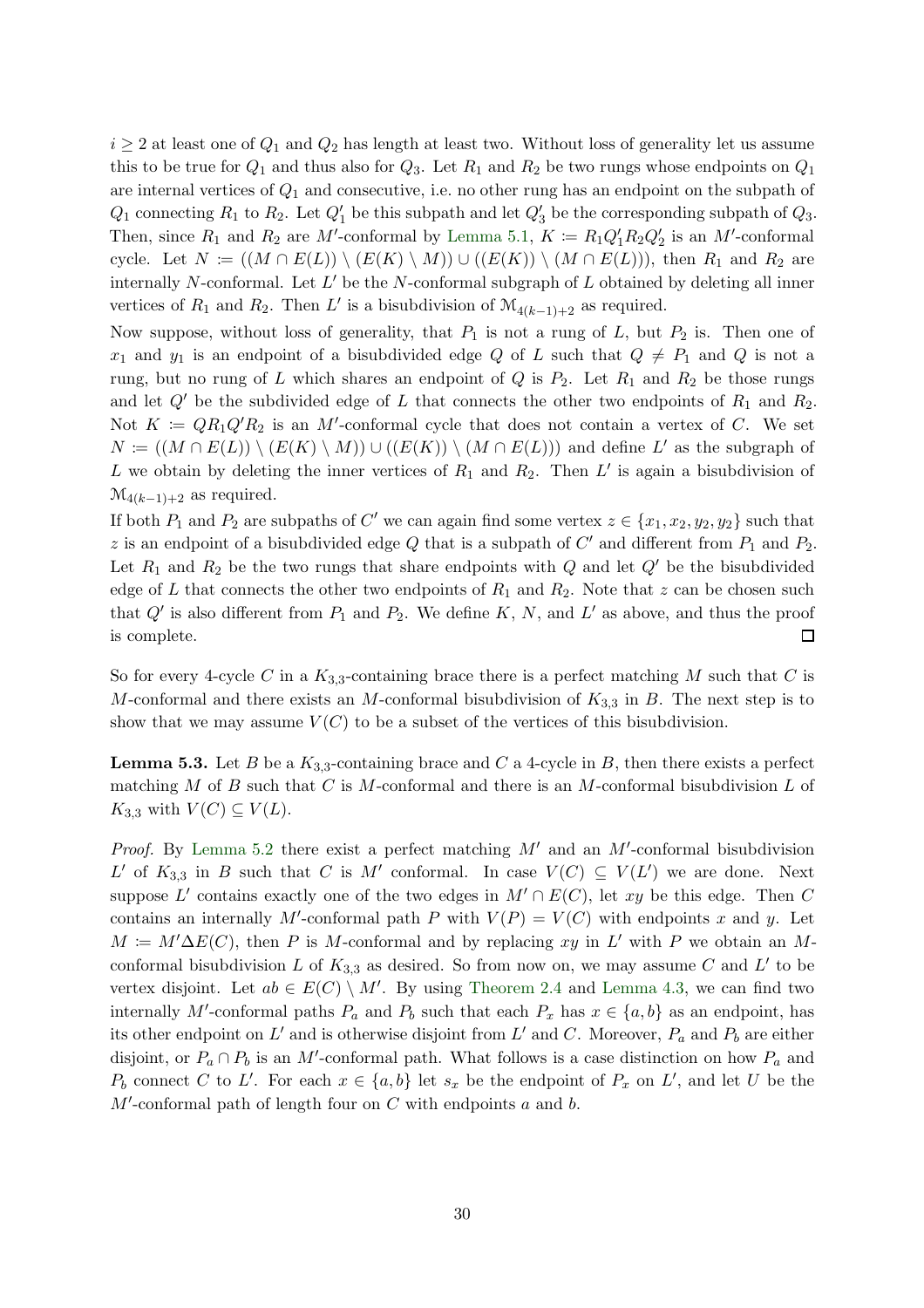$i \geq 2$ at least one of $Q_1$ and $Q_2$ has length at least two. Without loss of generality let us assume this to be true for $Q_1$ and thus also for $Q_3$. Let $R_1$ and $R_2$ be two rungs whose endpoints on $Q_1$ are internal vertices of $Q_1$ and consecutive, i.e. no other rung has an endpoint on the subpath of $Q_1$ connecting $R_1$ to $R_2$. Let $Q_1'$ be this subpath and let $Q_3'$ be the corresponding subpath of $Q_3$. Then, since $R_1$ and $R_2$ are $M'$-conformal by Lemma 5.1, $K \coloneqq R_1 Q_1' R_2 Q_2'$ is an $M'$-conformal cycle. Let $N \coloneqq ((M \cap E(L)) \setminus (E(K) \setminus M)) \cup ((E(K)) \setminus (M \cap E(L)))$, then $R_1$ and $R_2$ are internally $N$-conformal. Let $L'$ be the $N$-conformal subgraph of $L$ obtained by deleting all inner vertices of $R_1$ and $R_2$. Then $L'$ is a bisubdivision of $\mathcal{M}_{4(k-1)+2}$ as required.

Now suppose, without loss of generality, that $P_1$ is not a rung of $L$, but $P_2$ is. Then one of $x_1$ and $y_1$ is an endpoint of a bisubdivided edge $Q$ of $L$ such that $Q \neq P_1$ and $Q$ is not a rung, but no rung of $L$ which shares an endpoint of $Q$ is $P_2$. Let $R_1$ and $R_2$ be those rungs and let $Q'$ be the subdivided edge of $L$ that connects the other two endpoints of $R_1$ and $R_2$. Not $K \coloneqq Q R_1 Q' R_2$ is an $M'$-conformal cycle that does not contain a vertex of $C$. We set $N \coloneqq ((M \cap E(L)) \setminus (E(K) \setminus M)) \cup ((E(K)) \setminus (M \cap E(L)))$ and define $L'$ as the subgraph of $L$ we obtain by deleting the inner vertices of $R_1$ and $R_2$. Then $L'$ is again a bisubdivision of $\mathcal{M}_{4(k-1)+2}$ as required.

If both $P_1$ and $P_2$ are subpaths of $C'$ we can again find some vertex $z \in \{x_1, x_2, y_2, y_2\}$ such that $z$ is an endpoint of a bisubdivided edge $Q$ that is a subpath of $C'$ and different from $P_1$ and $P_2$. Let $R_1$ and $R_2$ be the two rungs that share endpoints with $Q$ and let $Q'$ be the bisubdivided edge of $L$ that connects the other two endpoints of $R_1$ and $R_2$. Note that $z$ can be chosen such that $Q'$ is also different from $P_1$ and $P_2$. We define $K$, $N$, and $L'$ as above, and thus the proof is complete. ☐

So for every 4-cycle $C$ in a $K_{3,3}$-containing brace there is a perfect matching $M$ such that $C$ is $M$-conformal and there exists an $M$-conformal bisubdivision of $K_{3,3}$ in $B$. The next step is to show that we may assume $V(C)$ to be a subset of the vertices of this bisubdivision.

**Lemma 5.3.** Let $B$ be a $K_{3,3}$-containing brace and $C$ a 4-cycle in $B$, then there exists a perfect matching $M$ of $B$ such that $C$ is $M$-conformal and there is an $M$-conformal bisubdivision $L$ of $K_{3,3}$ with $V(C) \subseteq V(L)$.

*Proof.* By Lemma 5.2 there exist a perfect matching $M'$ and an $M'$-conformal bisubdivision $L'$ of $K_{3,3}$ in $B$ such that $C$ is $M'$ conformal. In case $V(C) \subseteq V(L')$ we are done. Next suppose $L'$ contains exactly one of the two edges in $M' \cap E(C)$, let $xy$ be this edge. Then $C$ contains an internally $M'$-conformal path $P$ with $V(P) = V(C)$ with endpoints $x$ and $y$. Let $M \coloneqq M' \Delta E(C)$, then $P$ is $M$-conformal and by replacing $xy$ in $L'$ with $P$ we obtain an $M$-conformal bisubdivision $L$ of $K_{3,3}$ as desired. So from now on, we may assume $C$ and $L'$ to be vertex disjoint. Let $ab \in E(C) \setminus M'$. By using Theorem 2.4 and Lemma 4.3, we can find two internally $M'$-conformal paths $P_a$ and $P_b$ such that each $P_x$ has $x \in \{a, b\}$ as an endpoint, has its other endpoint on $L'$ and is otherwise disjoint from $L'$ and $C$. Moreover, $P_a$ and $P_b$ are either disjoint, or $P_a \cap P_b$ is an $M'$-conformal path. What follows is a case distinction on how $P_a$ and $P_b$ connect $C$ to $L'$. For each $x \in \{a, b\}$ let $s_x$ be the endpoint of $P_x$ on $L'$, and let $U$ be the $M'$-conformal path of length four on $C$ with endpoints $a$ and $b$.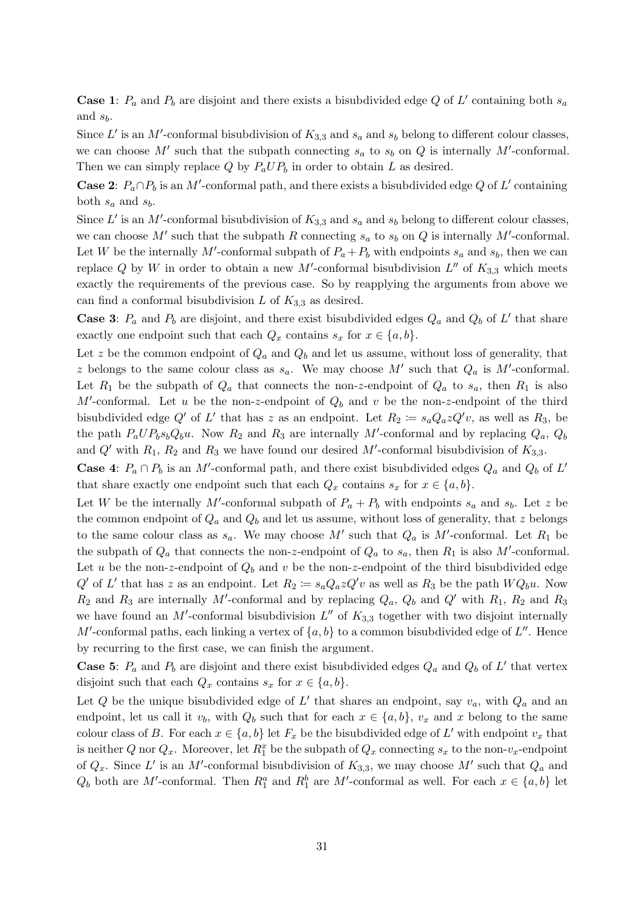**Case 1**: $P_a$ and $P_b$ are disjoint and there exists a bisubdivided edge $Q$ of $L'$ containing both $s_a$ and $s_b$.

Since $L'$ is an $M'$-conformal bisubdivision of $K_{3,3}$ and $s_a$ and $s_b$ belong to different colour classes, we can choose $M'$ such that the subpath connecting $s_a$ to $s_b$ on $Q$ is internally $M'$-conformal. Then we can simply replace $Q$ by $P_aUP_b$ in order to obtain $L$ as desired.

**Case 2**: $P_a \cap P_b$ is an $M'$-conformal path, and there exists a bisubdivided edge $Q$ of $L'$ containing both $s_a$ and $s_b$.

Since $L'$ is an $M'$-conformal bisubdivision of $K_{3,3}$ and $s_a$ and $s_b$ belong to different colour classes, we can choose $M'$ such that the subpath $R$ connecting $s_a$ to $s_b$ on $Q$ is internally $M'$-conformal. Let $W$ be the internally $M'$-conformal subpath of $P_a + P_b$ with endpoints $s_a$ and $s_b$, then we can replace $Q$ by $W$ in order to obtain a new $M'$-conformal bisubdivision $L''$ of $K_{3,3}$ which meets exactly the requirements of the previous case. So by reapplying the arguments from above we can find a conformal bisubdivision $L$ of $K_{3,3}$ as desired.

**Case 3**: $P_a$ and $P_b$ are disjoint, and there exist bisubdivided edges $Q_a$ and $Q_b$ of $L'$ that share exactly one endpoint such that each $Q_x$ contains $s_x$ for $x \in \{a, b\}$.

Let $z$ be the common endpoint of $Q_a$ and $Q_b$ and let us assume, without loss of generality, that $z$ belongs to the same colour class as $s_a$. We may choose $M'$ such that $Q_a$ is $M'$-conformal. Let $R_1$ be the subpath of $Q_a$ that connects the non-$z$-endpoint of $Q_a$ to $s_a$, then $R_1$ is also $M'$-conformal. Let $u$ be the non-$z$-endpoint of $Q_b$ and $v$ be the non-$z$-endpoint of the third bisubdivided edge $Q'$ of $L'$ that has $z$ as an endpoint. Let $R_2 := s_aQ_azQ'v$, as well as $R_3$, be the path $P_aUP_bs_bQ_bu$. Now $R_2$ and $R_3$ are internally $M'$-conformal and by replacing $Q_a$, $Q_b$ and $Q'$ with $R_1$, $R_2$ and $R_3$ we have found our desired $M'$-conformal bisubdivision of $K_{3,3}$.

**Case 4**: $P_a \cap P_b$ is an $M'$-conformal path, and there exist bisubdivided edges $Q_a$ and $Q_b$ of $L'$ that share exactly one endpoint such that each $Q_x$ contains $s_x$ for $x \in \{a, b\}$.

Let $W$ be the internally $M'$-conformal subpath of $P_a + P_b$ with endpoints $s_a$ and $s_b$. Let $z$ be the common endpoint of $Q_a$ and $Q_b$ and let us assume, without loss of generality, that $z$ belongs to the same colour class as $s_a$. We may choose $M'$ such that $Q_a$ is $M'$-conformal. Let $R_1$ be the subpath of $Q_a$ that connects the non-$z$-endpoint of $Q_a$ to $s_a$, then $R_1$ is also $M'$-conformal. Let $u$ be the non-$z$-endpoint of $Q_b$ and $v$ be the non-$z$-endpoint of the third bisubdivided edge $Q'$ of $L'$ that has $z$ as an endpoint. Let $R_2 := s_aQ_azQ'v$ as well as $R_3$ be the path $WQ_bu$. Now $R_2$ and $R_3$ are internally $M'$-conformal and by replacing $Q_a$, $Q_b$ and $Q'$ with $R_1$, $R_2$ and $R_3$ we have found an $M'$-conformal bisubdivision $L''$ of $K_{3,3}$ together with two disjoint internally $M'$-conformal paths, each linking a vertex of $\{a, b\}$ to a common bisubdivided edge of $L''$. Hence by recurring to the first case, we can finish the argument.

**Case 5**: $P_a$ and $P_b$ are disjoint and there exist bisubdivided edges $Q_a$ and $Q_b$ of $L'$ that vertex disjoint such that each $Q_x$ contains $s_x$ for $x \in \{a, b\}$.

Let $Q$ be the unique bisubdivided edge of $L'$ that shares an endpoint, say $v_a$, with $Q_a$ and an endpoint, let us call it $v_b$, with $Q_b$ such that for each $x \in \{a, b\}$, $v_x$ and $x$ belong to the same colour class of $B$. For each $x \in \{a, b\}$ let $F_x$ be the bisubdivided edge of $L'$ with endpoint $v_x$ that is neither $Q$ nor $Q_x$. Moreover, let $R_1^x$ be the subpath of $Q_x$ connecting $s_x$ to the non-$v_x$-endpoint of $Q_x$. Since $L'$ is an $M'$-conformal bisubdivision of $K_{3,3}$, we may choose $M'$ such that $Q_a$ and $Q_b$ both are $M'$-conformal. Then $R_1^a$ and $R_1^b$ are $M'$-conformal as well. For each $x \in \{a, b\}$ let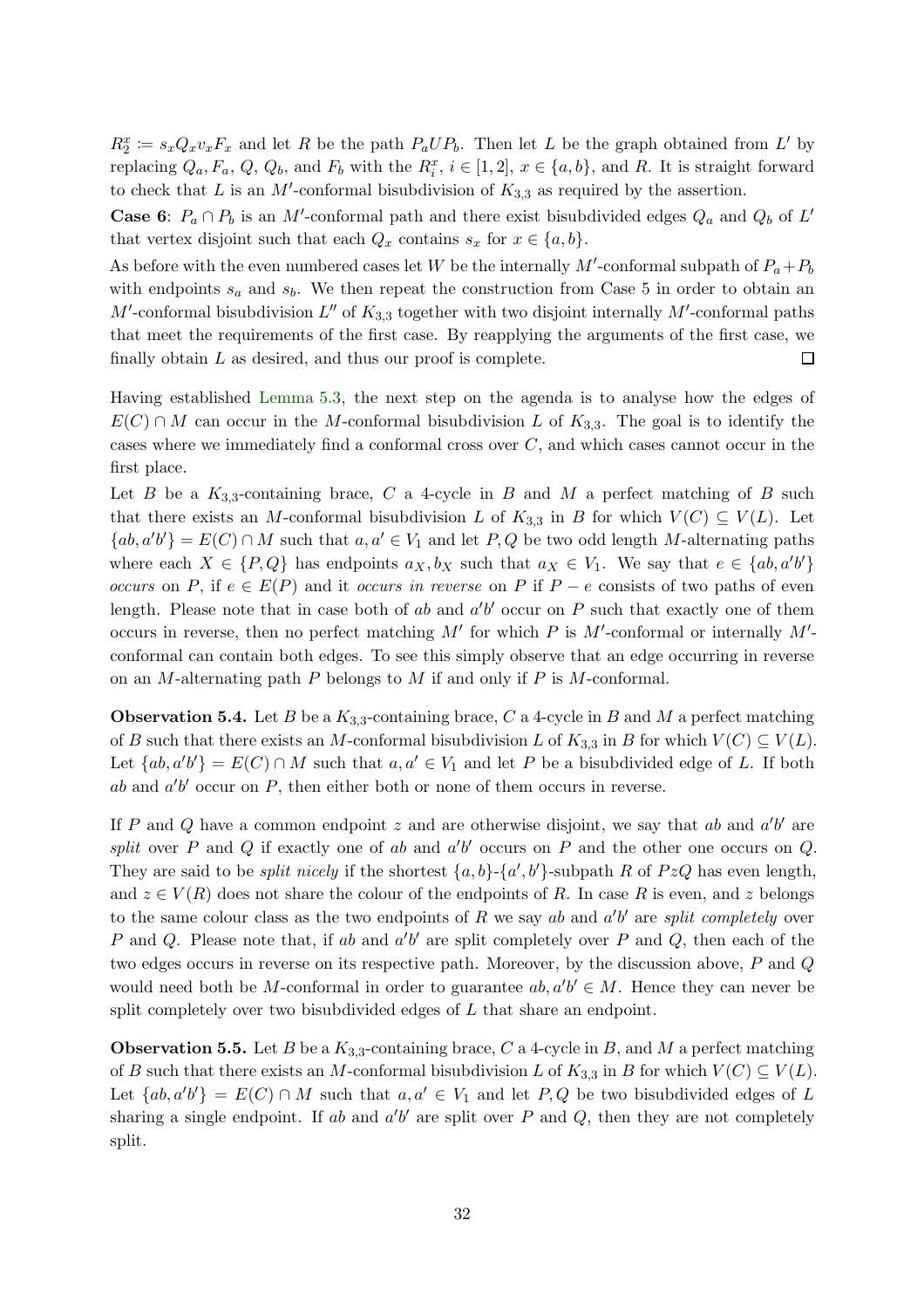$R_2^x \coloneqq s_x Q_x v_x F_x$ and let $R$ be the path $P_a U P_b$. Then let $L$ be the graph obtained from $L'$ by replacing $Q_a$, $F_a$, $Q$, $Q_b$, and $F_b$ with the $R_i^x$, $i \in [1,2]$, $x \in \{a,b\}$, and $R$. It is straight forward to check that $L$ is an $M'$-conformal bisubdivision of $K_{3,3}$ as required by the assertion.

**Case 6**: $P_a \cap P_b$ is an $M'$-conformal path and there exist bisubdivided edges $Q_a$ and $Q_b$ of $L'$ that vertex disjoint such that each $Q_x$ contains $s_x$ for $x \in \{a,b\}$.

As before with the even numbered cases let $W$ be the internally $M'$-conformal subpath of $P_a + P_b$ with endpoints $s_a$ and $s_b$. We then repeat the construction from Case 5 in order to obtain an $M'$-conformal bisubdivision $L''$ of $K_{3,3}$ together with two disjoint internally $M'$-conformal paths that meet the requirements of the first case. By reapplying the arguments of the first case, we finally obtain $L$ as desired, and thus our proof is complete. ☐

Having established Lemma 5.3, the next step on the agenda is to analyse how the edges of $E(C) \cap M$ can occur in the $M$-conformal bisubdivision $L$ of $K_{3,3}$. The goal is to identify the cases where we immediately find a conformal cross over $C$, and which cases cannot occur in the first place.

Let $B$ be a $K_{3,3}$-containing brace, $C$ a 4-cycle in $B$ and $M$ a perfect matching of $B$ such that there exists an $M$-conformal bisubdivision $L$ of $K_{3,3}$ in $B$ for which $V(C) \subseteq V(L)$. Let $\{ab, a'b'\} = E(C) \cap M$ such that $a, a' \in V_1$ and let $P, Q$ be two odd length $M$-alternating paths where each $X \in \{P, Q\}$ has endpoints $a_X, b_X$ such that $a_X \in V_1$. We say that $e \in \{ab, a'b'\}$ *occurs* on $P$, if $e \in E(P)$ and it *occurs in reverse* on $P$ if $P - e$ consists of two paths of even length. Please note that in case both of $ab$ and $a'b'$ occur on $P$ such that exactly one of them occurs in reverse, then no perfect matching $M'$ for which $P$ is $M'$-conformal or internally $M'$-conformal can contain both edges. To see this simply observe that an edge occurring in reverse on an $M$-alternating path $P$ belongs to $M$ if and only if $P$ is $M$-conformal.

**Observation 5.4.** Let $B$ be a $K_{3,3}$-containing brace, $C$ a 4-cycle in $B$ and $M$ a perfect matching of $B$ such that there exists an $M$-conformal bisubdivision $L$ of $K_{3,3}$ in $B$ for which $V(C) \subseteq V(L)$. Let $\{ab, a'b'\} = E(C) \cap M$ such that $a, a' \in V_1$ and let $P$ be a bisubdivided edge of $L$. If both $ab$ and $a'b'$ occur on $P$, then either both or none of them occurs in reverse.

If $P$ and $Q$ have a common endpoint $z$ and are otherwise disjoint, we say that $ab$ and $a'b'$ are *split* over $P$ and $Q$ if exactly one of $ab$ and $a'b'$ occurs on $P$ and the other one occurs on $Q$. They are said to be *split nicely* if the shortest $\{a,b\}$-$\{a',b'\}$-subpath $R$ of $PzQ$ has even length, and $z \in V(R)$ does not share the colour of the endpoints of $R$. In case $R$ is even, and $z$ belongs to the same colour class as the two endpoints of $R$ we say $ab$ and $a'b'$ are *split completely* over $P$ and $Q$. Please note that, if $ab$ and $a'b'$ are split completely over $P$ and $Q$, then each of the two edges occurs in reverse on its respective path. Moreover, by the discussion above, $P$ and $Q$ would need both be $M$-conformal in order to guarantee $ab, a'b' \in M$. Hence they can never be split completely over two bisubdivided edges of $L$ that share an endpoint.

**Observation 5.5.** Let $B$ be a $K_{3,3}$-containing brace, $C$ a 4-cycle in $B$, and $M$ a perfect matching of $B$ such that there exists an $M$-conformal bisubdivision $L$ of $K_{3,3}$ in $B$ for which $V(C) \subseteq V(L)$. Let $\{ab, a'b'\} = E(C) \cap M$ such that $a, a' \in V_1$ and let $P, Q$ be two bisubdivided edges of $L$ sharing a single endpoint. If $ab$ and $a'b'$ are split over $P$ and $Q$, then they are not completely split.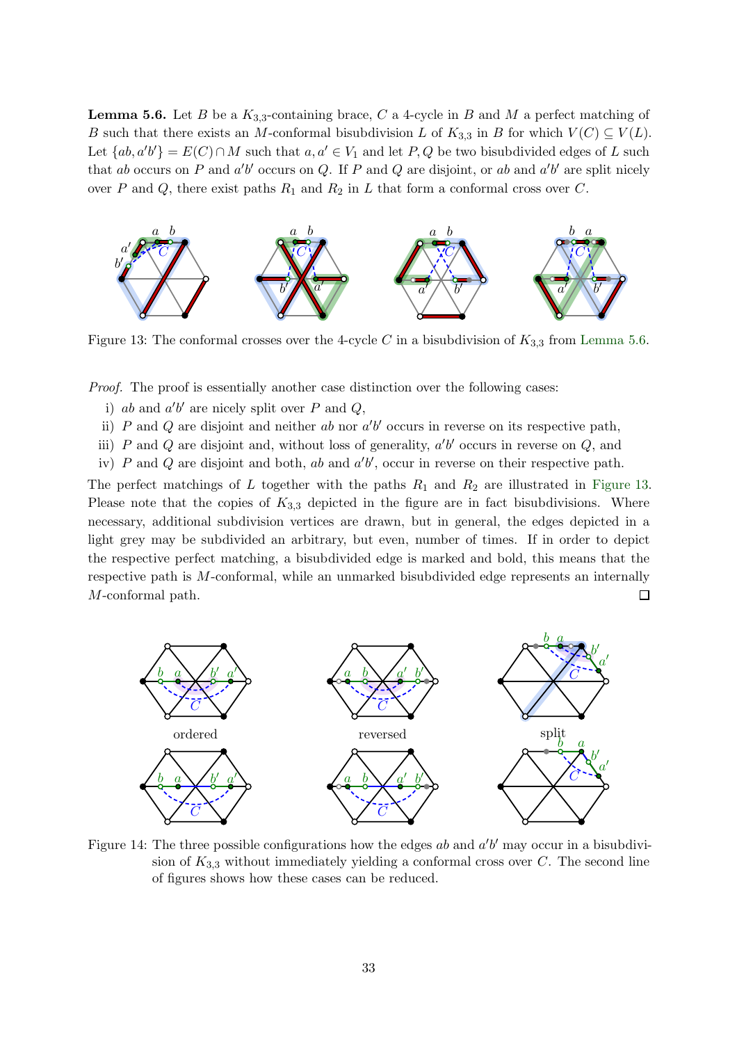**Lemma 5.6.** Let $B$ be a $K_{3,3}$-containing brace, $C$ a 4-cycle in $B$ and $M$ a perfect matching of $B$ such that there exists an $M$-conformal bisubdivision $L$ of $K_{3,3}$ in $B$ for which $V(C) \subseteq V(L)$. Let $\{ab, a'b'\} = E(C) \cap M$ such that $a, a' \in V_1$ and let $P, Q$ be two bisubdivided edges of $L$ such that $ab$ occurs on $P$ and $a'b'$ occurs on $Q$. If $P$ and $Q$ are disjoint, or $ab$ and $a'b'$ are split nicely over $P$ and $Q$, there exist paths $R_1$ and $R_2$ in $L$ that form a conformal cross over $C$.

Figure 13: The conformal crosses over the 4-cycle $C$ in a bisubdivision of $K_{3,3}$ from Lemma 5.6.

*Proof.* The proof is essentially another case distinction over the following cases:

i) $ab$ and $a'b'$ are nicely split over $P$ and $Q$,
ii) $P$ and $Q$ are disjoint and neither $ab$ nor $a'b'$ occurs in reverse on its respective path,
iii) $P$ and $Q$ are disjoint and, without loss of generality, $a'b'$ occurs in reverse on $Q$, and
iv) $P$ and $Q$ are disjoint and both, $ab$ and $a'b'$, occur in reverse on their respective path.

The perfect matchings of $L$ together with the paths $R_1$ and $R_2$ are illustrated in Figure 13. Please note that the copies of $K_{3,3}$ depicted in the figure are in fact bisubdivisions. Where necessary, additional subdivision vertices are drawn, but in general, the edges depicted in a light grey may be subdivided an arbitrary, but even, number of times. If in order to depict the respective perfect matching, a bisubdivided edge is marked and bold, this means that the respective path is $M$-conformal, while an unmarked bisubdivided edge represents an internally $M$-conformal path. ☐

Figure 14: The three possible configurations how the edges $ab$ and $a'b'$ may occur in a bisubdivision of $K_{3,3}$ without immediately yielding a conformal cross over $C$. The second line of figures shows how these cases can be reduced.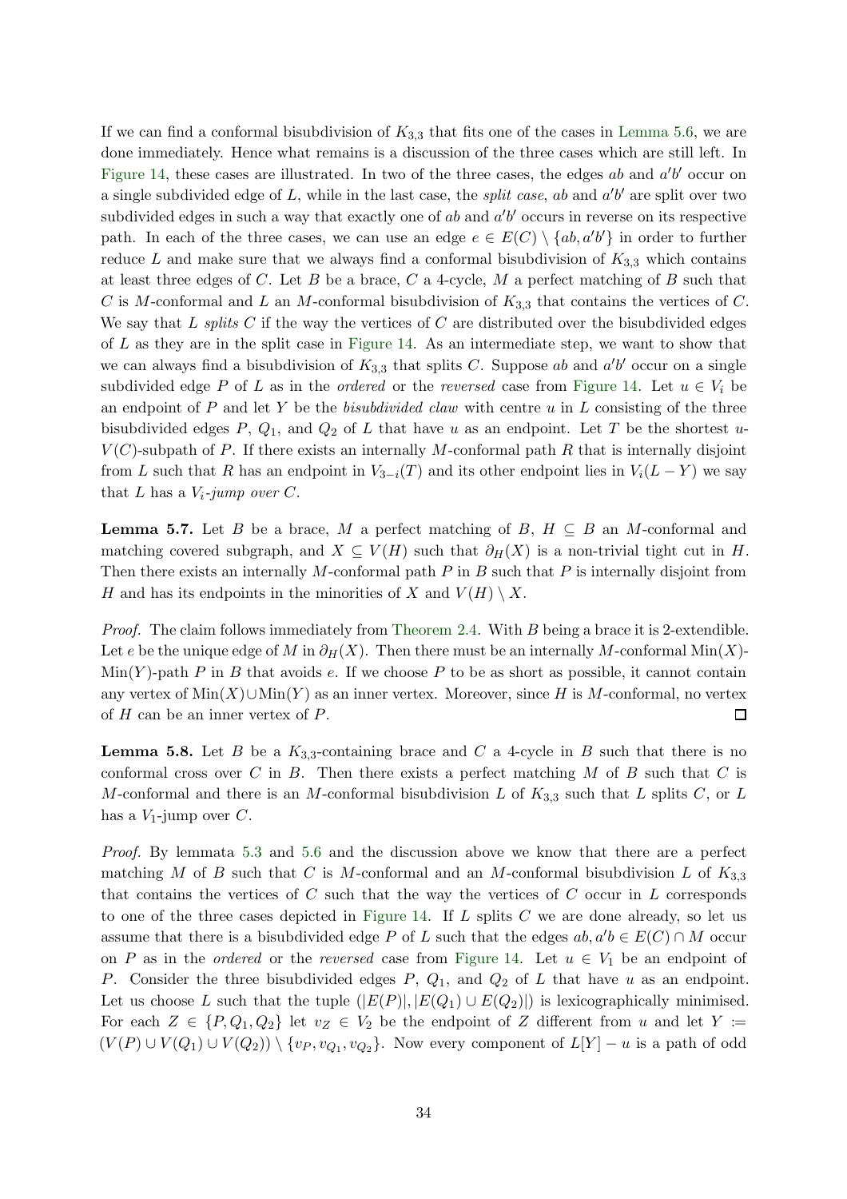If we can find a conformal bisubdivision of $K_{3,3}$ that fits one of the cases in Lemma 5.6, we are done immediately. Hence what remains is a discussion of the three cases which are still left. In Figure 14, these cases are illustrated. In two of the three cases, the edges $ab$ and $a'b'$ occur on a single subdivided edge of $L$, while in the last case, the *split case*, $ab$ and $a'b'$ are split over two subdivided edges in such a way that exactly one of $ab$ and $a'b'$ occurs in reverse on its respective path. In each of the three cases, we can use an edge $e \in E(C) \setminus \{ab, a'b'\}$ in order to further reduce $L$ and make sure that we always find a conformal bisubdivision of $K_{3,3}$ which contains at least three edges of $C$. Let $B$ be a brace, $C$ a 4-cycle, $M$ a perfect matching of $B$ such that $C$ is $M$-conformal and $L$ an $M$-conformal bisubdivision of $K_{3,3}$ that contains the vertices of $C$. We say that $L$ *splits* $C$ if the way the vertices of $C$ are distributed over the bisubdivided edges of $L$ as they are in the split case in Figure 14. As an intermediate step, we want to show that we can always find a bisubdivision of $K_{3,3}$ that splits $C$. Suppose $ab$ and $a'b'$ occur on a single subdivided edge $P$ of $L$ as in the *ordered* or the *reversed* case from Figure 14. Let $u \in V_i$ be an endpoint of $P$ and let $Y$ be the *bisubdivided claw* with centre $u$ in $L$ consisting of the three bisubdivided edges $P$, $Q_1$, and $Q_2$ of $L$ that have $u$ as an endpoint. Let $T$ be the shortest $u$-$V(C)$-subpath of $P$. If there exists an internally $M$-conformal path $R$ that is internally disjoint from $L$ such that $R$ has an endpoint in $V_{3-i}(T)$ and its other endpoint lies in $V_i(L - Y)$ we say that $L$ has a *$V_i$-jump over $C$*.

**Lemma 5.7.** Let $B$ be a brace, $M$ a perfect matching of $B$, $H \subseteq B$ an $M$-conformal and matching covered subgraph, and $X \subseteq V(H)$ such that $\partial_H(X)$ is a non-trivial tight cut in $H$. Then there exists an internally $M$-conformal path $P$ in $B$ such that $P$ is internally disjoint from $H$ and has its endpoints in the minorities of $X$ and $V(H) \setminus X$.

*Proof.* The claim follows immediately from Theorem 2.4. With $B$ being a brace it is 2-extendible. Let $e$ be the unique edge of $M$ in $\partial_H(X)$. Then there must be an internally $M$-conformal $\mathrm{Min}(X)$-$\mathrm{Min}(Y)$-path $P$ in $B$ that avoids $e$. If we choose $P$ to be as short as possible, it cannot contain any vertex of $\mathrm{Min}(X) \cup \mathrm{Min}(Y)$ as an inner vertex. Moreover, since $H$ is $M$-conformal, no vertex of $H$ can be an inner vertex of $P$. ☐

**Lemma 5.8.** Let $B$ be a $K_{3,3}$-containing brace and $C$ a 4-cycle in $B$ such that there is no conformal cross over $C$ in $B$. Then there exists a perfect matching $M$ of $B$ such that $C$ is $M$-conformal and there is an $M$-conformal bisubdivision $L$ of $K_{3,3}$ such that $L$ splits $C$, or $L$ has a $V_1$-jump over $C$.

*Proof.* By lemmata 5.3 and 5.6 and the discussion above we know that there are a perfect matching $M$ of $B$ such that $C$ is $M$-conformal and an $M$-conformal bisubdivision $L$ of $K_{3,3}$ that contains the vertices of $C$ such that the way the vertices of $C$ occur in $L$ corresponds to one of the three cases depicted in Figure 14. If $L$ splits $C$ we are done already, so let us assume that there is a bisubdivided edge $P$ of $L$ such that the edges $ab, a'b \in E(C) \cap M$ occur on $P$ as in the *ordered* or the *reversed* case from Figure 14. Let $u \in V_1$ be an endpoint of $P$. Consider the three bisubdivided edges $P$, $Q_1$, and $Q_2$ of $L$ that have $u$ as an endpoint. Let us choose $L$ such that the tuple $(|E(P)|, |E(Q_1) \cup E(Q_2)|)$ is lexicographically minimised. For each $Z \in \{P, Q_1, Q_2\}$ let $v_Z \in V_2$ be the endpoint of $Z$ different from $u$ and let $Y :=$ $(V(P) \cup V(Q_1) \cup V(Q_2)) \setminus \{v_P, v_{Q_1}, v_{Q_2}\}$. Now every component of $L[Y] - u$ is a path of odd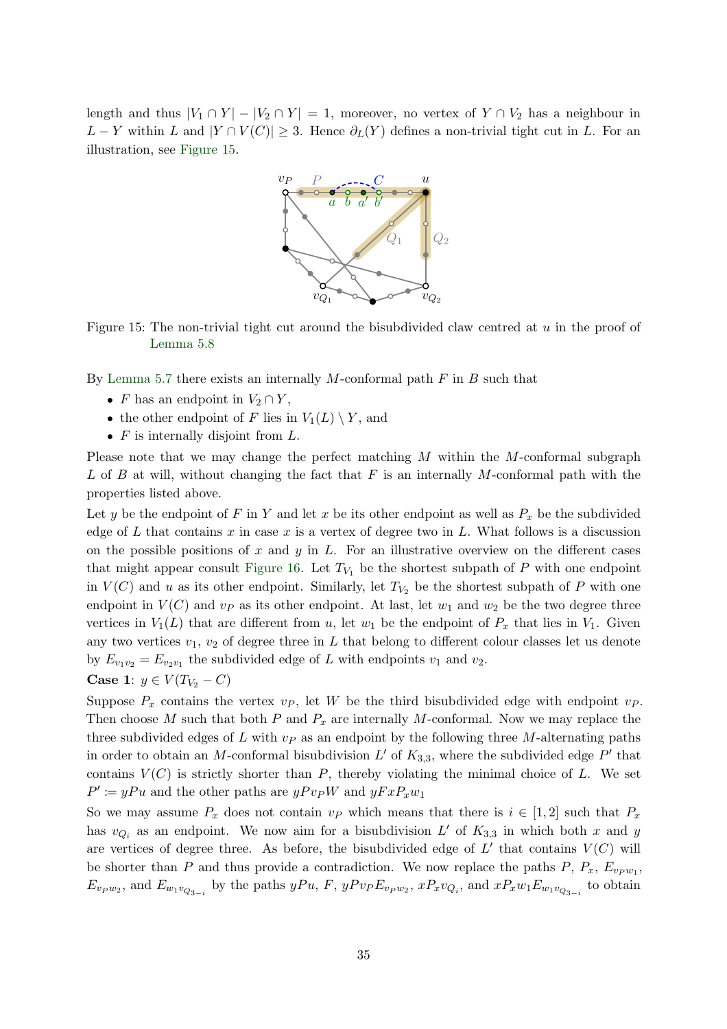length and thus $|V_1 \cap Y| - |V_2 \cap Y| = 1$, moreover, no vertex of $Y \cap V_2$ has a neighbour in $L - Y$ within $L$ and $|Y \cap V(C)| \geq 3$. Hence $\partial_L(Y)$ defines a non-trivial tight cut in $L$. For an illustration, see Figure 15.

Figure 15: The non-trivial tight cut around the bisubdivided claw centred at $u$ in the proof of Lemma 5.8

By Lemma 5.7 there exists an internally $M$-conformal path $F$ in $B$ such that

- $F$ has an endpoint in $V_2 \cap Y$,
- the other endpoint of $F$ lies in $V_1(L) \setminus Y$, and
- $F$ is internally disjoint from $L$.

Please note that we may change the perfect matching $M$ within the $M$-conformal subgraph $L$ of $B$ at will, without changing the fact that $F$ is an internally $M$-conformal path with the properties listed above.

Let $y$ be the endpoint of $F$ in $Y$ and let $x$ be its other endpoint as well as $P_x$ be the subdivided edge of $L$ that contains $x$ in case $x$ is a vertex of degree two in $L$. What follows is a discussion on the possible positions of $x$ and $y$ in $L$. For an illustrative overview on the different cases that might appear consult Figure 16. Let $T_{V_1}$ be the shortest subpath of $P$ with one endpoint in $V(C)$ and $u$ as its other endpoint. Similarly, let $T_{V_2}$ be the shortest subpath of $P$ with one endpoint in $V(C)$ and $v_P$ as its other endpoint. At last, let $w_1$ and $w_2$ be the two degree three vertices in $V_1(L)$ that are different from $u$, let $w_1$ be the endpoint of $P_x$ that lies in $V_1$. Given any two vertices $v_1$, $v_2$ of degree three in $L$ that belong to different colour classes let us denote by $E_{v_1v_2} = E_{v_2v_1}$ the subdivided edge of $L$ with endpoints $v_1$ and $v_2$.

**Case 1**: $y \in V(T_{V_2} - C)$

Suppose $P_x$ contains the vertex $v_P$, let $W$ be the third bisubdivided edge with endpoint $v_P$. Then choose $M$ such that both $P$ and $P_x$ are internally $M$-conformal. Now we may replace the three subdivided edges of $L$ with $v_P$ as an endpoint by the following three $M$-alternating paths in order to obtain an $M$-conformal bisubdivision $L'$ of $K_{3,3}$, where the subdivided edge $P'$ that contains $V(C)$ is strictly shorter than $P$, thereby violating the minimal choice of $L$. We set $P' := yPu$ and the other paths are $yPv_PW$ and $yFxP_xw_1$

So we may assume $P_x$ does not contain $v_P$ which means that there is $i \in [1,2]$ such that $P_x$ has $v_{Q_i}$ as an endpoint. We now aim for a bisubdivision $L'$ of $K_{3,3}$ in which both $x$ and $y$ are vertices of degree three. As before, the bisubdivided edge of $L'$ that contains $V(C)$ will be shorter than $P$ and thus provide a contradiction. We now replace the paths $P$, $P_x$, $E_{v_Pw_1}$, $E_{v_Pw_2}$, and $E_{w_1v_{Q_{3-i}}}$ by the paths $yPu$, $F$, $yPv_PE_{v_Pw_2}$, $xP_xv_{Q_i}$, and $xP_xw_1E_{w_1v_{Q_{3-i}}}$ to obtain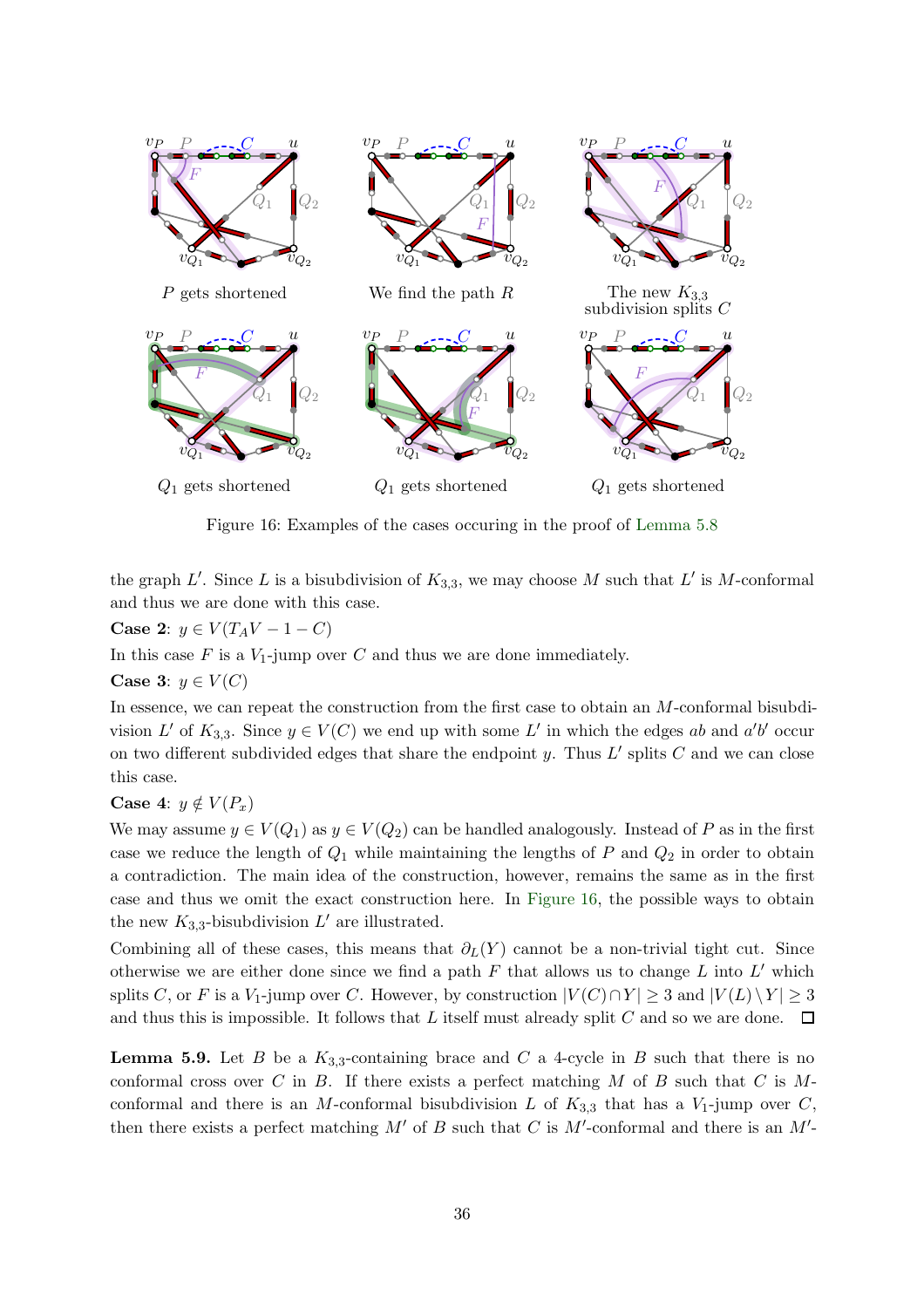Figure 16: Examples of the cases occuring in the proof of Lemma 5.8

the graph $L'$. Since $L$ is a bisubdivision of $K_{3,3}$, we may choose $M$ such that $L'$ is $M$-conformal and thus we are done with this case.

**Case 2**: $y \in V(T_A V - 1 - C)$

In this case $F$ is a $V_1$-jump over $C$ and thus we are done immediately.

**Case 3**: $y \in V(C)$

In essence, we can repeat the construction from the first case to obtain an $M$-conformal bisubdivision $L'$ of $K_{3,3}$. Since $y \in V(C)$ we end up with some $L'$ in which the edges $ab$ and $a'b'$ occur on two different subdivided edges that share the endpoint $y$. Thus $L'$ splits $C$ and we can close this case.

**Case 4**: $y \notin V(P_x)$

We may assume $y \in V(Q_1)$ as $y \in V(Q_2)$ can be handled analogously. Instead of $P$ as in the first case we reduce the length of $Q_1$ while maintaining the lengths of $P$ and $Q_2$ in order to obtain a contradiction. The main idea of the construction, however, remains the same as in the first case and thus we omit the exact construction here. In Figure 16, the possible ways to obtain the new $K_{3,3}$-bisubdivision $L'$ are illustrated.

Combining all of these cases, this means that $\partial_L(Y)$ cannot be a non-trivial tight cut. Since otherwise we are either done since we find a path $F$ that allows us to change $L$ into $L'$ which splits $C$, or $F$ is a $V_1$-jump over $C$. However, by construction $|V(C) \cap Y| \geq 3$ and $|V(L) \setminus Y| \geq 3$ and thus this is impossible. It follows that $L$ itself must already split $C$ and so we are done. ☐

**Lemma 5.9.** Let $B$ be a $K_{3,3}$-containing brace and $C$ a 4-cycle in $B$ such that there is no conformal cross over $C$ in $B$. If there exists a perfect matching $M$ of $B$ such that $C$ is $M$-conformal and there is an $M$-conformal bisubdivision $L$ of $K_{3,3}$ that has a $V_1$-jump over $C$, then there exists a perfect matching $M'$ of $B$ such that $C$ is $M'$-conformal and there is an $M'$-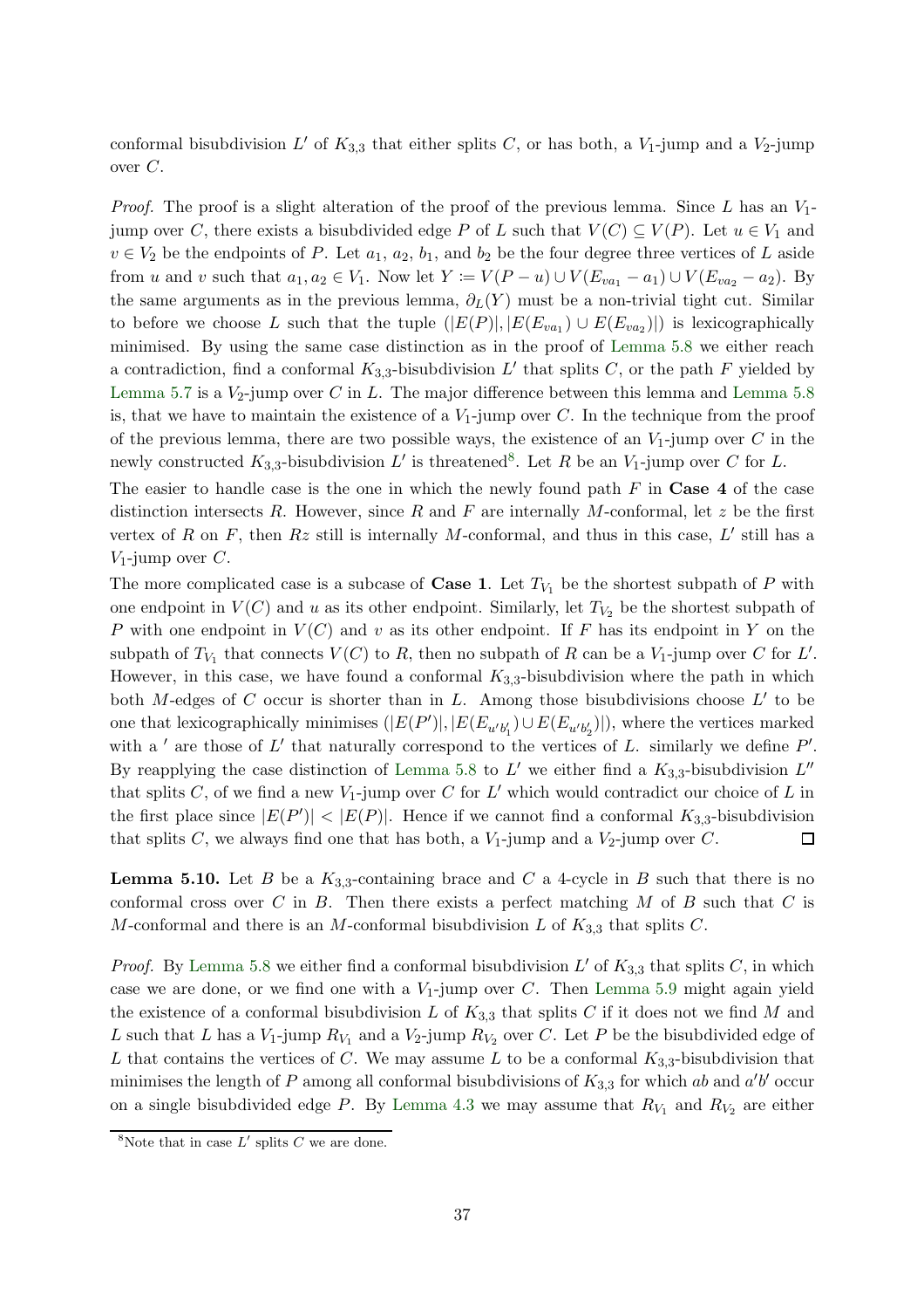conformal bisubdivision $L'$ of $K_{3,3}$ that either splits $C$, or has both, a $V_1$-jump and a $V_2$-jump over $C$.

*Proof.* The proof is a slight alteration of the proof of the previous lemma. Since $L$ has an $V_1$-jump over $C$, there exists a bisubdivided edge $P$ of $L$ such that $V(C) \subseteq V(P)$. Let $u \in V_1$ and $v \in V_2$ be the endpoints of $P$. Let $a_1$, $a_2$, $b_1$, and $b_2$ be the four degree three vertices of $L$ aside from $u$ and $v$ such that $a_1, a_2 \in V_1$. Now let $Y \coloneqq V(P - u) \cup V(E_{va_1} - a_1) \cup V(E_{va_2} - a_2)$. By the same arguments as in the previous lemma, $\partial_L(Y)$ must be a non-trivial tight cut. Similar to before we choose $L$ such that the tuple $(|E(P)|, |E(E_{va_1}) \cup E(E_{va_2})|)$ is lexicographically minimised. By using the same case distinction as in the proof of Lemma 5.8 we either reach a contradiction, find a conformal $K_{3,3}$-bisubdivision $L'$ that splits $C$, or the path $F$ yielded by Lemma 5.7 is a $V_2$-jump over $C$ in $L$. The major difference between this lemma and Lemma 5.8 is, that we have to maintain the existence of a $V_1$-jump over $C$. In the technique from the proof of the previous lemma, there are two possible ways, the existence of an $V_1$-jump over $C$ in the newly constructed $K_{3,3}$-bisubdivision $L'$ is threatened[8]. Let $R$ be an $V_1$-jump over $C$ for $L$.

The easier to handle case is the one in which the newly found path $F$ in **Case 4** of the case distinction intersects $R$. However, since $R$ and $F$ are internally $M$-conformal, let $z$ be the first vertex of $R$ on $F$, then $Rz$ still is internally $M$-conformal, and thus in this case, $L'$ still has a $V_1$-jump over $C$.

The more complicated case is a subcase of **Case 1**. Let $T_{V_1}$ be the shortest subpath of $P$ with one endpoint in $V(C)$ and $u$ as its other endpoint. Similarly, let $T_{V_2}$ be the shortest subpath of $P$ with one endpoint in $V(C)$ and $v$ as its other endpoint. If $F$ has its endpoint in $Y$ on the subpath of $T_{V_1}$ that connects $V(C)$ to $R$, then no subpath of $R$ can be a $V_1$-jump over $C$ for $L'$. However, in this case, we have found a conformal $K_{3,3}$-bisubdivision where the path in which both $M$-edges of $C$ occur is shorter than in $L$. Among those bisubdivisions choose $L'$ to be one that lexicographically minimises $(|E(P')|, |E(E_{u'b'_1}) \cup E(E_{u'b'_2})|)$, where the vertices marked with a $'$ are those of $L'$ that naturally correspond to the vertices of $L$. similarly we define $P'$. By reapplying the case distinction of Lemma 5.8 to $L'$ we either find a $K_{3,3}$-bisubdivision $L''$ that splits $C$, of we find a new $V_1$-jump over $C$ for $L'$ which would contradict our choice of $L$ in the first place since $|E(P')| < |E(P)|$. Hence if we cannot find a conformal $K_{3,3}$-bisubdivision that splits $C$, we always find one that has both, a $V_1$-jump and a $V_2$-jump over $C$. ◻

**Lemma 5.10.** Let $B$ be a $K_{3,3}$-containing brace and $C$ a 4-cycle in $B$ such that there is no conformal cross over $C$ in $B$. Then there exists a perfect matching $M$ of $B$ such that $C$ is $M$-conformal and there is an $M$-conformal bisubdivision $L$ of $K_{3,3}$ that splits $C$.

*Proof.* By Lemma 5.8 we either find a conformal bisubdivision $L'$ of $K_{3,3}$ that splits $C$, in which case we are done, or we find one with a $V_1$-jump over $C$. Then Lemma 5.9 might again yield the existence of a conformal bisubdivision $L$ of $K_{3,3}$ that splits $C$ if it does not we find $M$ and $L$ such that $L$ has a $V_1$-jump $R_{V_1}$ and a $V_2$-jump $R_{V_2}$ over $C$. Let $P$ be the bisubdivided edge of $L$ that contains the vertices of $C$. We may assume $L$ to be a conformal $K_{3,3}$-bisubdivision that minimises the length of $P$ among all conformal bisubdivisions of $K_{3,3}$ for which $ab$ and $a'b'$ occur on a single bisubdivided edge $P$. By Lemma 4.3 we may assume that $R_{V_1}$ and $R_{V_2}$ are either

[8]Note that in case $L'$ splits $C$ we are done.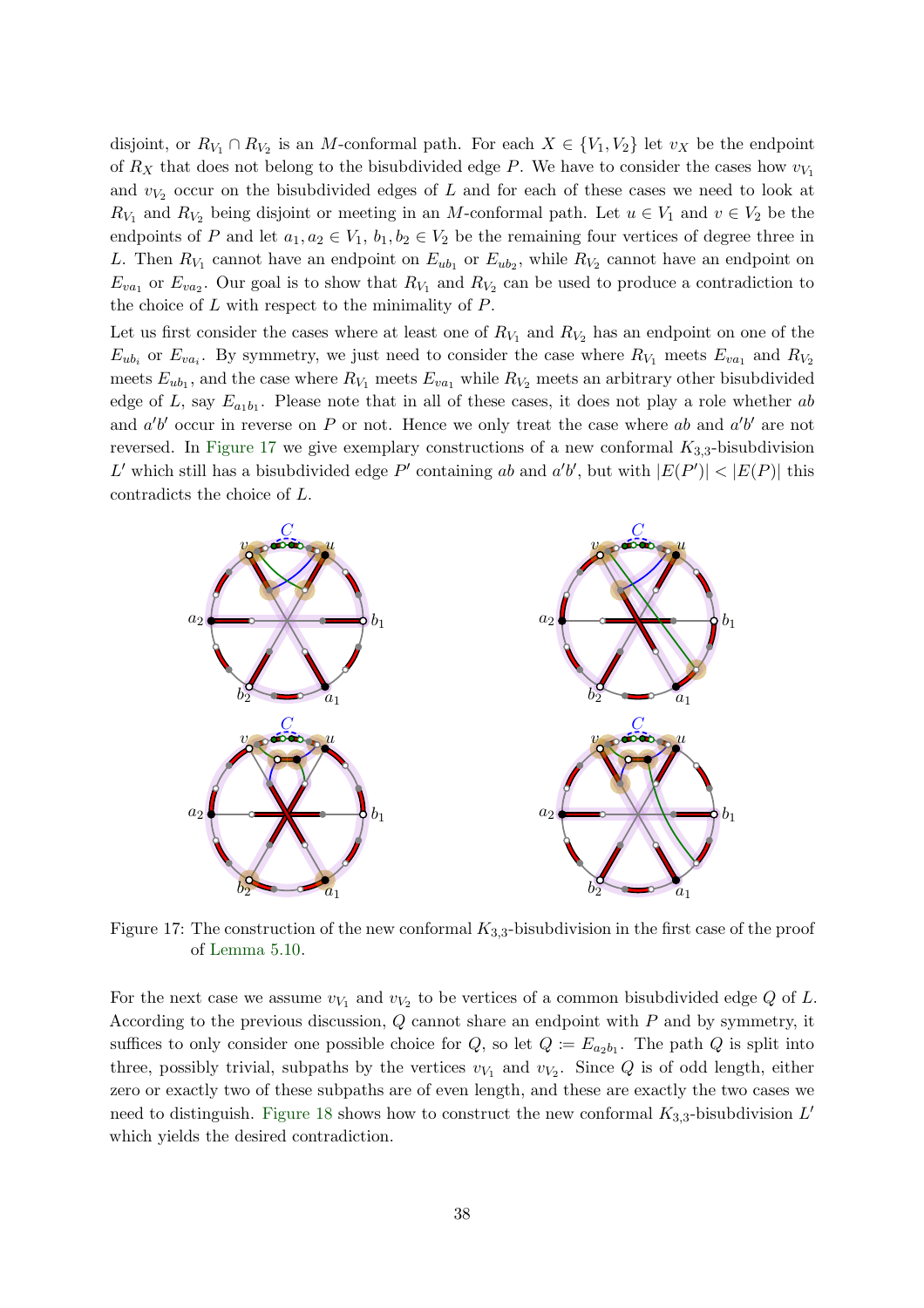disjoint, or $R_{V_1} \cap R_{V_2}$ is an $M$-conformal path. For each $X \in \{V_1, V_2\}$ let $v_X$ be the endpoint of $R_X$ that does not belong to the bisubdivided edge $P$. We have to consider the cases how $v_{V_1}$ and $v_{V_2}$ occur on the bisubdivided edges of $L$ and for each of these cases we need to look at $R_{V_1}$ and $R_{V_2}$ being disjoint or meeting in an $M$-conformal path. Let $u \in V_1$ and $v \in V_2$ be the endpoints of $P$ and let $a_1, a_2 \in V_1$, $b_1, b_2 \in V_2$ be the remaining four vertices of degree three in $L$. Then $R_{V_1}$ cannot have an endpoint on $E_{ub_1}$ or $E_{ub_2}$, while $R_{V_2}$ cannot have an endpoint on $E_{va_1}$ or $E_{va_2}$. Our goal is to show that $R_{V_1}$ and $R_{V_2}$ can be used to produce a contradiction to the choice of $L$ with respect to the minimality of $P$.

Let us first consider the cases where at least one of $R_{V_1}$ and $R_{V_2}$ has an endpoint on one of the $E_{ub_i}$ or $E_{va_i}$. By symmetry, we just need to consider the case where $R_{V_1}$ meets $E_{va_1}$ and $R_{V_2}$ meets $E_{ub_1}$, and the case where $R_{V_1}$ meets $E_{va_1}$ while $R_{V_2}$ meets an arbitrary other bisubdivided edge of $L$, say $E_{a_1b_1}$. Please note that in all of these cases, it does not play a role whether $ab$ and $a'b'$ occur in reverse on $P$ or not. Hence we only treat the case where $ab$ and $a'b'$ are not reversed. In Figure 17 we give exemplary constructions of a new conformal $K_{3,3}$-bisubdivision $L'$ which still has a bisubdivided edge $P'$ containing $ab$ and $a'b'$, but with $|E(P')| < |E(P)|$ this contradicts the choice of $L$.

Figure 17: The construction of the new conformal $K_{3,3}$-bisubdivision in the first case of the proof of Lemma 5.10.

For the next case we assume $v_{V_1}$ and $v_{V_2}$ to be vertices of a common bisubdivided edge $Q$ of $L$. According to the previous discussion, $Q$ cannot share an endpoint with $P$ and by symmetry, it suffices to only consider one possible choice for $Q$, so let $Q := E_{a_2b_1}$. The path $Q$ is split into three, possibly trivial, subpaths by the vertices $v_{V_1}$ and $v_{V_2}$. Since $Q$ is of odd length, either zero or exactly two of these subpaths are of even length, and these are exactly the two cases we need to distinguish. Figure 18 shows how to construct the new conformal $K_{3,3}$-bisubdivision $L'$ which yields the desired contradiction.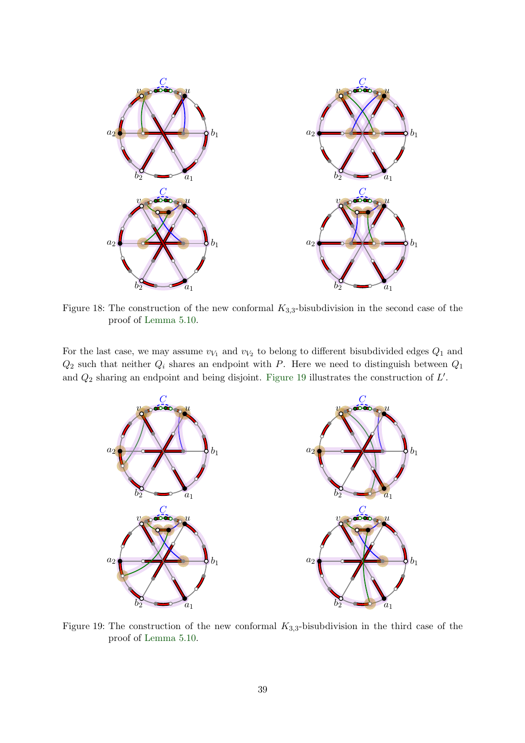Figure 18: The construction of the new conformal $K_{3,3}$-bisubdivision in the second case of the proof of Lemma 5.10.

For the last case, we may assume $v_{V_1}$ and $v_{V_2}$ to belong to different bisubdivided edges $Q_1$ and $Q_2$ such that neither $Q_i$ shares an endpoint with $P$. Here we need to distinguish between $Q_1$ and $Q_2$ sharing an endpoint and being disjoint. Figure 19 illustrates the construction of $L'$.

Figure 19: The construction of the new conformal $K_{3,3}$-bisubdivision in the third case of the proof of Lemma 5.10.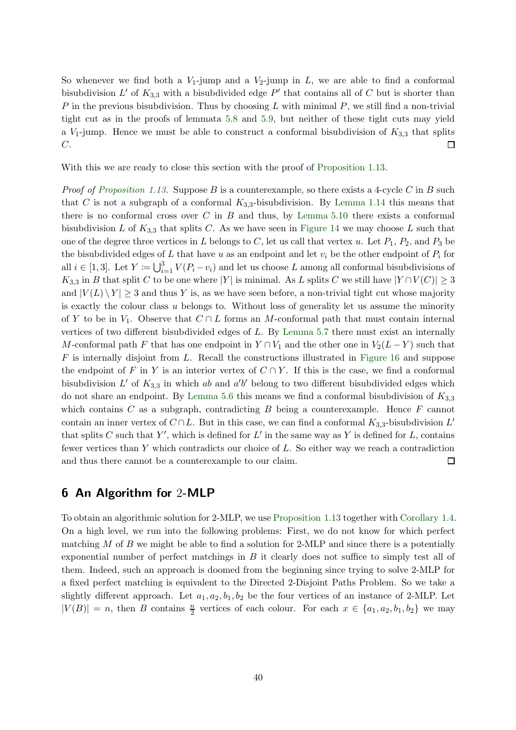So whenever we find both a $V_1$-jump and a $V_2$-jump in $L$, we are able to find a conformal bisubdivision $L'$ of $K_{3,3}$ with a bisubdivided edge $P'$ that contains all of $C$ but is shorter than $P$ in the previous bisubdivision. Thus by choosing $L$ with minimal $P$, we still find a non-trivial tight cut as in the proofs of lemmata 5.8 and 5.9, but neither of these tight cuts may yield a $V_1$-jump. Hence we must be able to construct a conformal bisubdivision of $K_{3,3}$ that splits $C$. □

With this we are ready to close this section with the proof of Proposition 1.13.

*Proof of Proposition 1.13.* Suppose $B$ is a counterexample, so there exists a 4-cycle $C$ in $B$ such that $C$ is not a subgraph of a conformal $K_{3,3}$-bisubdivision. By Lemma 1.14 this means that there is no conformal cross over $C$ in $B$ and thus, by Lemma 5.10 there exists a conformal bisubdivision $L$ of $K_{3,3}$ that splits $C$. As we have seen in Figure 14 we may choose $L$ such that one of the degree three vertices in $L$ belongs to $C$, let us call that vertex $u$. Let $P_1$, $P_2$, and $P_3$ be the bisubdivided edges of $L$ that have $u$ as an endpoint and let $v_i$ be the other endpoint of $P_i$ for all $i \in [1,3]$. Let $Y \coloneqq \bigcup_{i=1}^{3} V(P_i - v_i)$ and let us choose $L$ among all conformal bisubdivisions of $K_{3,3}$ in $B$ that split $C$ to be one where $|Y|$ is minimal. As $L$ splits $C$ we still have $|Y \cap V(C)| \geq 3$ and $|V(L) \setminus Y| \geq 3$ and thus $Y$ is, as we have seen before, a non-trivial tight cut whose majority is exactly the colour class $u$ belongs to. Without loss of generality let us assume the minority of $Y$ to be in $V_1$. Observe that $C \cap L$ forms an $M$-conformal path that must contain internal vertices of two different bisubdivided edges of $L$. By Lemma 5.7 there must exist an internally $M$-conformal path $F$ that has one endpoint in $Y \cap V_1$ and the other one in $V_2(L - Y)$ such that $F$ is internally disjoint from $L$. Recall the constructions illustrated in Figure 16 and suppose the endpoint of $F$ in $Y$ is an interior vertex of $C \cap Y$. If this is the case, we find a conformal bisubdivision $L'$ of $K_{3,3}$ in which $ab$ and $a'b'$ belong to two different bisubdivided edges which do not share an endpoint. By Lemma 5.6 this means we find a conformal bisubdivision of $K_{3,3}$ which contains $C$ as a subgraph, contradicting $B$ being a counterexample. Hence $F$ cannot contain an inner vertex of $C \cap L$. But in this case, we can find a conformal $K_{3,3}$-bisubdivision $L'$ that splits $C$ such that $Y'$, which is defined for $L'$ in the same way as $Y$ is defined for $L$, contains fewer vertices than $Y$ which contradicts our choice of $L$. So either way we reach a contradiction and thus there cannot be a counterexample to our claim. □

## 6 An Algorithm for 2-MLP

To obtain an algorithmic solution for 2-MLP, we use Proposition 1.13 together with Corollary 1.4. On a high level, we run into the following problems: First, we do not know for which perfect matching $M$ of $B$ we might be able to find a solution for 2-MLP and since there is a potentially exponential number of perfect matchings in $B$ it clearly does not suffice to simply test all of them. Indeed, such an approach is doomed from the beginning since trying to solve 2-MLP for a fixed perfect matching is equivalent to the Directed 2-Disjoint Paths Problem. So we take a slightly different approach. Let $a_1, a_2, b_1, b_2$ be the four vertices of an instance of 2-MLP. Let $|V(B)| = n$, then $B$ contains $\frac{n}{2}$ vertices of each colour. For each $x \in \{a_1, a_2, b_1, b_2\}$ we may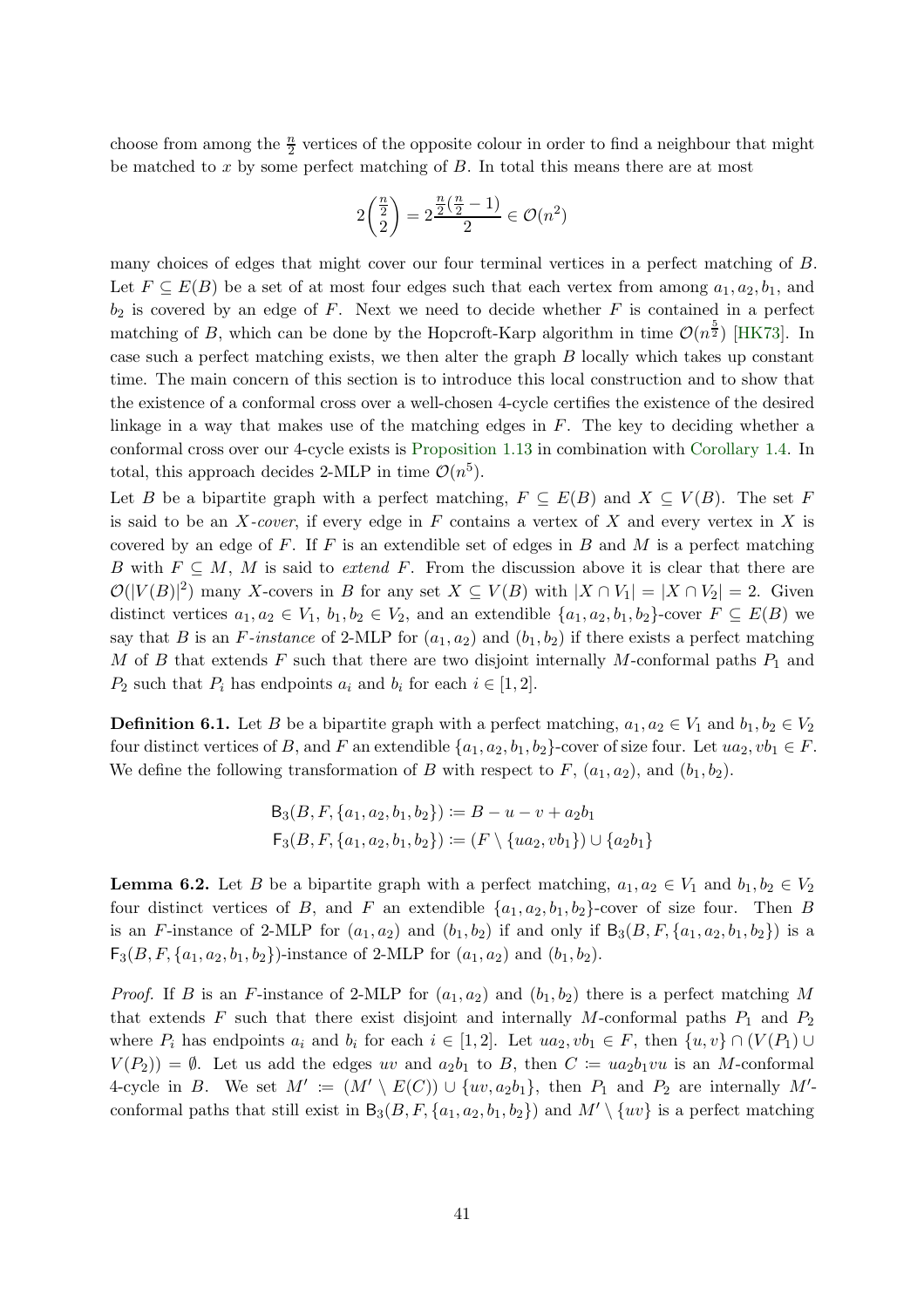choose from among the $\frac{n}{2}$ vertices of the opposite colour in order to find a neighbour that might be matched to $x$ by some perfect matching of $B$. In total this means there are at most

$$2\binom{\frac{n}{2}}{2} = 2\frac{\frac{n}{2}(\frac{n}{2}-1)}{2} \in \mathcal{O}(n^2)$$

many choices of edges that might cover our four terminal vertices in a perfect matching of $B$. Let $F \subseteq E(B)$ be a set of at most four edges such that each vertex from among $a_1, a_2, b_1$, and $b_2$ is covered by an edge of $F$. Next we need to decide whether $F$ is contained in a perfect matching of $B$, which can be done by the Hopcroft-Karp algorithm in time $\mathcal{O}(n^{\frac{5}{2}})$ [HK73]. In case such a perfect matching exists, we then alter the graph $B$ locally which takes up constant time. The main concern of this section is to introduce this local construction and to show that the existence of a conformal cross over a well-chosen 4-cycle certifies the existence of the desired linkage in a way that makes use of the matching edges in $F$. The key to deciding whether a conformal cross over our 4-cycle exists is Proposition 1.13 in combination with Corollary 1.4. In total, this approach decides 2-MLP in time $\mathcal{O}(n^5)$.

Let $B$ be a bipartite graph with a perfect matching, $F \subseteq E(B)$ and $X \subseteq V(B)$. The set $F$ is said to be an *$X$-cover*, if every edge in $F$ contains a vertex of $X$ and every vertex in $X$ is covered by an edge of $F$. If $F$ is an extendible set of edges in $B$ and $M$ is a perfect matching $B$ with $F \subseteq M$, $M$ is said to *extend* $F$. From the discussion above it is clear that there are $\mathcal{O}(|V(B)|^2)$ many $X$-covers in $B$ for any set $X \subseteq V(B)$ with $|X \cap V_1| = |X \cap V_2| = 2$. Given distinct vertices $a_1, a_2 \in V_1$, $b_1, b_2 \in V_2$, and an extendible $\{a_1, a_2, b_1, b_2\}$-cover $F \subseteq E(B)$ we say that $B$ is an *$F$-instance* of 2-MLP for $(a_1, a_2)$ and $(b_1, b_2)$ if there exists a perfect matching $M$ of $B$ that extends $F$ such that there are two disjoint internally $M$-conformal paths $P_1$ and $P_2$ such that $P_i$ has endpoints $a_i$ and $b_i$ for each $i \in [1, 2]$.

**Definition 6.1.** Let $B$ be a bipartite graph with a perfect matching, $a_1, a_2 \in V_1$ and $b_1, b_2 \in V_2$ four distinct vertices of $B$, and $F$ an extendible $\{a_1, a_2, b_1, b_2\}$-cover of size four. Let $ua_2, vb_1 \in F$. We define the following transformation of $B$ with respect to $F$, $(a_1, a_2)$, and $(b_1, b_2)$.

$$\mathsf{B}_3(B, F, \{a_1, a_2, b_1, b_2\}) := B - u - v + a_2b_1$$
$$\mathsf{F}_3(B, F, \{a_1, a_2, b_1, b_2\}) := (F \setminus \{ua_2, vb_1\}) \cup \{a_2b_1\}$$

**Lemma 6.2.** Let $B$ be a bipartite graph with a perfect matching, $a_1, a_2 \in V_1$ and $b_1, b_2 \in V_2$ four distinct vertices of $B$, and $F$ an extendible $\{a_1, a_2, b_1, b_2\}$-cover of size four. Then $B$ is an $F$-instance of 2-MLP for $(a_1, a_2)$ and $(b_1, b_2)$ if and only if $\mathsf{B}_3(B, F, \{a_1, a_2, b_1, b_2\})$ is a $\mathsf{F}_3(B, F, \{a_1, a_2, b_1, b_2\})$-instance of 2-MLP for $(a_1, a_2)$ and $(b_1, b_2)$.

*Proof.* If $B$ is an $F$-instance of 2-MLP for $(a_1, a_2)$ and $(b_1, b_2)$ there is a perfect matching $M$ that extends $F$ such that there exist disjoint and internally $M$-conformal paths $P_1$ and $P_2$ where $P_i$ has endpoints $a_i$ and $b_i$ for each $i \in [1, 2]$. Let $ua_2, vb_1 \in F$, then $\{u, v\} \cap (V(P_1) \cup V(P_2)) = \emptyset$. Let us add the edges $uv$ and $a_2b_1$ to $B$, then $C := ua_2b_1vu$ is an $M$-conformal 4-cycle in $B$. We set $M' := (M' \setminus E(C)) \cup \{uv, a_2b_1\}$, then $P_1$ and $P_2$ are internally $M'$-conformal paths that still exist in $\mathsf{B}_3(B, F, \{a_1, a_2, b_1, b_2\})$ and $M' \setminus \{uv\}$ is a perfect matching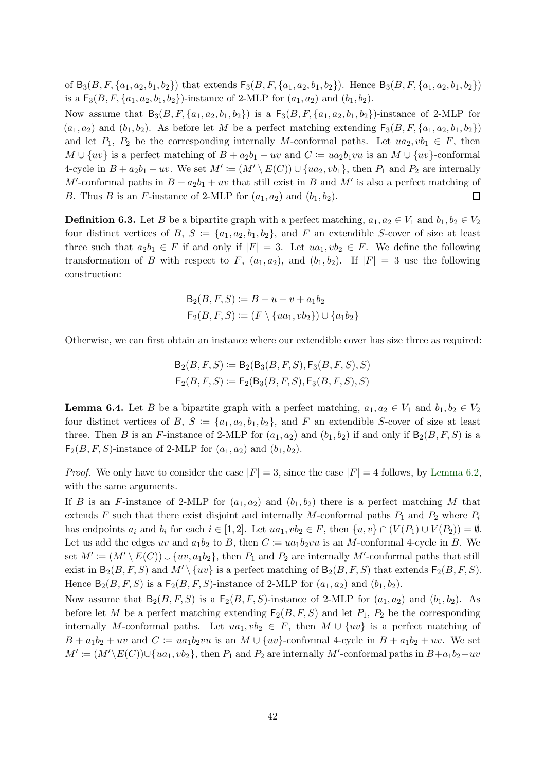of $\mathsf{B}_3(B, F, \{a_1, a_2, b_1, b_2\})$ that extends $\mathsf{F}_3(B, F, \{a_1, a_2, b_1, b_2\})$. Hence $\mathsf{B}_3(B, F, \{a_1, a_2, b_1, b_2\})$ is a $\mathsf{F}_3(B, F, \{a_1, a_2, b_1, b_2\})$-instance of 2-MLP for $(a_1, a_2)$ and $(b_1, b_2)$.

Now assume that $\mathsf{B}_3(B, F, \{a_1, a_2, b_1, b_2\})$ is a $\mathsf{F}_3(B, F, \{a_1, a_2, b_1, b_2\})$-instance of 2-MLP for $(a_1, a_2)$ and $(b_1, b_2)$. As before let $M$ be a perfect matching extending $\mathsf{F}_3(B, F, \{a_1, a_2, b_1, b_2\})$ and let $P_1$, $P_2$ be the corresponding internally $M$-conformal paths. Let $ua_2, vb_1 \in F$, then $M \cup \{uv\}$ is a perfect matching of $B + a_2b_1 + uv$ and $C \coloneqq ua_2b_1vu$ is an $M \cup \{uv\}$-conformal 4-cycle in $B + a_2b_1 + uv$. We set $M' \coloneqq (M' \setminus E(C)) \cup \{ua_2, vb_1\}$, then $P_1$ and $P_2$ are internally $M'$-conformal paths in $B + a_2b_1 + uv$ that still exist in $B$ and $M'$ is also a perfect matching of $B$. Thus $B$ is an $F$-instance of 2-MLP for $(a_1, a_2)$ and $(b_1, b_2)$. $\square$

**Definition 6.3.** Let $B$ be a bipartite graph with a perfect matching, $a_1, a_2 \in V_1$ and $b_1, b_2 \in V_2$ four distinct vertices of $B$, $S \coloneqq \{a_1, a_2, b_1, b_2\}$, and $F$ an extendible $S$-cover of size at least three such that $a_2b_1 \in F$ if and only if $|F| = 3$. Let $ua_1, vb_2 \in F$. We define the following transformation of $B$ with respect to $F$, $(a_1, a_2)$, and $(b_1, b_2)$. If $|F| = 3$ use the following construction:

$$\mathsf{B}_2(B, F, S) \coloneqq B - u - v + a_1b_2$$
$$\mathsf{F}_2(B, F, S) \coloneqq (F \setminus \{ua_1, vb_2\}) \cup \{a_1b_2\}$$

Otherwise, we can first obtain an instance where our extendible cover has size three as required:

$$\mathsf{B}_2(B, F, S) \coloneqq \mathsf{B}_2(\mathsf{B}_3(B, F, S), \mathsf{F}_3(B, F, S), S)$$
$$\mathsf{F}_2(B, F, S) \coloneqq \mathsf{F}_2(\mathsf{B}_3(B, F, S), \mathsf{F}_3(B, F, S), S)$$

**Lemma 6.4.** Let $B$ be a bipartite graph with a perfect matching, $a_1, a_2 \in V_1$ and $b_1, b_2 \in V_2$ four distinct vertices of $B$, $S \coloneqq \{a_1, a_2, b_1, b_2\}$, and $F$ an extendible $S$-cover of size at least three. Then $B$ is an $F$-instance of 2-MLP for $(a_1, a_2)$ and $(b_1, b_2)$ if and only if $\mathsf{B}_2(B, F, S)$ is a $\mathsf{F}_2(B, F, S)$-instance of 2-MLP for $(a_1, a_2)$ and $(b_1, b_2)$.

*Proof.* We only have to consider the case $|F| = 3$, since the case $|F| = 4$ follows, by Lemma 6.2, with the same arguments.

If $B$ is an $F$-instance of 2-MLP for $(a_1, a_2)$ and $(b_1, b_2)$ there is a perfect matching $M$ that extends $F$ such that there exist disjoint and internally $M$-conformal paths $P_1$ and $P_2$ where $P_i$ has endpoints $a_i$ and $b_i$ for each $i \in [1, 2]$. Let $ua_1, vb_2 \in F$, then $\{u, v\} \cap (V(P_1) \cup V(P_2)) = \emptyset$. Let us add the edges $uv$ and $a_1b_2$ to $B$, then $C \coloneqq ua_1b_2vu$ is an $M$-conformal 4-cycle in $B$. We set $M' \coloneqq (M' \setminus E(C)) \cup \{uv, a_1b_2\}$, then $P_1$ and $P_2$ are internally $M'$-conformal paths that still exist in $\mathsf{B}_2(B, F, S)$ and $M' \setminus \{uv\}$ is a perfect matching of $\mathsf{B}_2(B, F, S)$ that extends $\mathsf{F}_2(B, F, S)$. Hence $\mathsf{B}_2(B, F, S)$ is a $\mathsf{F}_2(B, F, S)$-instance of 2-MLP for $(a_1, a_2)$ and $(b_1, b_2)$.

Now assume that $\mathsf{B}_2(B, F, S)$ is a $\mathsf{F}_2(B, F, S)$-instance of 2-MLP for $(a_1, a_2)$ and $(b_1, b_2)$. As before let $M$ be a perfect matching extending $\mathsf{F}_2(B, F, S)$ and let $P_1$, $P_2$ be the corresponding internally $M$-conformal paths. Let $ua_1, vb_2 \in F$, then $M \cup \{uv\}$ is a perfect matching of $B + a_1b_2 + uv$ and $C \coloneqq ua_1b_2vu$ is an $M \cup \{uv\}$-conformal 4-cycle in $B + a_1b_2 + uv$. We set $M' \coloneqq (M' \setminus E(C)) \cup \{ua_1, vb_2\}$, then $P_1$ and $P_2$ are internally $M'$-conformal paths in $B + a_1b_2 + uv$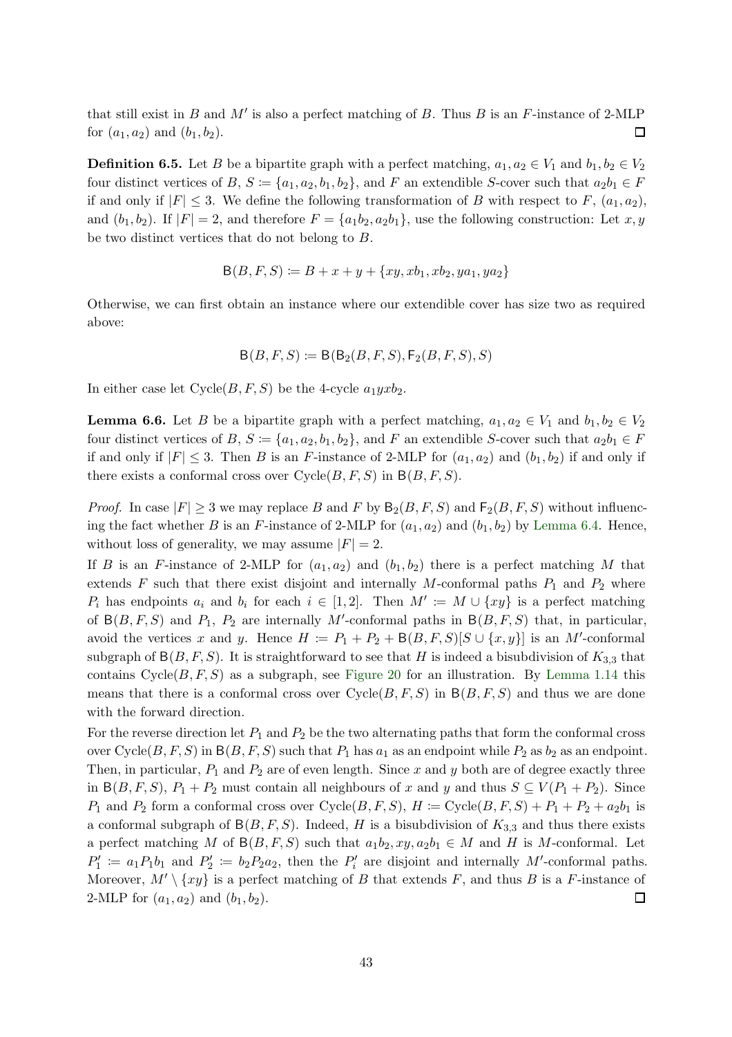that still exist in $B$ and $M'$ is also a perfect matching of $B$. Thus $B$ is an $F$-instance of 2-MLP for $(a_1, a_2)$ and $(b_1, b_2)$. ☐

**Definition 6.5.** Let $B$ be a bipartite graph with a perfect matching, $a_1, a_2 \in V_1$ and $b_1, b_2 \in V_2$ four distinct vertices of $B$, $S \coloneqq \{a_1, a_2, b_1, b_2\}$, and $F$ an extendible $S$-cover such that $a_2b_1 \in F$ if and only if $|F| \leq 3$. We define the following transformation of $B$ with respect to $F$, $(a_1, a_2)$, and $(b_1, b_2)$. If $|F| = 2$, and therefore $F = \{a_1b_2, a_2b_1\}$, use the following construction: Let $x, y$ be two distinct vertices that do not belong to $B$.

$$\mathsf{B}(B, F, S) \coloneqq B + x + y + \{xy, xb_1, xb_2, ya_1, ya_2\}$$

Otherwise, we can first obtain an instance where our extendible cover has size two as required above:

$$\mathsf{B}(B, F, S) \coloneqq \mathsf{B}(\mathsf{B}_2(B, F, S), \mathsf{F}_2(B, F, S), S)$$

In either case let $\mathrm{Cycle}(B, F, S)$ be the 4-cycle $a_1yxb_2$.

**Lemma 6.6.** Let $B$ be a bipartite graph with a perfect matching, $a_1, a_2 \in V_1$ and $b_1, b_2 \in V_2$ four distinct vertices of $B$, $S \coloneqq \{a_1, a_2, b_1, b_2\}$, and $F$ an extendible $S$-cover such that $a_2b_1 \in F$ if and only if $|F| \leq 3$. Then $B$ is an $F$-instance of 2-MLP for $(a_1, a_2)$ and $(b_1, b_2)$ if and only if there exists a conformal cross over $\mathrm{Cycle}(B, F, S)$ in $\mathsf{B}(B, F, S)$.

*Proof.* In case $|F| \geq 3$ we may replace $B$ and $F$ by $\mathsf{B}_2(B, F, S)$ and $\mathsf{F}_2(B, F, S)$ without influencing the fact whether $B$ is an $F$-instance of 2-MLP for $(a_1, a_2)$ and $(b_1, b_2)$ by Lemma 6.4. Hence, without loss of generality, we may assume $|F| = 2$.

If $B$ is an $F$-instance of 2-MLP for $(a_1, a_2)$ and $(b_1, b_2)$ there is a perfect matching $M$ that extends $F$ such that there exist disjoint and internally $M$-conformal paths $P_1$ and $P_2$ where $P_i$ has endpoints $a_i$ and $b_i$ for each $i \in [1, 2]$. Then $M' \coloneqq M \cup \{xy\}$ is a perfect matching of $\mathsf{B}(B, F, S)$ and $P_1$, $P_2$ are internally $M'$-conformal paths in $\mathsf{B}(B, F, S)$ that, in particular, avoid the vertices $x$ and $y$. Hence $H \coloneqq P_1 + P_2 + \mathsf{B}(B, F, S)[S \cup \{x, y\}]$ is an $M'$-conformal subgraph of $\mathsf{B}(B, F, S)$. It is straightforward to see that $H$ is indeed a bisubdivision of $K_{3,3}$ that contains $\mathrm{Cycle}(B, F, S)$ as a subgraph, see Figure 20 for an illustration. By Lemma 1.14 this means that there is a conformal cross over $\mathrm{Cycle}(B, F, S)$ in $\mathsf{B}(B, F, S)$ and thus we are done with the forward direction.

For the reverse direction let $P_1$ and $P_2$ be the two alternating paths that form the conformal cross over $\mathrm{Cycle}(B, F, S)$ in $\mathsf{B}(B, F, S)$ such that $P_1$ has $a_1$ as an endpoint while $P_2$ as $b_2$ as an endpoint. Then, in particular, $P_1$ and $P_2$ are of even length. Since $x$ and $y$ both are of degree exactly three in $\mathsf{B}(B, F, S)$, $P_1 + P_2$ must contain all neighbours of $x$ and $y$ and thus $S \subseteq V(P_1 + P_2)$. Since $P_1$ and $P_2$ form a conformal cross over $\mathrm{Cycle}(B, F, S)$, $H \coloneqq \mathrm{Cycle}(B, F, S) + P_1 + P_2 + a_2b_1$ is a conformal subgraph of $\mathsf{B}(B, F, S)$. Indeed, $H$ is a bisubdivision of $K_{3,3}$ and thus there exists a perfect matching $M$ of $\mathsf{B}(B, F, S)$ such that $a_1b_2, xy, a_2b_1 \in M$ and $H$ is $M$-conformal. Let $P'_1 \coloneqq a_1P_1b_1$ and $P'_2 \coloneqq b_2P_2a_2$, then the $P'_i$ are disjoint and internally $M'$-conformal paths. Moreover, $M' \setminus \{xy\}$ is a perfect matching of $B$ that extends $F$, and thus $B$ is a $F$-instance of 2-MLP for $(a_1, a_2)$ and $(b_1, b_2)$. ☐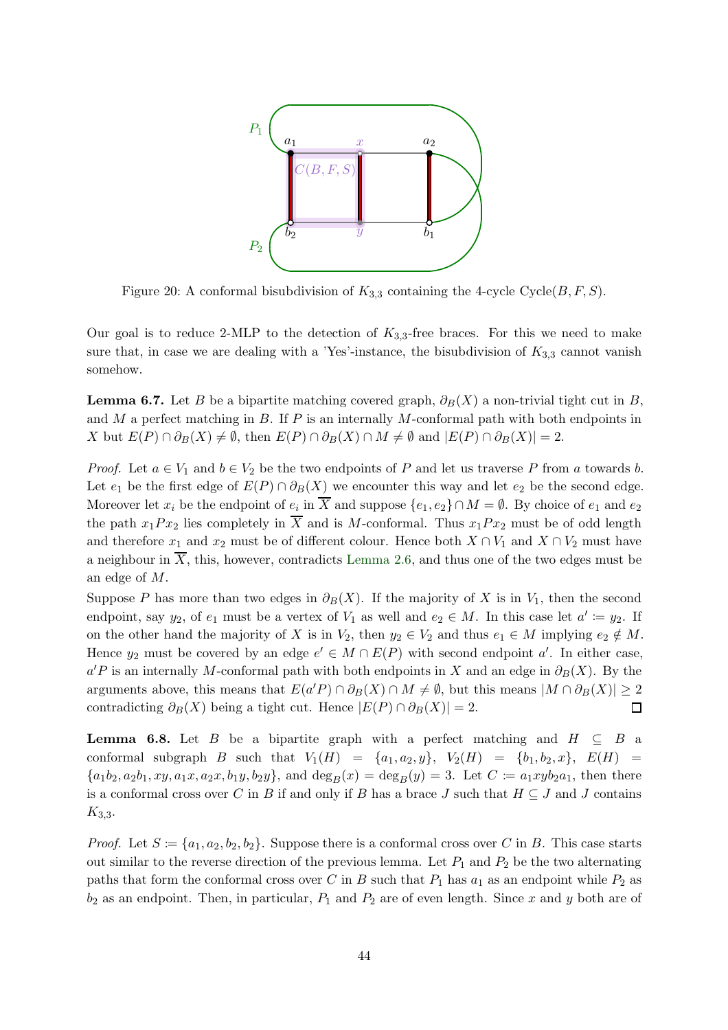Figure 20: A conformal bisubdivision of $K_{3,3}$ containing the 4-cycle $\text{Cycle}(B, F, S)$.

Our goal is to reduce 2-MLP to the detection of $K_{3,3}$-free braces. For this we need to make sure that, in case we are dealing with a 'Yes'-instance, the bisubdivision of $K_{3,3}$ cannot vanish somehow.

**Lemma 6.7.** Let $B$ be a bipartite matching covered graph, $\partial_B(X)$ a non-trivial tight cut in $B$, and $M$ a perfect matching in $B$. If $P$ is an internally $M$-conformal path with both endpoints in $X$ but $E(P) \cap \partial_B(X) \neq \emptyset$, then $E(P) \cap \partial_B(X) \cap M \neq \emptyset$ and $|E(P) \cap \partial_B(X)| = 2$.

*Proof.* Let $a \in V_1$ and $b \in V_2$ be the two endpoints of $P$ and let us traverse $P$ from $a$ towards $b$. Let $e_1$ be the first edge of $E(P) \cap \partial_B(X)$ we encounter this way and let $e_2$ be the second edge. Moreover let $x_i$ be the endpoint of $e_i$ in $\overline{X}$ and suppose $\{e_1, e_2\} \cap M = \emptyset$. By choice of $e_1$ and $e_2$ the path $x_1 P x_2$ lies completely in $\overline{X}$ and is $M$-conformal. Thus $x_1 P x_2$ must be of odd length and therefore $x_1$ and $x_2$ must be of different colour. Hence both $X \cap V_1$ and $X \cap V_2$ must have a neighbour in $\overline{X}$, this, however, contradicts Lemma 2.6, and thus one of the two edges must be an edge of $M$.

Suppose $P$ has more than two edges in $\partial_B(X)$. If the majority of $X$ is in $V_1$, then the second endpoint, say $y_2$, of $e_1$ must be a vertex of $V_1$ as well and $e_2 \in M$. In this case let $a' := y_2$. If on the other hand the majority of $X$ is in $V_2$, then $y_2 \in V_2$ and thus $e_1 \in M$ implying $e_2 \notin M$. Hence $y_2$ must be covered by an edge $e' \in M \cap E(P)$ with second endpoint $a'$. In either case, $a'P$ is an internally $M$-conformal path with both endpoints in $X$ and an edge in $\partial_B(X)$. By the arguments above, this means that $E(a'P) \cap \partial_B(X) \cap M \neq \emptyset$, but this means $|M \cap \partial_B(X)| \geq 2$ contradicting $\partial_B(X)$ being a tight cut. Hence $|E(P) \cap \partial_B(X)| = 2$. $\square$

**Lemma 6.8.** Let $B$ be a bipartite graph with a perfect matching and $H \subseteq B$ a conformal subgraph $B$ such that $V_1(H) = \{a_1, a_2, y\}$, $V_2(H) = \{b_1, b_2, x\}$, $E(H) = \{a_1b_2, a_2b_1, xy, a_1x, a_2x, b_1y, b_2y\}$, and $\deg_B(x) = \deg_B(y) = 3$. Let $C := a_1xyb_2a_1$, then there is a conformal cross over $C$ in $B$ if and only if $B$ has a brace $J$ such that $H \subseteq J$ and $J$ contains $K_{3,3}$.

*Proof.* Let $S := \{a_1, a_2, b_2, b_2\}$. Suppose there is a conformal cross over $C$ in $B$. This case starts out similar to the reverse direction of the previous lemma. Let $P_1$ and $P_2$ be the two alternating paths that form the conformal cross over $C$ in $B$ such that $P_1$ has $a_1$ as an endpoint while $P_2$ as $b_2$ as an endpoint. Then, in particular, $P_1$ and $P_2$ are of even length. Since $x$ and $y$ both are of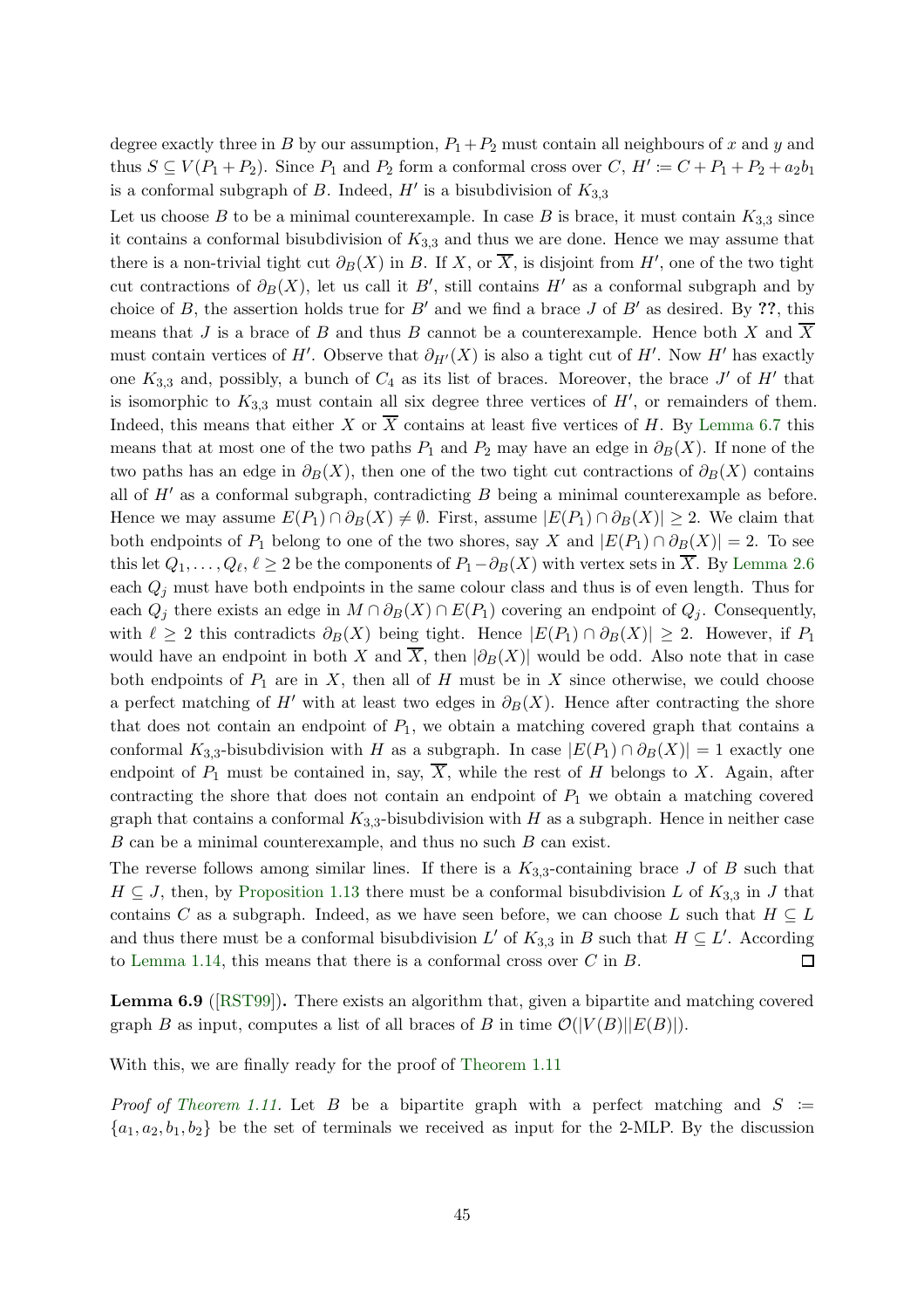degree exactly three in $B$ by our assumption, $P_1 + P_2$ must contain all neighbours of $x$ and $y$ and thus $S \subseteq V(P_1 + P_2)$. Since $P_1$ and $P_2$ form a conformal cross over $C$, $H' \coloneqq C + P_1 + P_2 + a_2b_1$ is a conformal subgraph of $B$. Indeed, $H'$ is a bisubdivision of $K_{3,3}$

Let us choose $B$ to be a minimal counterexample. In case $B$ is brace, it must contain $K_{3,3}$ since it contains a conformal bisubdivision of $K_{3,3}$ and thus we are done. Hence we may assume that there is a non-trivial tight cut $\partial_B(X)$ in $B$. If $X$, or $\overline{X}$, is disjoint from $H'$, one of the two tight cut contractions of $\partial_B(X)$, let us call it $B'$, still contains $H'$ as a conformal subgraph and by choice of $B$, the assertion holds true for $B'$ and we find a brace $J$ of $B'$ as desired. By **??**, this means that $J$ is a brace of $B$ and thus $B$ cannot be a counterexample. Hence both $X$ and $\overline{X}$ must contain vertices of $H'$. Observe that $\partial_{H'}(X)$ is also a tight cut of $H'$. Now $H'$ has exactly one $K_{3,3}$ and, possibly, a bunch of $C_4$ as its list of braces. Moreover, the brace $J'$ of $H'$ that is isomorphic to $K_{3,3}$ must contain all six degree three vertices of $H'$, or remainders of them. Indeed, this means that either $X$ or $\overline{X}$ contains at least five vertices of $H$. By Lemma 6.7 this means that at most one of the two paths $P_1$ and $P_2$ may have an edge in $\partial_B(X)$. If none of the two paths has an edge in $\partial_B(X)$, then one of the two tight cut contractions of $\partial_B(X)$ contains all of $H'$ as a conformal subgraph, contradicting $B$ being a minimal counterexample as before. Hence we may assume $E(P_1) \cap \partial_B(X) \neq \emptyset$. First, assume $|E(P_1) \cap \partial_B(X)| \geq 2$. We claim that both endpoints of $P_1$ belong to one of the two shores, say $X$ and $|E(P_1) \cap \partial_B(X)| = 2$. To see this let $Q_1, \dots, Q_\ell$, $\ell \geq 2$ be the components of $P_1 - \partial_B(X)$ with vertex sets in $\overline{X}$. By Lemma 2.6 each $Q_j$ must have both endpoints in the same colour class and thus is of even length. Thus for each $Q_j$ there exists an edge in $M \cap \partial_B(X) \cap E(P_1)$ covering an endpoint of $Q_j$. Consequently, with $\ell \geq 2$ this contradicts $\partial_B(X)$ being tight. Hence $|E(P_1) \cap \partial_B(X)| \geq 2$. However, if $P_1$ would have an endpoint in both $X$ and $\overline{X}$, then $|\partial_B(X)|$ would be odd. Also note that in case both endpoints of $P_1$ are in $X$, then all of $H$ must be in $X$ since otherwise, we could choose a perfect matching of $H'$ with at least two edges in $\partial_B(X)$. Hence after contracting the shore that does not contain an endpoint of $P_1$, we obtain a matching covered graph that contains a conformal $K_{3,3}$-bisubdivision with $H$ as a subgraph. In case $|E(P_1) \cap \partial_B(X)| = 1$ exactly one endpoint of $P_1$ must be contained in, say, $\overline{X}$, while the rest of $H$ belongs to $X$. Again, after contracting the shore that does not contain an endpoint of $P_1$ we obtain a matching covered graph that contains a conformal $K_{3,3}$-bisubdivision with $H$ as a subgraph. Hence in neither case $B$ can be a minimal counterexample, and thus no such $B$ can exist.

The reverse follows among similar lines. If there is a $K_{3,3}$-containing brace $J$ of $B$ such that $H \subseteq J$, then, by Proposition 1.13 there must be a conformal bisubdivision $L$ of $K_{3,3}$ in $J$ that contains $C$ as a subgraph. Indeed, as we have seen before, we can choose $L$ such that $H \subseteq L$ and thus there must be a conformal bisubdivision $L'$ of $K_{3,3}$ in $B$ such that $H \subseteq L'$. According to Lemma 1.14, this means that there is a conformal cross over $C$ in $B$. ☐

**Lemma 6.9** ([RST99])**.** There exists an algorithm that, given a bipartite and matching covered graph $B$ as input, computes a list of all braces of $B$ in time $\mathcal{O}(|V(B)||E(B)|)$.

With this, we are finally ready for the proof of Theorem 1.11

*Proof of Theorem 1.11.* Let $B$ be a bipartite graph with a perfect matching and $S \coloneqq \{a_1, a_2, b_1, b_2\}$ be the set of terminals we received as input for the 2-MLP. By the discussion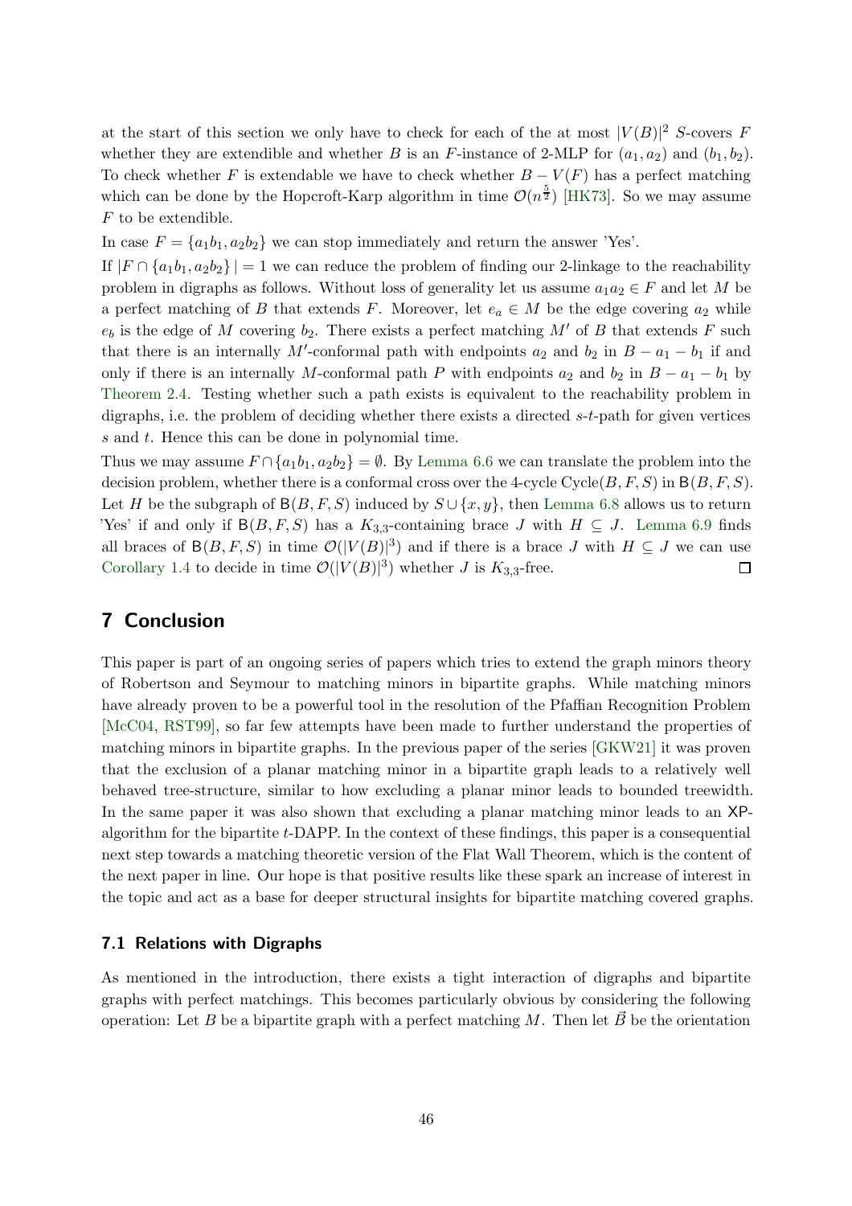at the start of this section we only have to check for each of the at most $|V(B)|^2$ $S$-covers $F$ whether they are extendible and whether $B$ is an $F$-instance of 2-MLP for $(a_1, a_2)$ and $(b_1, b_2)$. To check whether $F$ is extendable we have to check whether $B - V(F)$ has a perfect matching which can be done by the Hopcroft-Karp algorithm in time $\mathcal{O}(n^{\frac{5}{2}})$ [HK73]. So we may assume $F$ to be extendible.

In case $F = \{a_1b_1, a_2b_2\}$ we can stop immediately and return the answer 'Yes'.

If $|F \cap \{a_1b_1, a_2b_2\}| = 1$ we can reduce the problem of finding our 2-linkage to the reachability problem in digraphs as follows. Without loss of generality let us assume $a_1a_2 \in F$ and let $M$ be a perfect matching of $B$ that extends $F$. Moreover, let $e_a \in M$ be the edge covering $a_2$ while $e_b$ is the edge of $M$ covering $b_2$. There exists a perfect matching $M'$ of $B$ that extends $F$ such that there is an internally $M'$-conformal path with endpoints $a_2$ and $b_2$ in $B - a_1 - b_1$ if and only if there is an internally $M$-conformal path $P$ with endpoints $a_2$ and $b_2$ in $B - a_1 - b_1$ by Theorem 2.4. Testing whether such a path exists is equivalent to the reachability problem in digraphs, i.e. the problem of deciding whether there exists a directed $s$-$t$-path for given vertices $s$ and $t$. Hence this can be done in polynomial time.

Thus we may assume $F \cap \{a_1b_1, a_2b_2\} = \emptyset$. By Lemma 6.6 we can translate the problem into the decision problem, whether there is a conformal cross over the 4-cycle $\mathrm{Cycle}(B, F, S)$ in $\mathsf{B}(B, F, S)$. Let $H$ be the subgraph of $\mathsf{B}(B, F, S)$ induced by $S \cup \{x, y\}$, then Lemma 6.8 allows us to return 'Yes' if and only if $\mathsf{B}(B, F, S)$ has a $K_{3,3}$-containing brace $J$ with $H \subseteq J$. Lemma 6.9 finds all braces of $\mathsf{B}(B, F, S)$ in time $\mathcal{O}(|V(B)|^3)$ and if there is a brace $J$ with $H \subseteq J$ we can use Corollary 1.4 to decide in time $\mathcal{O}(|V(B)|^3)$ whether $J$ is $K_{3,3}$-free. □

# 7 Conclusion

This paper is part of an ongoing series of papers which tries to extend the graph minors theory of Robertson and Seymour to matching minors in bipartite graphs. While matching minors have already proven to be a powerful tool in the resolution of the Pfaffian Recognition Problem [McC04, RST99], so far few attempts have been made to further understand the properties of matching minors in bipartite graphs. In the previous paper of the series [GKW21] it was proven that the exclusion of a planar matching minor in a bipartite graph leads to a relatively well behaved tree-structure, similar to how excluding a planar minor leads to bounded treewidth. In the same paper it was also shown that excluding a planar matching minor leads to an XP-algorithm for the bipartite $t$-DAPP. In the context of these findings, this paper is a consequential next step towards a matching theoretic version of the Flat Wall Theorem, which is the content of the next paper in line. Our hope is that positive results like these spark an increase of interest in the topic and act as a base for deeper structural insights for bipartite matching covered graphs.

## 7.1 Relations with Digraphs

As mentioned in the introduction, there exists a tight interaction of digraphs and bipartite graphs with perfect matchings. This becomes particularly obvious by considering the following operation: Let $B$ be a bipartite graph with a perfect matching $M$. Then let $\vec{B}$ be the orientation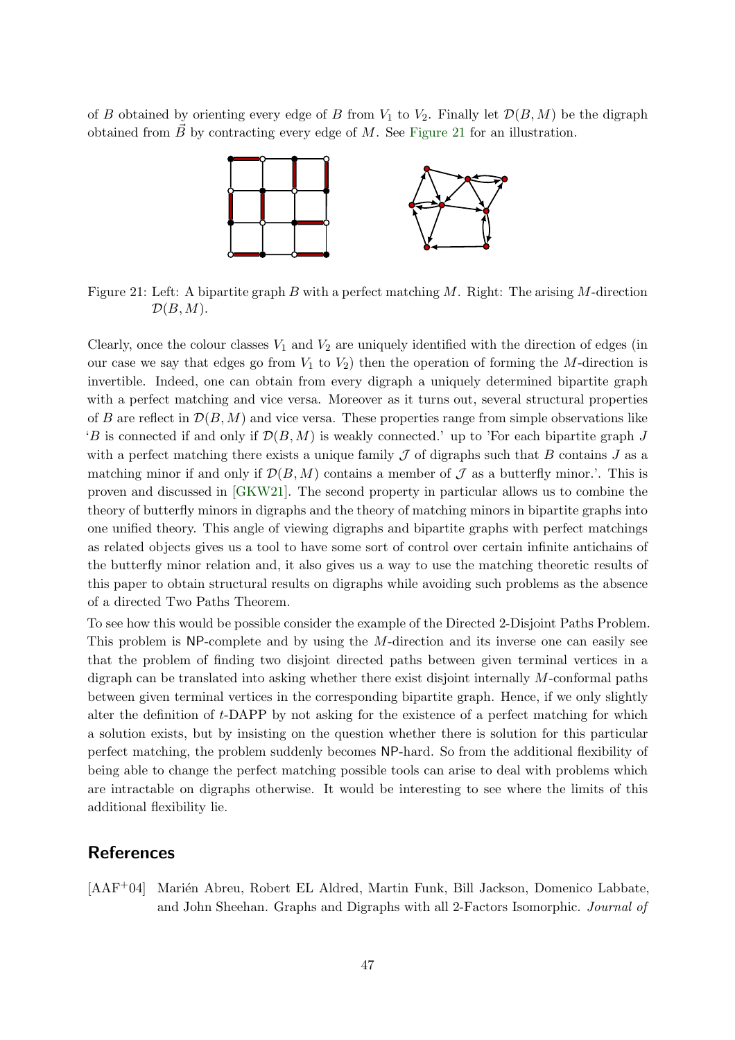of $B$ obtained by orienting every edge of $B$ from $V_1$ to $V_2$. Finally let $\mathcal{D}(B, M)$ be the digraph obtained from $\vec{B}$ by contracting every edge of $M$. See Figure 21 for an illustration.

Figure 21: Left: A bipartite graph $B$ with a perfect matching $M$. Right: The arising $M$-direction $\mathcal{D}(B, M)$.

Clearly, once the colour classes $V_1$ and $V_2$ are uniquely identified with the direction of edges (in our case we say that edges go from $V_1$ to $V_2$) then the operation of forming the $M$-direction is invertible. Indeed, one can obtain from every digraph a uniquely determined bipartite graph with a perfect matching and vice versa. Moreover as it turns out, several structural properties of $B$ are reflect in $\mathcal{D}(B, M)$ and vice versa. These properties range from simple observations like '$B$ is connected if and only if $\mathcal{D}(B, M)$ is weakly connected.' up to 'For each bipartite graph $J$ with a perfect matching there exists a unique family $\mathcal{J}$ of digraphs such that $B$ contains $J$ as a matching minor if and only if $\mathcal{D}(B, M)$ contains a member of $\mathcal{J}$ as a butterfly minor.'. This is proven and discussed in [GKW21]. The second property in particular allows us to combine the theory of butterfly minors in digraphs and the theory of matching minors in bipartite graphs into one unified theory. This angle of viewing digraphs and bipartite graphs with perfect matchings as related objects gives us a tool to have some sort of control over certain infinite antichains of the butterfly minor relation and, it also gives us a way to use the matching theoretic results of this paper to obtain structural results on digraphs while avoiding such problems as the absence of a directed Two Paths Theorem.

To see how this would be possible consider the example of the Directed 2-Disjoint Paths Problem. This problem is NP-complete and by using the $M$-direction and its inverse one can easily see that the problem of finding two disjoint directed paths between given terminal vertices in a digraph can be translated into asking whether there exist disjoint internally $M$-conformal paths between given terminal vertices in the corresponding bipartite graph. Hence, if we only slightly alter the definition of $t$-DAPP by not asking for the existence of a perfect matching for which a solution exists, but by insisting on the question whether there is solution for this particular perfect matching, the problem suddenly becomes NP-hard. So from the additional flexibility of being able to change the perfect matching possible tools can arise to deal with problems which are intractable on digraphs otherwise. It would be interesting to see where the limits of this additional flexibility lie.

## References

[AAF+04] Marién Abreu, Robert EL Aldred, Martin Funk, Bill Jackson, Domenico Labbate, and John Sheehan. Graphs and Digraphs with all 2-Factors Isomorphic. *Journal of*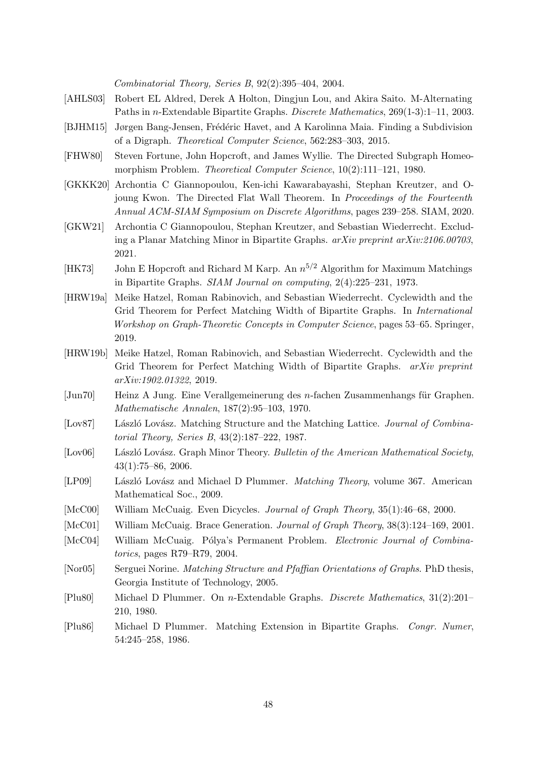*Combinatorial Theory, Series B*, 92(2):395–404, 2004.

[AHLS03] Robert EL Aldred, Derek A Holton, Dingjun Lou, and Akira Saito. M-Alternating Paths in $n$-Extendable Bipartite Graphs. *Discrete Mathematics*, 269(1-3):1–11, 2003.

[BJHM15] Jørgen Bang-Jensen, Frédéric Havet, and A Karolinna Maia. Finding a Subdivision of a Digraph. *Theoretical Computer Science*, 562:283–303, 2015.

[FHW80] Steven Fortune, John Hopcroft, and James Wyllie. The Directed Subgraph Homeomorphism Problem. *Theoretical Computer Science*, 10(2):111–121, 1980.

[GKKK20] Archontia C Giannopoulou, Ken-ichi Kawarabayashi, Stephan Kreutzer, and O-joung Kwon. The Directed Flat Wall Theorem. In *Proceedings of the Fourteenth Annual ACM-SIAM Symposium on Discrete Algorithms*, pages 239–258. SIAM, 2020.

[GKW21] Archontia C Giannopoulou, Stephan Kreutzer, and Sebastian Wiederrecht. Excluding a Planar Matching Minor in Bipartite Graphs. *arXiv preprint arXiv:2106.00703*, 2021.

[HK73] John E Hopcroft and Richard M Karp. An $n^{5/2}$ Algorithm for Maximum Matchings in Bipartite Graphs. *SIAM Journal on computing*, 2(4):225–231, 1973.

[HRW19a] Meike Hatzel, Roman Rabinovich, and Sebastian Wiederrecht. Cyclewidth and the Grid Theorem for Perfect Matching Width of Bipartite Graphs. In *International Workshop on Graph-Theoretic Concepts in Computer Science*, pages 53–65. Springer, 2019.

[HRW19b] Meike Hatzel, Roman Rabinovich, and Sebastian Wiederrecht. Cyclewidth and the Grid Theorem for Perfect Matching Width of Bipartite Graphs. *arXiv preprint arXiv:1902.01322*, 2019.

[Jun70] Heinz A Jung. Eine Verallgemeinerung des $n$-fachen Zusammenhangs für Graphen. *Mathematische Annalen*, 187(2):95–103, 1970.

[Lov87] László Lovász. Matching Structure and the Matching Lattice. *Journal of Combinatorial Theory, Series B*, 43(2):187–222, 1987.

[Lov06] László Lovász. Graph Minor Theory. *Bulletin of the American Mathematical Society*, 43(1):75–86, 2006.

[LP09] László Lovász and Michael D Plummer. *Matching Theory*, volume 367. American Mathematical Soc., 2009.

[McC00] William McCuaig. Even Dicycles. *Journal of Graph Theory*, 35(1):46–68, 2000.

[McC01] William McCuaig. Brace Generation. *Journal of Graph Theory*, 38(3):124–169, 2001.

[McC04] William McCuaig. Pólya's Permanent Problem. *Electronic Journal of Combinatorics*, pages R79–R79, 2004.

[Nor05] Serguei Norine. *Matching Structure and Pfaffian Orientations of Graphs*. PhD thesis, Georgia Institute of Technology, 2005.

[Plu80] Michael D Plummer. On $n$-Extendable Graphs. *Discrete Mathematics*, 31(2):201–210, 1980.

[Plu86] Michael D Plummer. Matching Extension in Bipartite Graphs. *Congr. Numer*, 54:245–258, 1986.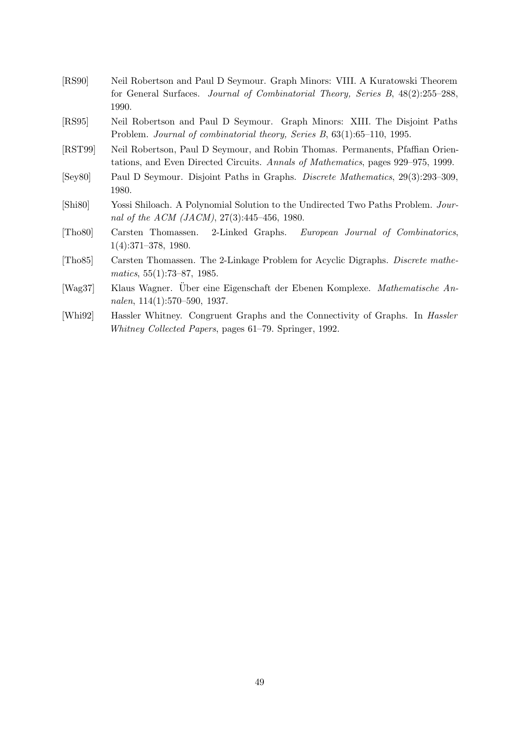[RS90] Neil Robertson and Paul D Seymour. Graph Minors: VIII. A Kuratowski Theorem for General Surfaces. *Journal of Combinatorial Theory, Series B*, 48(2):255–288, 1990.

[RS95] Neil Robertson and Paul D Seymour. Graph Minors: XIII. The Disjoint Paths Problem. *Journal of combinatorial theory, Series B*, 63(1):65–110, 1995.

[RST99] Neil Robertson, Paul D Seymour, and Robin Thomas. Permanents, Pfaffian Orientations, and Even Directed Circuits. *Annals of Mathematics*, pages 929–975, 1999.

[Sey80] Paul D Seymour. Disjoint Paths in Graphs. *Discrete Mathematics*, 29(3):293–309, 1980.

[Shi80] Yossi Shiloach. A Polynomial Solution to the Undirected Two Paths Problem. *Journal of the ACM (JACM)*, 27(3):445–456, 1980.

[Tho80] Carsten Thomassen. 2-Linked Graphs. *European Journal of Combinatorics*, 1(4):371–378, 1980.

[Tho85] Carsten Thomassen. The 2-Linkage Problem for Acyclic Digraphs. *Discrete mathematics*, 55(1):73–87, 1985.

[Wag37] Klaus Wagner. Über eine Eigenschaft der Ebenen Komplexe. *Mathematische Annalen*, 114(1):570–590, 1937.

[Whi92] Hassler Whitney. Congruent Graphs and the Connectivity of Graphs. In *Hassler Whitney Collected Papers*, pages 61–79. Springer, 1992.